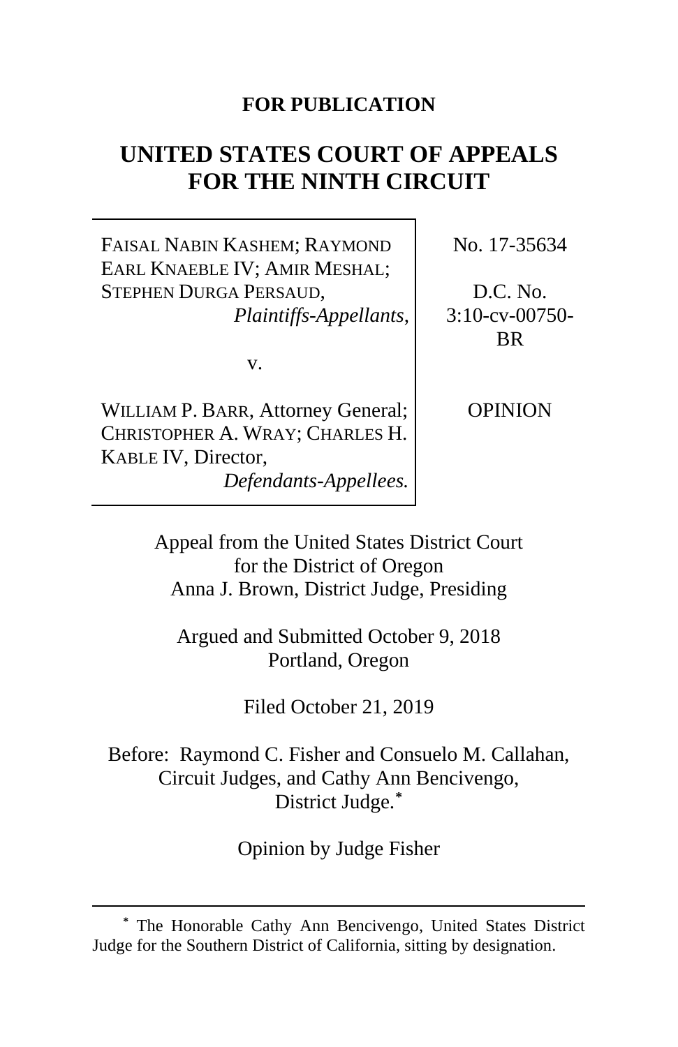**FOR PUBLICATION**

# UNITED STATES COURT OF APPEALS FOR THE NINTH CIRCUIT

| | |
|---|---|
| FAISAL NABIN KASHEM; RAYMOND EARL KNAEBLE IV; AMIR MESHAL; STEPHEN DURGA PERSAUD, *Plaintiffs-Appellants*, | No. 17-35634 |
| v. | D.C. No. 3:10-cv-00750-BR |
| WILLIAM P. BARR, Attorney General; CHRISTOPHER A. WRAY; CHARLES H. KABLE IV, Director, *Defendants-Appellees.* | OPINION |

Appeal from the United States District Court for the District of Oregon
Anna J. Brown, District Judge, Presiding

Argued and Submitted October 9, 2018
Portland, Oregon

Filed October 21, 2019

Before: Raymond C. Fisher and Consuelo M. Callahan, Circuit Judges, and Cathy Ann Bencivengo, District Judge.*

Opinion by Judge Fisher

---

* The Honorable Cathy Ann Bencivengo, United States District Judge for the Southern District of California, sitting by designation.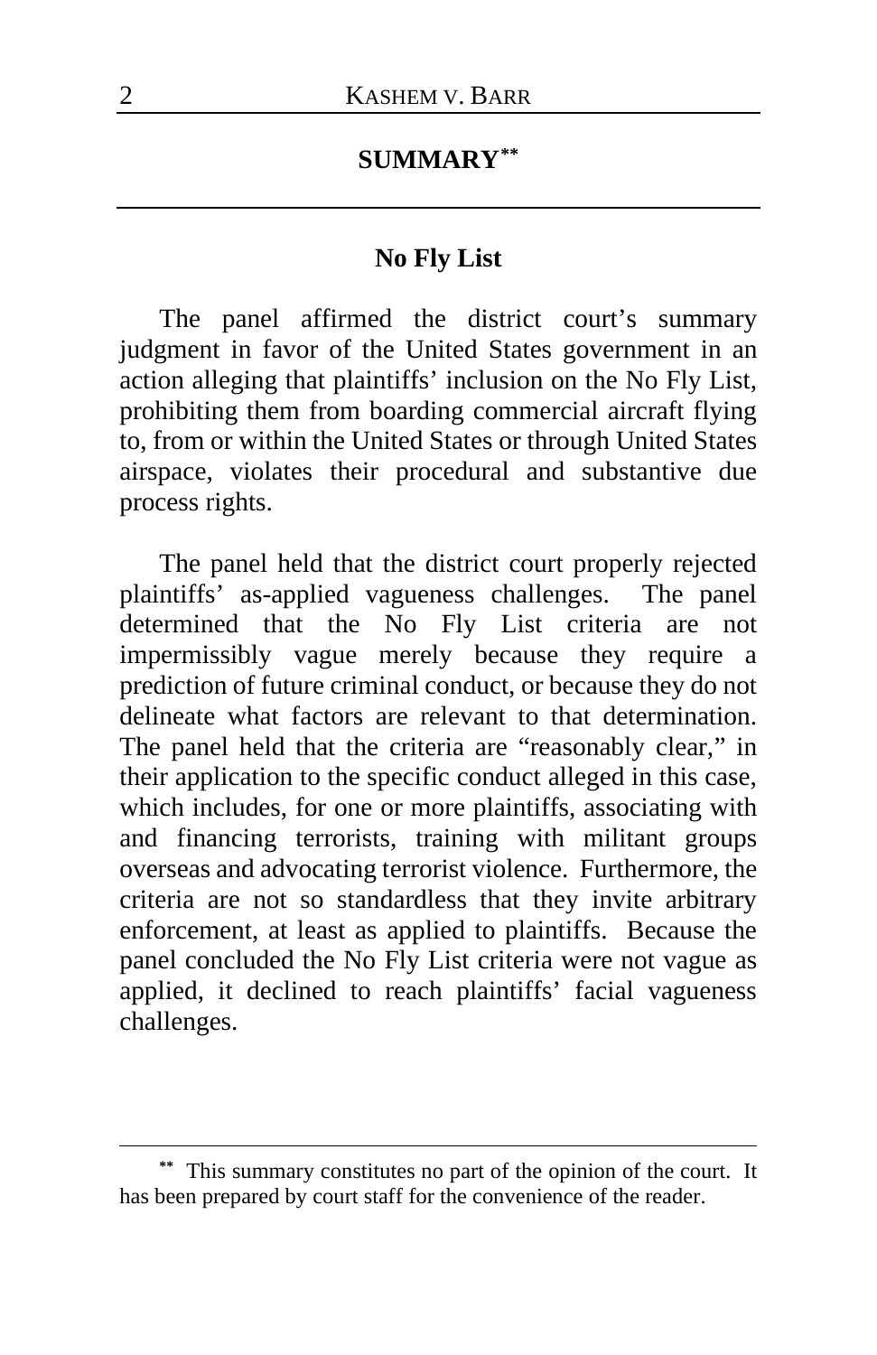## SUMMARY[**]

### No Fly List

The panel affirmed the district court's summary judgment in favor of the United States government in an action alleging that plaintiffs' inclusion on the No Fly List, prohibiting them from boarding commercial aircraft flying to, from or within the United States or through United States airspace, violates their procedural and substantive due process rights.

The panel held that the district court properly rejected plaintiffs' as-applied vagueness challenges. The panel determined that the No Fly List criteria are not impermissibly vague merely because they require a prediction of future criminal conduct, or because they do not delineate what factors are relevant to that determination. The panel held that the criteria are "reasonably clear," in their application to the specific conduct alleged in this case, which includes, for one or more plaintiffs, associating with and financing terrorists, training with militant groups overseas and advocating terrorist violence. Furthermore, the criteria are not so standardless that they invite arbitrary enforcement, at least as applied to plaintiffs. Because the panel concluded the No Fly List criteria were not vague as applied, it declined to reach plaintiffs' facial vagueness challenges.

---

[**] This summary constitutes no part of the opinion of the court. It has been prepared by court staff for the convenience of the reader.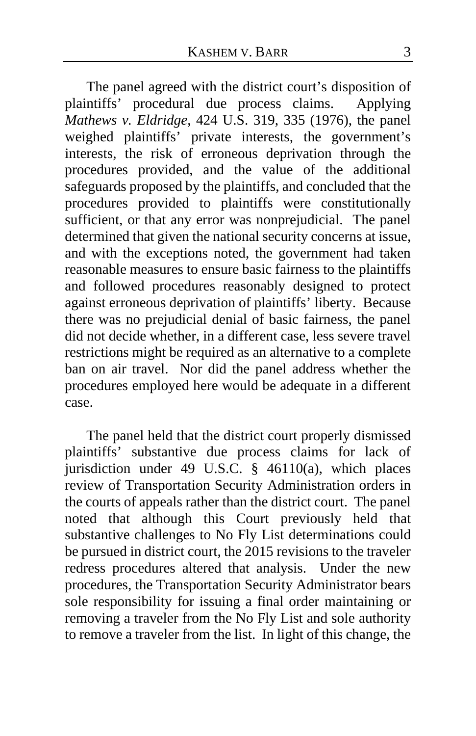The panel agreed with the district court's disposition of plaintiffs' procedural due process claims. Applying *Mathews v. Eldridge*, 424 U.S. 319, 335 (1976), the panel weighed plaintiffs' private interests, the government's interests, the risk of erroneous deprivation through the procedures provided, and the value of the additional safeguards proposed by the plaintiffs, and concluded that the procedures provided to plaintiffs were constitutionally sufficient, or that any error was nonprejudicial. The panel determined that given the national security concerns at issue, and with the exceptions noted, the government had taken reasonable measures to ensure basic fairness to the plaintiffs and followed procedures reasonably designed to protect against erroneous deprivation of plaintiffs' liberty. Because there was no prejudicial denial of basic fairness, the panel did not decide whether, in a different case, less severe travel restrictions might be required as an alternative to a complete ban on air travel. Nor did the panel address whether the procedures employed here would be adequate in a different case.

The panel held that the district court properly dismissed plaintiffs' substantive due process claims for lack of jurisdiction under 49 U.S.C. § 46110(a), which places review of Transportation Security Administration orders in the courts of appeals rather than the district court. The panel noted that although this Court previously held that substantive challenges to No Fly List determinations could be pursued in district court, the 2015 revisions to the traveler redress procedures altered that analysis. Under the new procedures, the Transportation Security Administrator bears sole responsibility for issuing a final order maintaining or removing a traveler from the No Fly List and sole authority to remove a traveler from the list. In light of this change, the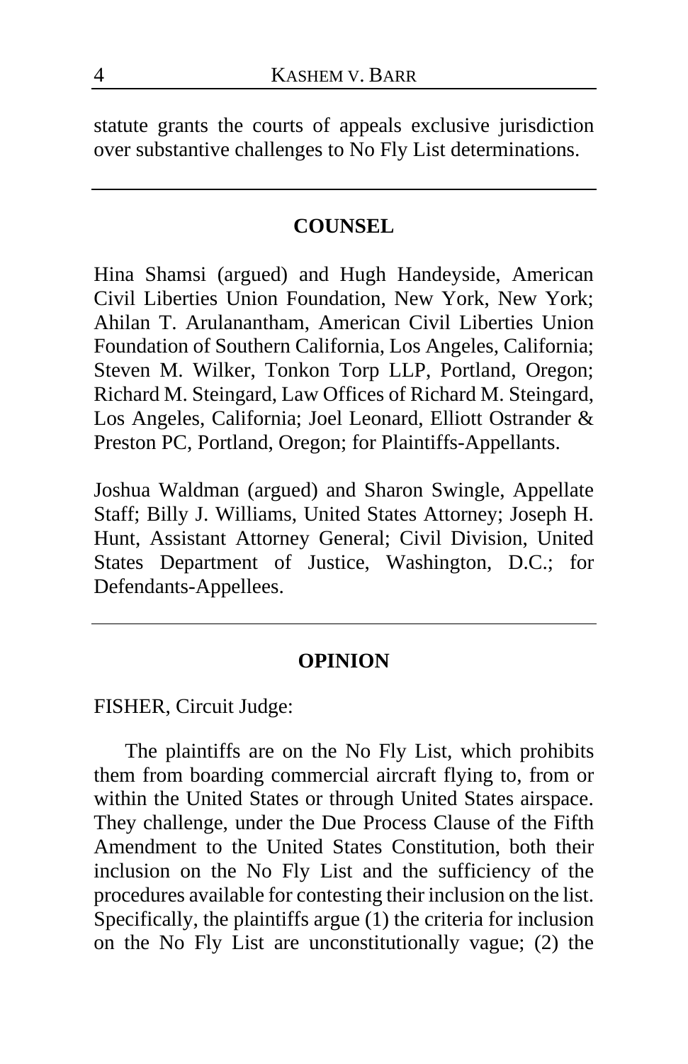statute grants the courts of appeals exclusive jurisdiction over substantive challenges to No Fly List determinations.

---

## COUNSEL

Hina Shamsi (argued) and Hugh Handeyside, American Civil Liberties Union Foundation, New York, New York; Ahilan T. Arulanantham, American Civil Liberties Union Foundation of Southern California, Los Angeles, California; Steven M. Wilker, Tonkon Torp LLP, Portland, Oregon; Richard M. Steingard, Law Offices of Richard M. Steingard, Los Angeles, California; Joel Leonard, Elliott Ostrander & Preston PC, Portland, Oregon; for Plaintiffs-Appellants.

Joshua Waldman (argued) and Sharon Swingle, Appellate Staff; Billy J. Williams, United States Attorney; Joseph H. Hunt, Assistant Attorney General; Civil Division, United States Department of Justice, Washington, D.C.; for Defendants-Appellees.

---

## OPINION

FISHER, Circuit Judge:

The plaintiffs are on the No Fly List, which prohibits them from boarding commercial aircraft flying to, from or within the United States or through United States airspace. They challenge, under the Due Process Clause of the Fifth Amendment to the United States Constitution, both their inclusion on the No Fly List and the sufficiency of the procedures available for contesting their inclusion on the list. Specifically, the plaintiffs argue (1) the criteria for inclusion on the No Fly List are unconstitutionally vague; (2) the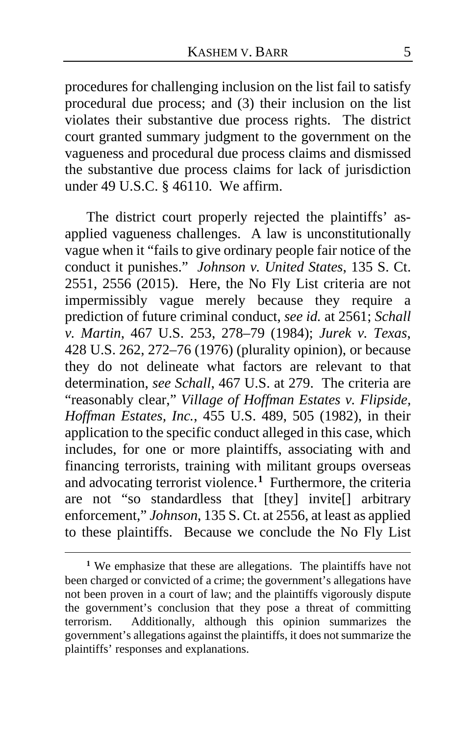procedures for challenging inclusion on the list fail to satisfy procedural due process; and (3) their inclusion on the list violates their substantive due process rights. The district court granted summary judgment to the government on the vagueness and procedural due process claims and dismissed the substantive due process claims for lack of jurisdiction under 49 U.S.C. § 46110. We affirm.

The district court properly rejected the plaintiffs' as-applied vagueness challenges. A law is unconstitutionally vague when it "fails to give ordinary people fair notice of the conduct it punishes." *Johnson v. United States*, 135 S. Ct. 2551, 2556 (2015). Here, the No Fly List criteria are not impermissibly vague merely because they require a prediction of future criminal conduct, *see id.* at 2561; *Schall v. Martin*, 467 U.S. 253, 278–79 (1984); *Jurek v. Texas*, 428 U.S. 262, 272–76 (1976) (plurality opinion), or because they do not delineate what factors are relevant to that determination, *see Schall*, 467 U.S. at 279. The criteria are "reasonably clear," *Village of Hoffman Estates v. Flipside, Hoffman Estates, Inc.*, 455 U.S. 489, 505 (1982), in their application to the specific conduct alleged in this case, which includes, for one or more plaintiffs, associating with and financing terrorists, training with militant groups overseas and advocating terrorist violence.[1] Furthermore, the criteria are not "so standardless that [they] invite[] arbitrary enforcement," *Johnson*, 135 S. Ct. at 2556, at least as applied to these plaintiffs. Because we conclude the No Fly List

[1] We emphasize that these are allegations. The plaintiffs have not been charged or convicted of a crime; the government's allegations have not been proven in a court of law; and the plaintiffs vigorously dispute the government's conclusion that they pose a threat of committing terrorism. Additionally, although this opinion summarizes the government's allegations against the plaintiffs, it does not summarize the plaintiffs' responses and explanations.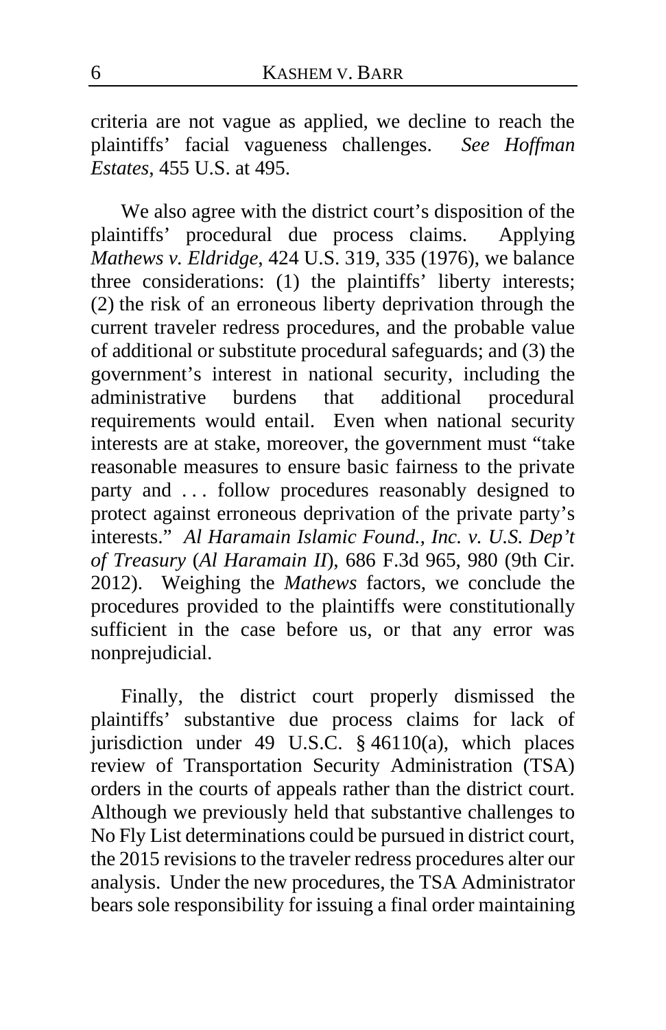criteria are not vague as applied, we decline to reach the plaintiffs' facial vagueness challenges. *See Hoffman Estates*, 455 U.S. at 495.

We also agree with the district court's disposition of the plaintiffs' procedural due process claims. Applying *Mathews v. Eldridge*, 424 U.S. 319, 335 (1976), we balance three considerations: (1) the plaintiffs' liberty interests; (2) the risk of an erroneous liberty deprivation through the current traveler redress procedures, and the probable value of additional or substitute procedural safeguards; and (3) the government's interest in national security, including the administrative burdens that additional procedural requirements would entail. Even when national security interests are at stake, moreover, the government must "take reasonable measures to ensure basic fairness to the private party and . . . follow procedures reasonably designed to protect against erroneous deprivation of the private party's interests." *Al Haramain Islamic Found., Inc. v. U.S. Dep't of Treasury* (*Al Haramain II*), 686 F.3d 965, 980 (9th Cir. 2012). Weighing the *Mathews* factors, we conclude the procedures provided to the plaintiffs were constitutionally sufficient in the case before us, or that any error was nonprejudicial.

Finally, the district court properly dismissed the plaintiffs' substantive due process claims for lack of jurisdiction under 49 U.S.C. § 46110(a), which places review of Transportation Security Administration (TSA) orders in the courts of appeals rather than the district court. Although we previously held that substantive challenges to No Fly List determinations could be pursued in district court, the 2015 revisions to the traveler redress procedures alter our analysis. Under the new procedures, the TSA Administrator bears sole responsibility for issuing a final order maintaining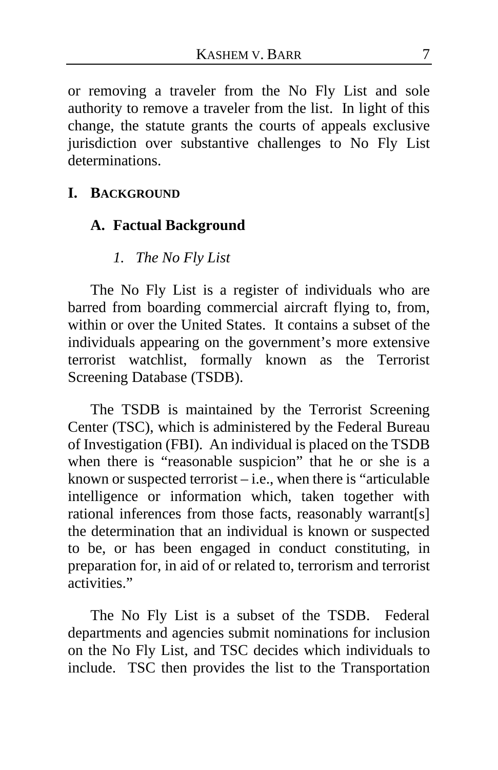or removing a traveler from the No Fly List and sole authority to remove a traveler from the list. In light of this change, the statute grants the courts of appeals exclusive jurisdiction over substantive challenges to No Fly List determinations.

# I. BACKGROUND

## A. Factual Background

### *1. The No Fly List*

The No Fly List is a register of individuals who are barred from boarding commercial aircraft flying to, from, within or over the United States. It contains a subset of the individuals appearing on the government's more extensive terrorist watchlist, formally known as the Terrorist Screening Database (TSDB).

The TSDB is maintained by the Terrorist Screening Center (TSC), which is administered by the Federal Bureau of Investigation (FBI). An individual is placed on the TSDB when there is "reasonable suspicion" that he or she is a known or suspected terrorist – i.e., when there is "articulable intelligence or information which, taken together with rational inferences from those facts, reasonably warrant[s] the determination that an individual is known or suspected to be, or has been engaged in conduct constituting, in preparation for, in aid of or related to, terrorism and terrorist activities."

The No Fly List is a subset of the TSDB. Federal departments and agencies submit nominations for inclusion on the No Fly List, and TSC decides which individuals to include. TSC then provides the list to the Transportation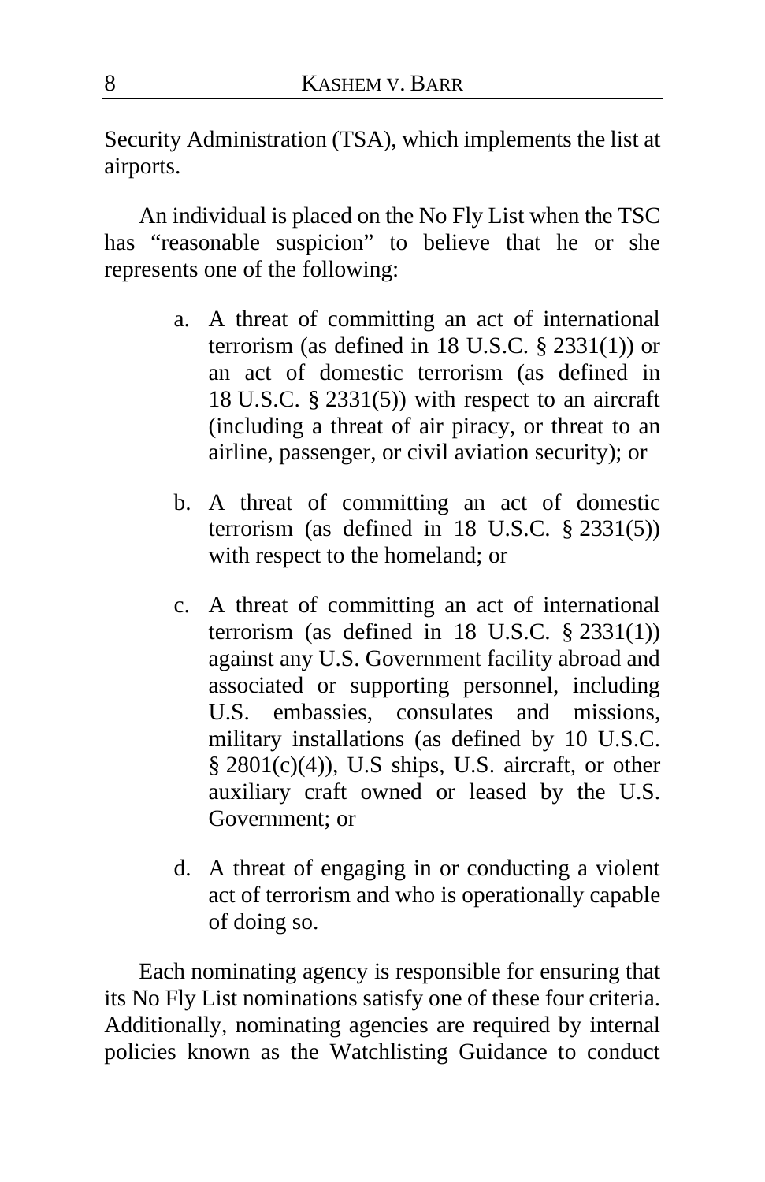Security Administration (TSA), which implements the list at airports.

An individual is placed on the No Fly List when the TSC has "reasonable suspicion" to believe that he or she represents one of the following:

> a. A threat of committing an act of international terrorism (as defined in 18 U.S.C. § 2331(1)) or an act of domestic terrorism (as defined in 18 U.S.C. § 2331(5)) with respect to an aircraft (including a threat of air piracy, or threat to an airline, passenger, or civil aviation security); or
>
> b. A threat of committing an act of domestic terrorism (as defined in 18 U.S.C. § 2331(5)) with respect to the homeland; or
>
> c. A threat of committing an act of international terrorism (as defined in 18 U.S.C. § 2331(1)) against any U.S. Government facility abroad and associated or supporting personnel, including U.S. embassies, consulates and missions, military installations (as defined by 10 U.S.C. § 2801(c)(4)), U.S ships, U.S. aircraft, or other auxiliary craft owned or leased by the U.S. Government; or
>
> d. A threat of engaging in or conducting a violent act of terrorism and who is operationally capable of doing so.

Each nominating agency is responsible for ensuring that its No Fly List nominations satisfy one of these four criteria. Additionally, nominating agencies are required by internal policies known as the Watchlisting Guidance to conduct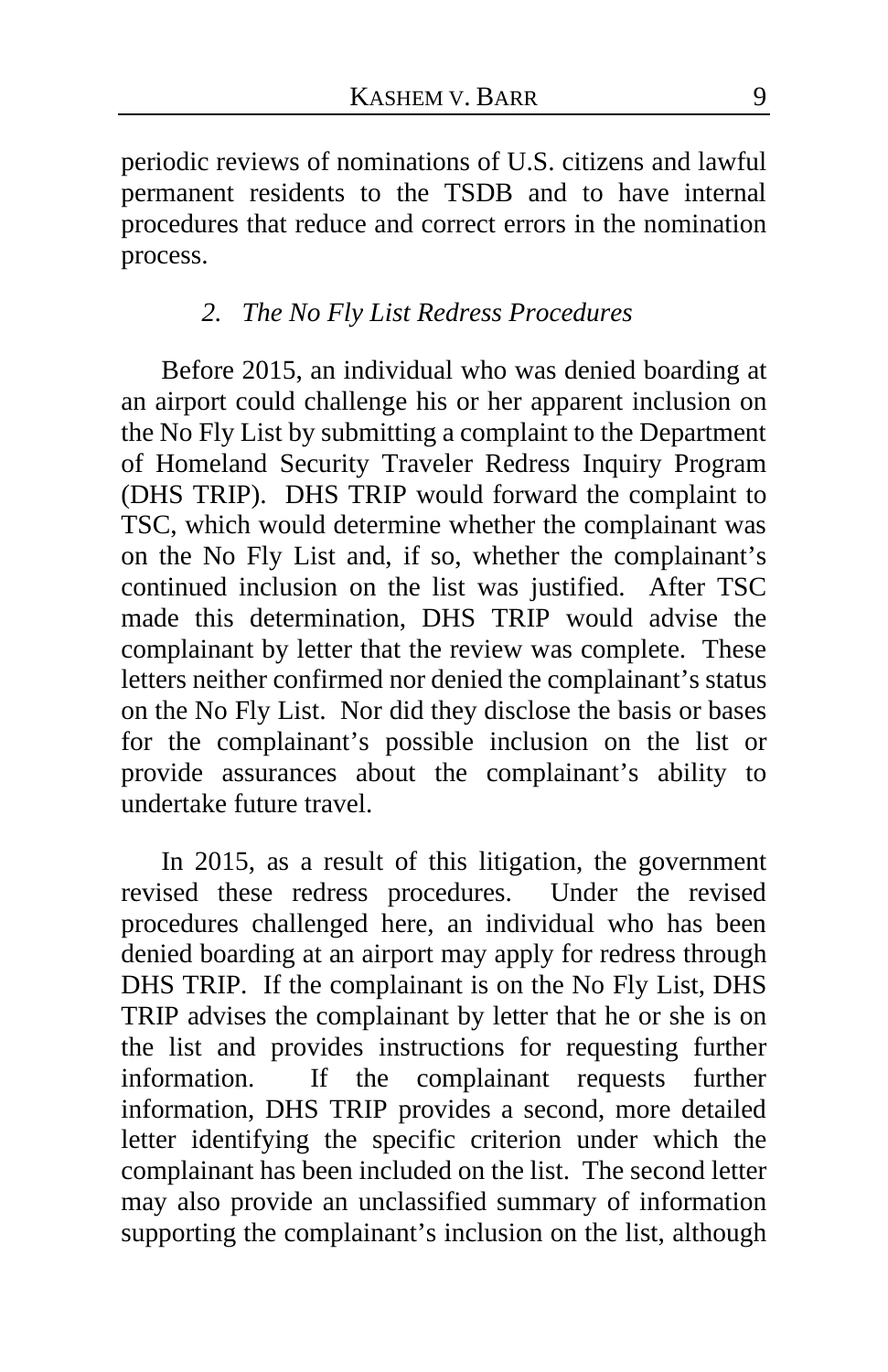periodic reviews of nominations of U.S. citizens and lawful permanent residents to the TSDB and to have internal procedures that reduce and correct errors in the nomination process.

### *2. The No Fly List Redress Procedures*

Before 2015, an individual who was denied boarding at an airport could challenge his or her apparent inclusion on the No Fly List by submitting a complaint to the Department of Homeland Security Traveler Redress Inquiry Program (DHS TRIP). DHS TRIP would forward the complaint to TSC, which would determine whether the complainant was on the No Fly List and, if so, whether the complainant's continued inclusion on the list was justified. After TSC made this determination, DHS TRIP would advise the complainant by letter that the review was complete. These letters neither confirmed nor denied the complainant's status on the No Fly List. Nor did they disclose the basis or bases for the complainant's possible inclusion on the list or provide assurances about the complainant's ability to undertake future travel.

In 2015, as a result of this litigation, the government revised these redress procedures. Under the revised procedures challenged here, an individual who has been denied boarding at an airport may apply for redress through DHS TRIP. If the complainant is on the No Fly List, DHS TRIP advises the complainant by letter that he or she is on the list and provides instructions for requesting further information. If the complainant requests further information, DHS TRIP provides a second, more detailed letter identifying the specific criterion under which the complainant has been included on the list. The second letter may also provide an unclassified summary of information supporting the complainant's inclusion on the list, although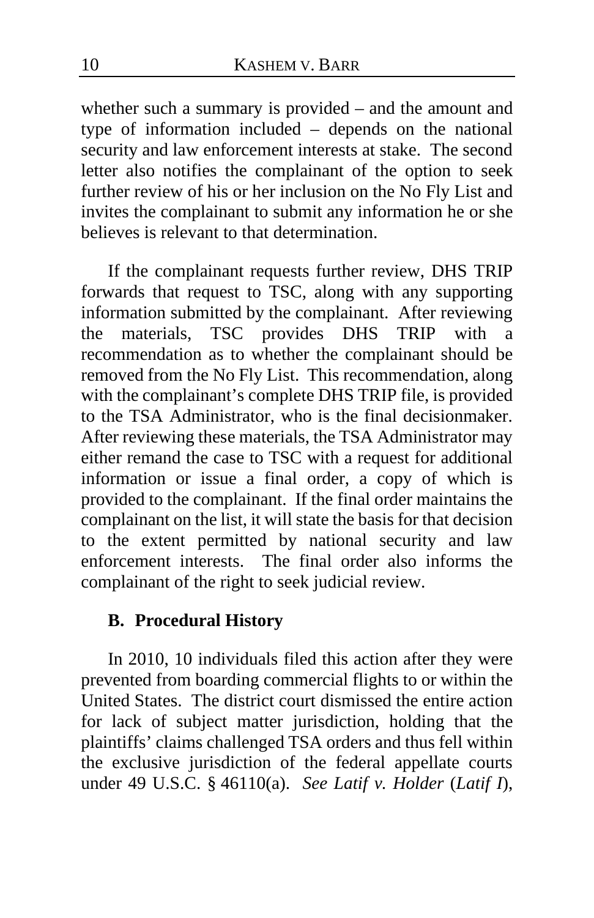whether such a summary is provided – and the amount and type of information included – depends on the national security and law enforcement interests at stake. The second letter also notifies the complainant of the option to seek further review of his or her inclusion on the No Fly List and invites the complainant to submit any information he or she believes is relevant to that determination.

If the complainant requests further review, DHS TRIP forwards that request to TSC, along with any supporting information submitted by the complainant. After reviewing the materials, TSC provides DHS TRIP with a recommendation as to whether the complainant should be removed from the No Fly List. This recommendation, along with the complainant's complete DHS TRIP file, is provided to the TSA Administrator, who is the final decisionmaker. After reviewing these materials, the TSA Administrator may either remand the case to TSC with a request for additional information or issue a final order, a copy of which is provided to the complainant. If the final order maintains the complainant on the list, it will state the basis for that decision to the extent permitted by national security and law enforcement interests. The final order also informs the complainant of the right to seek judicial review.

### B. Procedural History

In 2010, 10 individuals filed this action after they were prevented from boarding commercial flights to or within the United States. The district court dismissed the entire action for lack of subject matter jurisdiction, holding that the plaintiffs' claims challenged TSA orders and thus fell within the exclusive jurisdiction of the federal appellate courts under 49 U.S.C. § 46110(a). *See Latif v. Holder* (*Latif I*),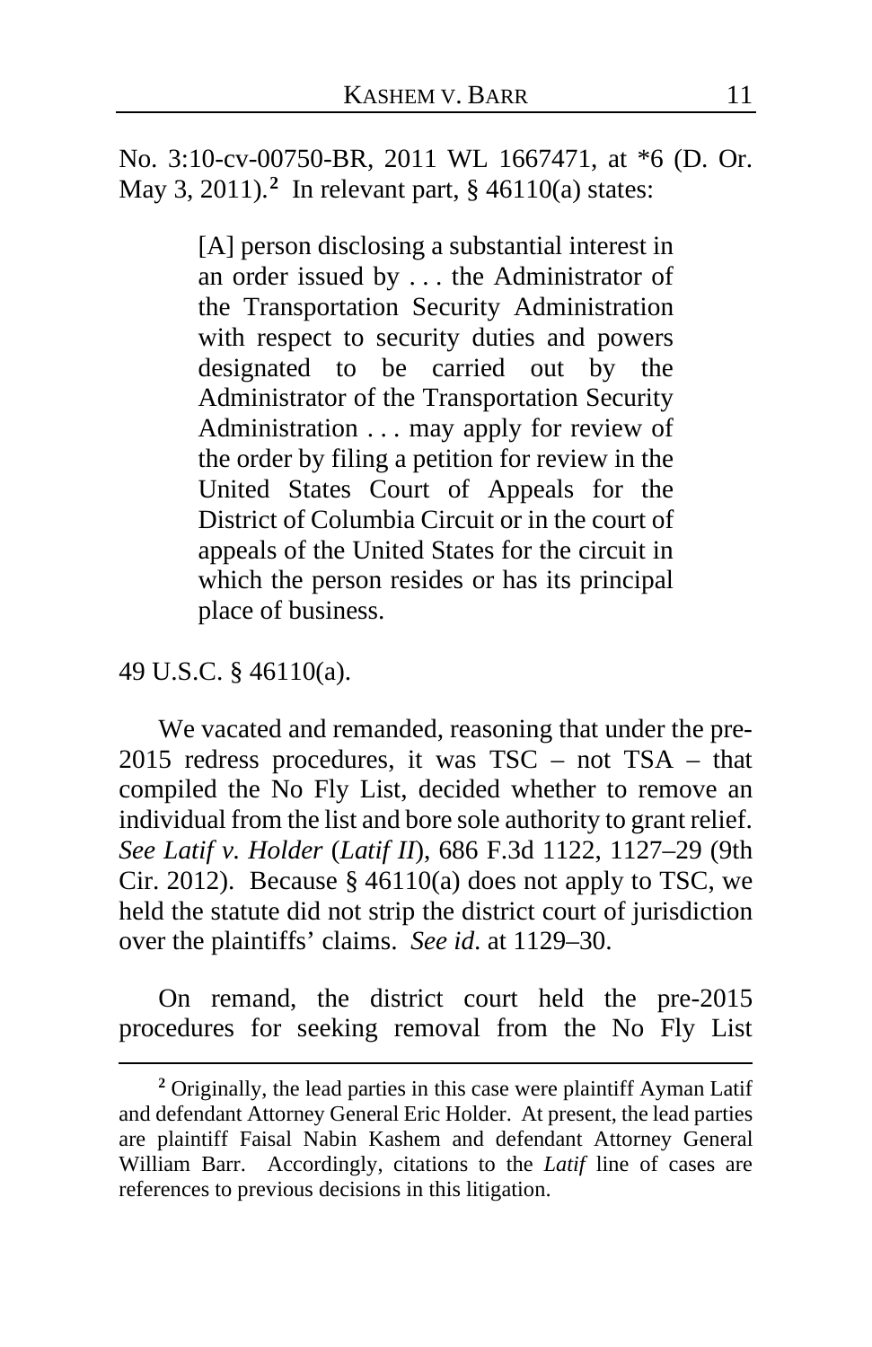No. 3:10-cv-00750-BR, 2011 WL 1667471, at *6 (D. Or. May 3, 2011).[2] In relevant part, § 46110(a) states:

> [A] person disclosing a substantial interest in an order issued by . . . the Administrator of the Transportation Security Administration with respect to security duties and powers designated to be carried out by the Administrator of the Transportation Security Administration . . . may apply for review of the order by filing a petition for review in the United States Court of Appeals for the District of Columbia Circuit or in the court of appeals of the United States for the circuit in which the person resides or has its principal place of business.

49 U.S.C. § 46110(a).

We vacated and remanded, reasoning that under the pre-2015 redress procedures, it was TSC – not TSA – that compiled the No Fly List, decided whether to remove an individual from the list and bore sole authority to grant relief. *See Latif v. Holder* (*Latif II*), 686 F.3d 1122, 1127–29 (9th Cir. 2012). Because § 46110(a) does not apply to TSC, we held the statute did not strip the district court of jurisdiction over the plaintiffs' claims. *See id*. at 1129–30.

On remand, the district court held the pre-2015 procedures for seeking removal from the No Fly List

---

[2] Originally, the lead parties in this case were plaintiff Ayman Latif and defendant Attorney General Eric Holder. At present, the lead parties are plaintiff Faisal Nabin Kashem and defendant Attorney General William Barr. Accordingly, citations to the *Latif* line of cases are references to previous decisions in this litigation.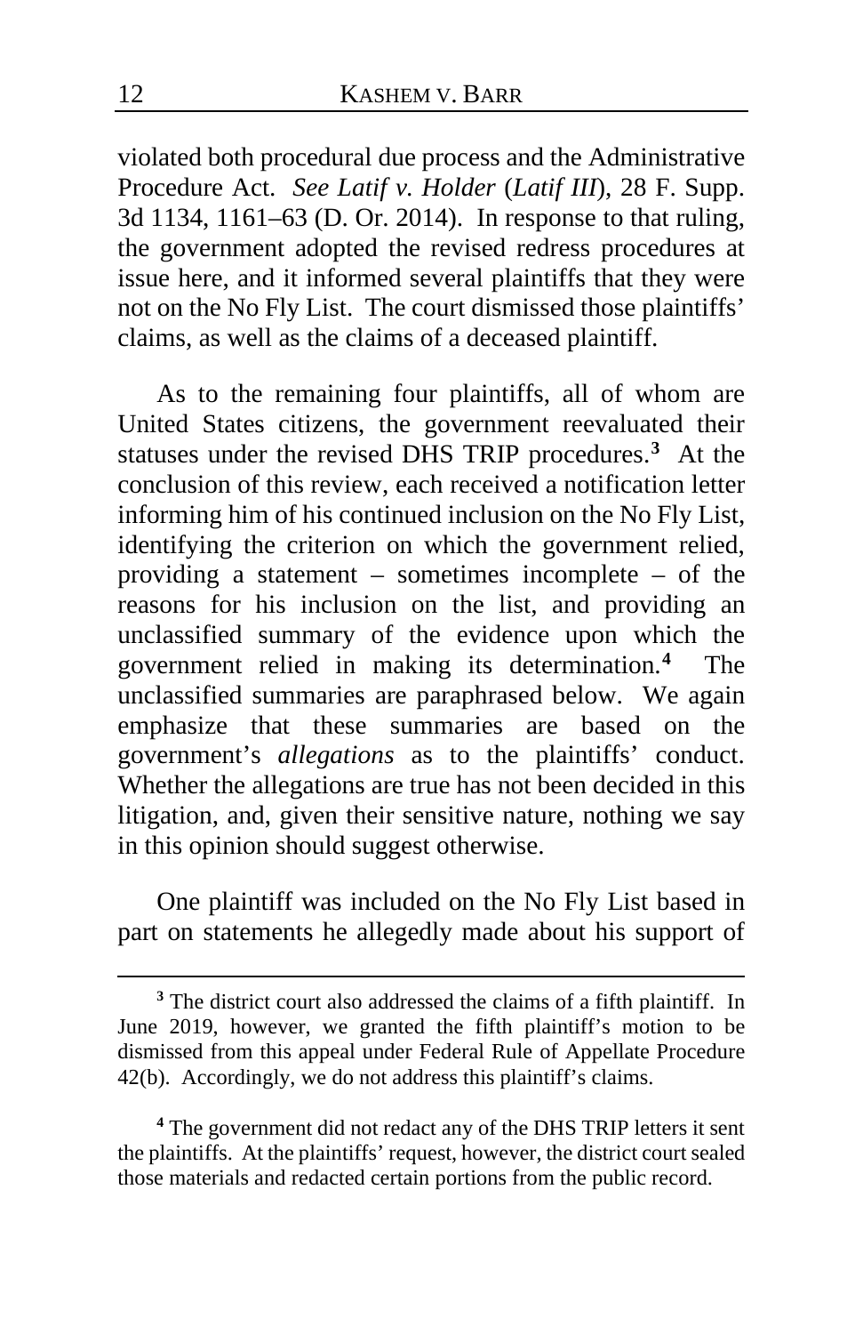violated both procedural due process and the Administrative Procedure Act. *See Latif v. Holder* (*Latif III*), 28 F. Supp. 3d 1134, 1161–63 (D. Or. 2014). In response to that ruling, the government adopted the revised redress procedures at issue here, and it informed several plaintiffs that they were not on the No Fly List. The court dismissed those plaintiffs' claims, as well as the claims of a deceased plaintiff.

As to the remaining four plaintiffs, all of whom are United States citizens, the government reevaluated their statuses under the revised DHS TRIP procedures.[3] At the conclusion of this review, each received a notification letter informing him of his continued inclusion on the No Fly List, identifying the criterion on which the government relied, providing a statement – sometimes incomplete – of the reasons for his inclusion on the list, and providing an unclassified summary of the evidence upon which the government relied in making its determination.[4] The unclassified summaries are paraphrased below. We again emphasize that these summaries are based on the government's *allegations* as to the plaintiffs' conduct. Whether the allegations are true has not been decided in this litigation, and, given their sensitive nature, nothing we say in this opinion should suggest otherwise.

One plaintiff was included on the No Fly List based in part on statements he allegedly made about his support of

---

[3] The district court also addressed the claims of a fifth plaintiff. In June 2019, however, we granted the fifth plaintiff's motion to be dismissed from this appeal under Federal Rule of Appellate Procedure 42(b). Accordingly, we do not address this plaintiff's claims.

[4] The government did not redact any of the DHS TRIP letters it sent the plaintiffs. At the plaintiffs' request, however, the district court sealed those materials and redacted certain portions from the public record.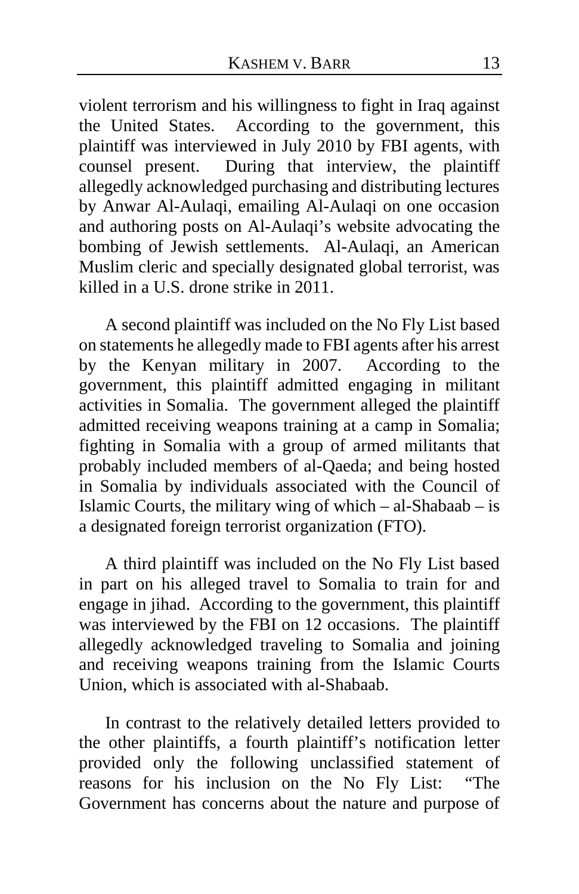violent terrorism and his willingness to fight in Iraq against the United States. According to the government, this plaintiff was interviewed in July 2010 by FBI agents, with counsel present. During that interview, the plaintiff allegedly acknowledged purchasing and distributing lectures by Anwar Al-Aulaqi, emailing Al-Aulaqi on one occasion and authoring posts on Al-Aulaqi's website advocating the bombing of Jewish settlements. Al-Aulaqi, an American Muslim cleric and specially designated global terrorist, was killed in a U.S. drone strike in 2011.

A second plaintiff was included on the No Fly List based on statements he allegedly made to FBI agents after his arrest by the Kenyan military in 2007. According to the government, this plaintiff admitted engaging in militant activities in Somalia. The government alleged the plaintiff admitted receiving weapons training at a camp in Somalia; fighting in Somalia with a group of armed militants that probably included members of al-Qaeda; and being hosted in Somalia by individuals associated with the Council of Islamic Courts, the military wing of which – al-Shabaab – is a designated foreign terrorist organization (FTO).

A third plaintiff was included on the No Fly List based in part on his alleged travel to Somalia to train for and engage in jihad. According to the government, this plaintiff was interviewed by the FBI on 12 occasions. The plaintiff allegedly acknowledged traveling to Somalia and joining and receiving weapons training from the Islamic Courts Union, which is associated with al-Shabaab.

In contrast to the relatively detailed letters provided to the other plaintiffs, a fourth plaintiff's notification letter provided only the following unclassified statement of reasons for his inclusion on the No Fly List: "The Government has concerns about the nature and purpose of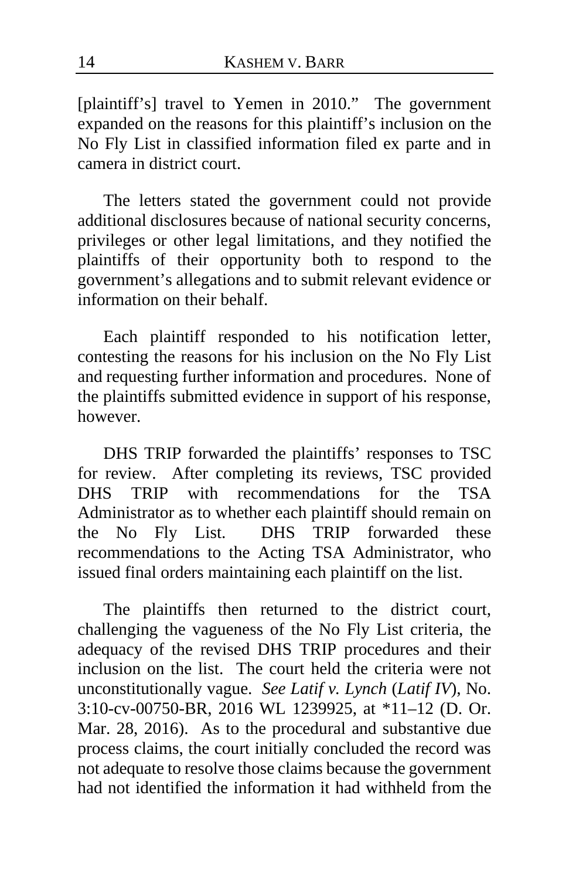[plaintiff's] travel to Yemen in 2010." The government expanded on the reasons for this plaintiff's inclusion on the No Fly List in classified information filed ex parte and in camera in district court.

The letters stated the government could not provide additional disclosures because of national security concerns, privileges or other legal limitations, and they notified the plaintiffs of their opportunity both to respond to the government's allegations and to submit relevant evidence or information on their behalf.

Each plaintiff responded to his notification letter, contesting the reasons for his inclusion on the No Fly List and requesting further information and procedures. None of the plaintiffs submitted evidence in support of his response, however.

DHS TRIP forwarded the plaintiffs' responses to TSC for review. After completing its reviews, TSC provided DHS TRIP with recommendations for the TSA Administrator as to whether each plaintiff should remain on the No Fly List. DHS TRIP forwarded these recommendations to the Acting TSA Administrator, who issued final orders maintaining each plaintiff on the list.

The plaintiffs then returned to the district court, challenging the vagueness of the No Fly List criteria, the adequacy of the revised DHS TRIP procedures and their inclusion on the list. The court held the criteria were not unconstitutionally vague. *See Latif v. Lynch* (*Latif IV*), No. 3:10-cv-00750-BR, 2016 WL 1239925, at *11–12 (D. Or. Mar. 28, 2016). As to the procedural and substantive due process claims, the court initially concluded the record was not adequate to resolve those claims because the government had not identified the information it had withheld from the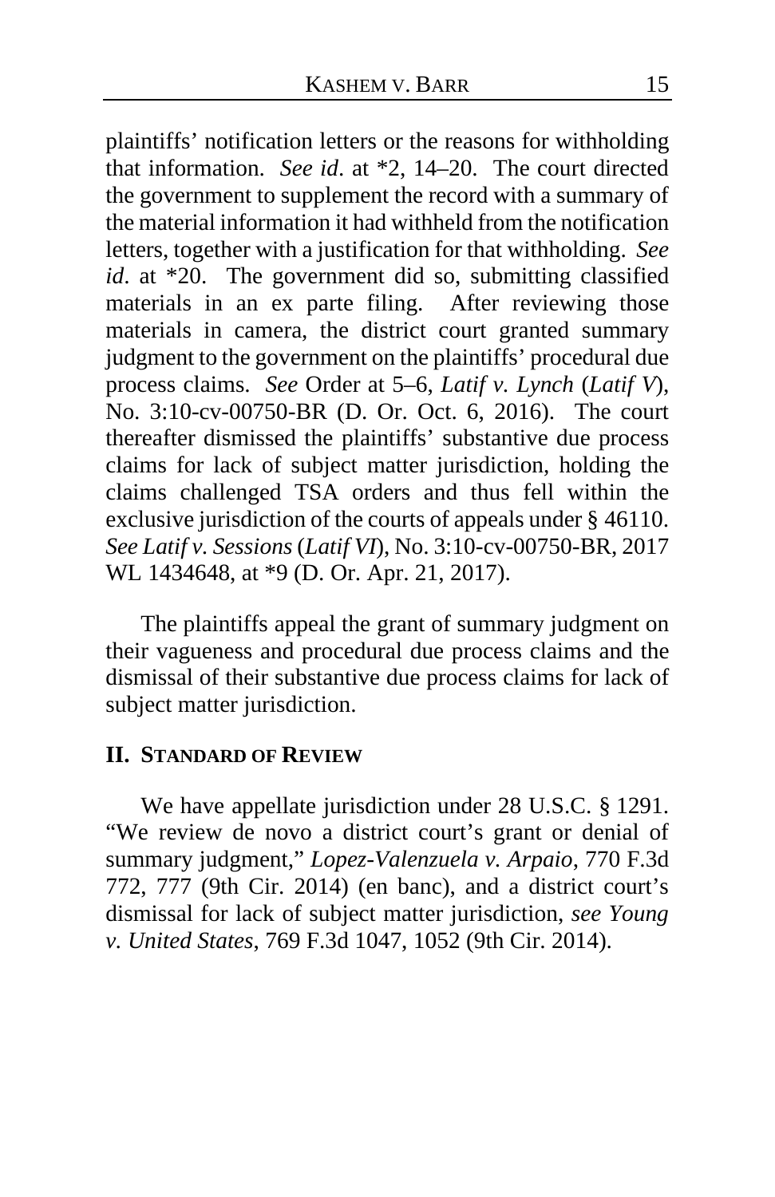plaintiffs' notification letters or the reasons for withholding that information. *See id*. at *2, 14–20. The court directed the government to supplement the record with a summary of the material information it had withheld from the notification letters, together with a justification for that withholding. *See id*. at *20. The government did so, submitting classified materials in an ex parte filing. After reviewing those materials in camera, the district court granted summary judgment to the government on the plaintiffs' procedural due process claims. *See* Order at 5–6, *Latif v. Lynch* (*Latif V*), No. 3:10-cv-00750-BR (D. Or. Oct. 6, 2016). The court thereafter dismissed the plaintiffs' substantive due process claims for lack of subject matter jurisdiction, holding the claims challenged TSA orders and thus fell within the exclusive jurisdiction of the courts of appeals under § 46110. *See Latif v. Sessions* (*Latif VI*), No. 3:10-cv-00750-BR, 2017 WL 1434648, at *9 (D. Or. Apr. 21, 2017).

The plaintiffs appeal the grant of summary judgment on their vagueness and procedural due process claims and the dismissal of their substantive due process claims for lack of subject matter jurisdiction.

## II. Standard of Review

We have appellate jurisdiction under 28 U.S.C. § 1291. "We review de novo a district court's grant or denial of summary judgment," *Lopez-Valenzuela v. Arpaio*, 770 F.3d 772, 777 (9th Cir. 2014) (en banc), and a district court's dismissal for lack of subject matter jurisdiction, *see Young v. United States*, 769 F.3d 1047, 1052 (9th Cir. 2014).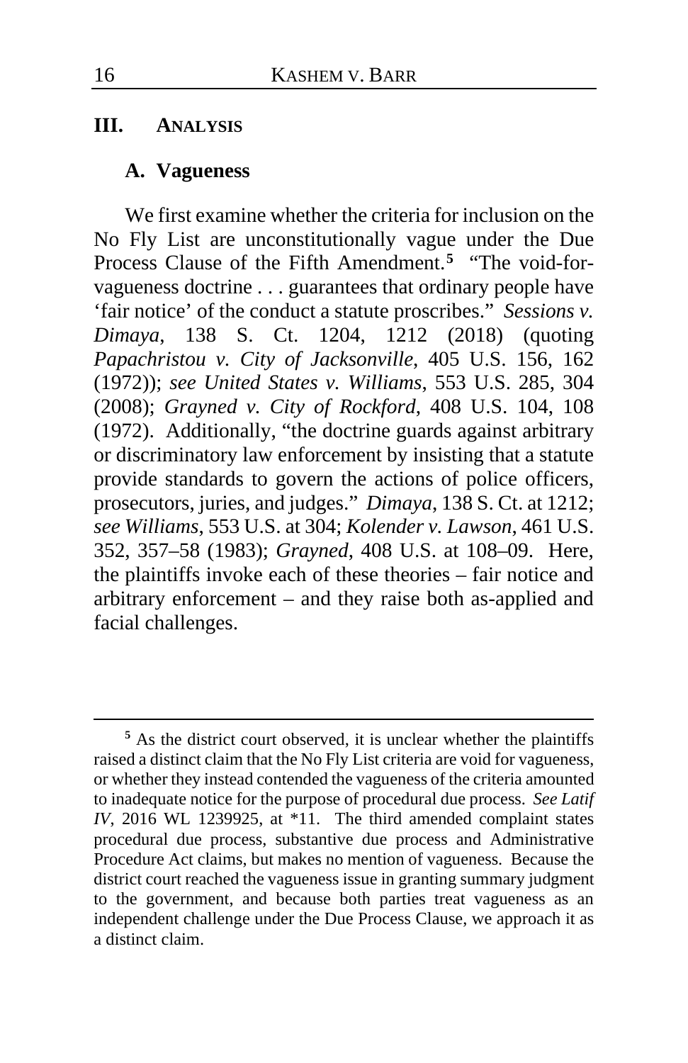## III. ANALYSIS

### A. Vagueness

We first examine whether the criteria for inclusion on the No Fly List are unconstitutionally vague under the Due Process Clause of the Fifth Amendment.[5] "The void-for-vagueness doctrine . . . guarantees that ordinary people have 'fair notice' of the conduct a statute proscribes." *Sessions v. Dimaya*, 138 S. Ct. 1204, 1212 (2018) (quoting *Papachristou v. City of Jacksonville*, 405 U.S. 156, 162 (1972)); *see United States v. Williams*, 553 U.S. 285, 304 (2008); *Grayned v. City of Rockford*, 408 U.S. 104, 108 (1972). Additionally, "the doctrine guards against arbitrary or discriminatory law enforcement by insisting that a statute provide standards to govern the actions of police officers, prosecutors, juries, and judges." *Dimaya*, 138 S. Ct. at 1212; *see Williams*, 553 U.S. at 304; *Kolender v. Lawson*, 461 U.S. 352, 357–58 (1983); *Grayned*, 408 U.S. at 108–09. Here, the plaintiffs invoke each of these theories – fair notice and arbitrary enforcement – and they raise both as-applied and facial challenges.

---

[5] As the district court observed, it is unclear whether the plaintiffs raised a distinct claim that the No Fly List criteria are void for vagueness, or whether they instead contended the vagueness of the criteria amounted to inadequate notice for the purpose of procedural due process. *See Latif IV*, 2016 WL 1239925, at *11. The third amended complaint states procedural due process, substantive due process and Administrative Procedure Act claims, but makes no mention of vagueness. Because the district court reached the vagueness issue in granting summary judgment to the government, and because both parties treat vagueness as an independent challenge under the Due Process Clause, we approach it as a distinct claim.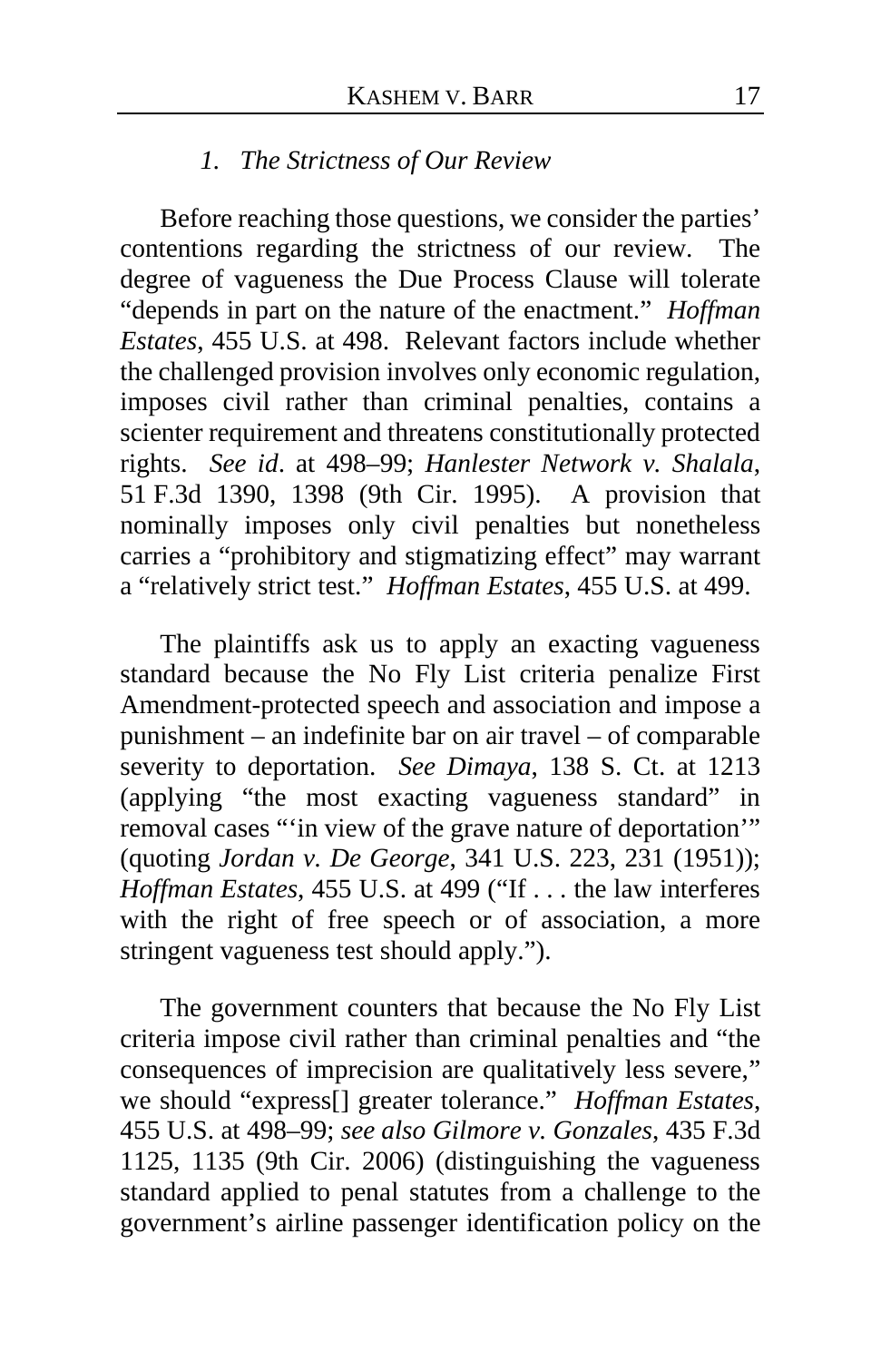### *1. The Strictness of Our Review*

Before reaching those questions, we consider the parties' contentions regarding the strictness of our review. The degree of vagueness the Due Process Clause will tolerate "depends in part on the nature of the enactment." *Hoffman Estates*, 455 U.S. at 498. Relevant factors include whether the challenged provision involves only economic regulation, imposes civil rather than criminal penalties, contains a scienter requirement and threatens constitutionally protected rights. *See id*. at 498–99; *Hanlester Network v. Shalala*, 51 F.3d 1390, 1398 (9th Cir. 1995). A provision that nominally imposes only civil penalties but nonetheless carries a "prohibitory and stigmatizing effect" may warrant a "relatively strict test." *Hoffman Estates*, 455 U.S. at 499.

The plaintiffs ask us to apply an exacting vagueness standard because the No Fly List criteria penalize First Amendment-protected speech and association and impose a punishment – an indefinite bar on air travel – of comparable severity to deportation. *See Dimaya*, 138 S. Ct. at 1213 (applying "the most exacting vagueness standard" in removal cases "'in view of the grave nature of deportation'" (quoting *Jordan v. De George*, 341 U.S. 223, 231 (1951)); *Hoffman Estates*, 455 U.S. at 499 ("If . . . the law interferes with the right of free speech or of association, a more stringent vagueness test should apply.").

The government counters that because the No Fly List criteria impose civil rather than criminal penalties and "the consequences of imprecision are qualitatively less severe," we should "express[] greater tolerance." *Hoffman Estates*, 455 U.S. at 498–99; *see also Gilmore v. Gonzales*, 435 F.3d 1125, 1135 (9th Cir. 2006) (distinguishing the vagueness standard applied to penal statutes from a challenge to the government's airline passenger identification policy on the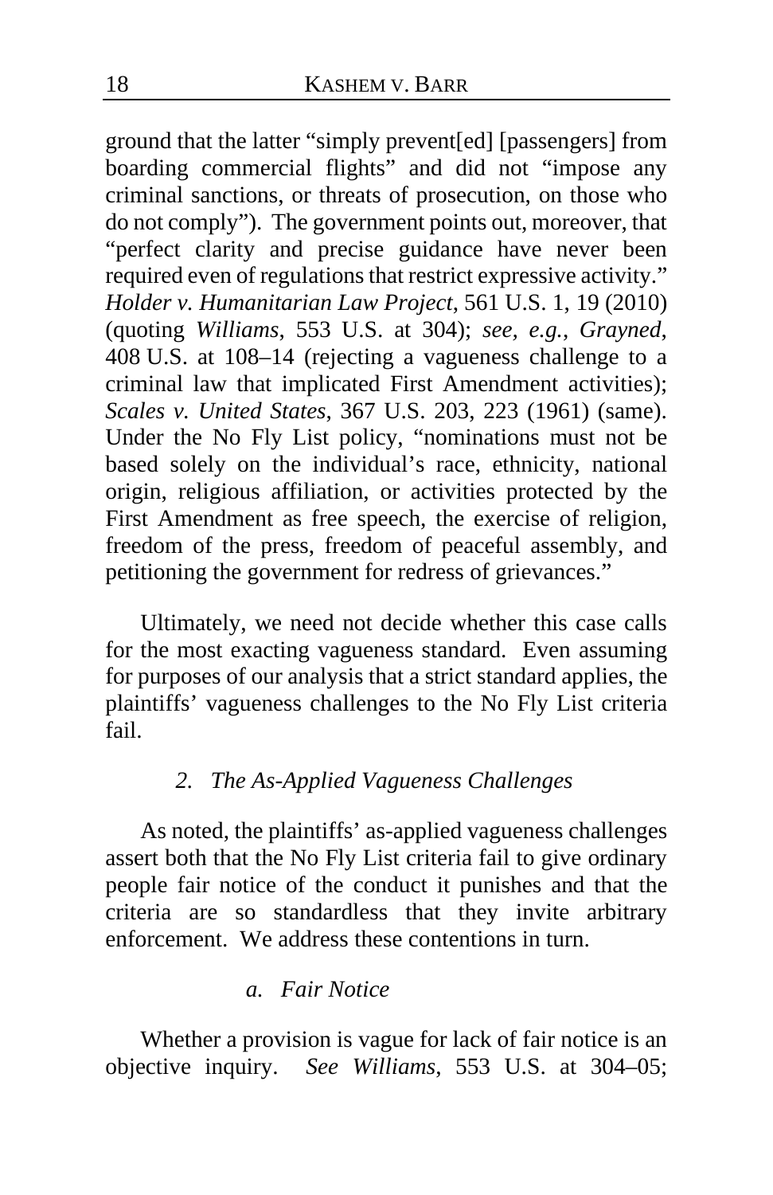ground that the latter "simply prevent[ed] [passengers] from boarding commercial flights" and did not "impose any criminal sanctions, or threats of prosecution, on those who do not comply"). The government points out, moreover, that "perfect clarity and precise guidance have never been required even of regulations that restrict expressive activity." *Holder v. Humanitarian Law Project*, 561 U.S. 1, 19 (2010) (quoting *Williams*, 553 U.S. at 304); *see*, *e.g.*, *Grayned*, 408 U.S. at 108–14 (rejecting a vagueness challenge to a criminal law that implicated First Amendment activities); *Scales v. United States*, 367 U.S. 203, 223 (1961) (same). Under the No Fly List policy, "nominations must not be based solely on the individual's race, ethnicity, national origin, religious affiliation, or activities protected by the First Amendment as free speech, the exercise of religion, freedom of the press, freedom of peaceful assembly, and petitioning the government for redress of grievances."

Ultimately, we need not decide whether this case calls for the most exacting vagueness standard. Even assuming for purposes of our analysis that a strict standard applies, the plaintiffs' vagueness challenges to the No Fly List criteria fail.

### *2. The As-Applied Vagueness Challenges*

As noted, the plaintiffs' as-applied vagueness challenges assert both that the No Fly List criteria fail to give ordinary people fair notice of the conduct it punishes and that the criteria are so standardless that they invite arbitrary enforcement. We address these contentions in turn.

#### *a. Fair Notice*

Whether a provision is vague for lack of fair notice is an objective inquiry. *See Williams*, 553 U.S. at 304–05;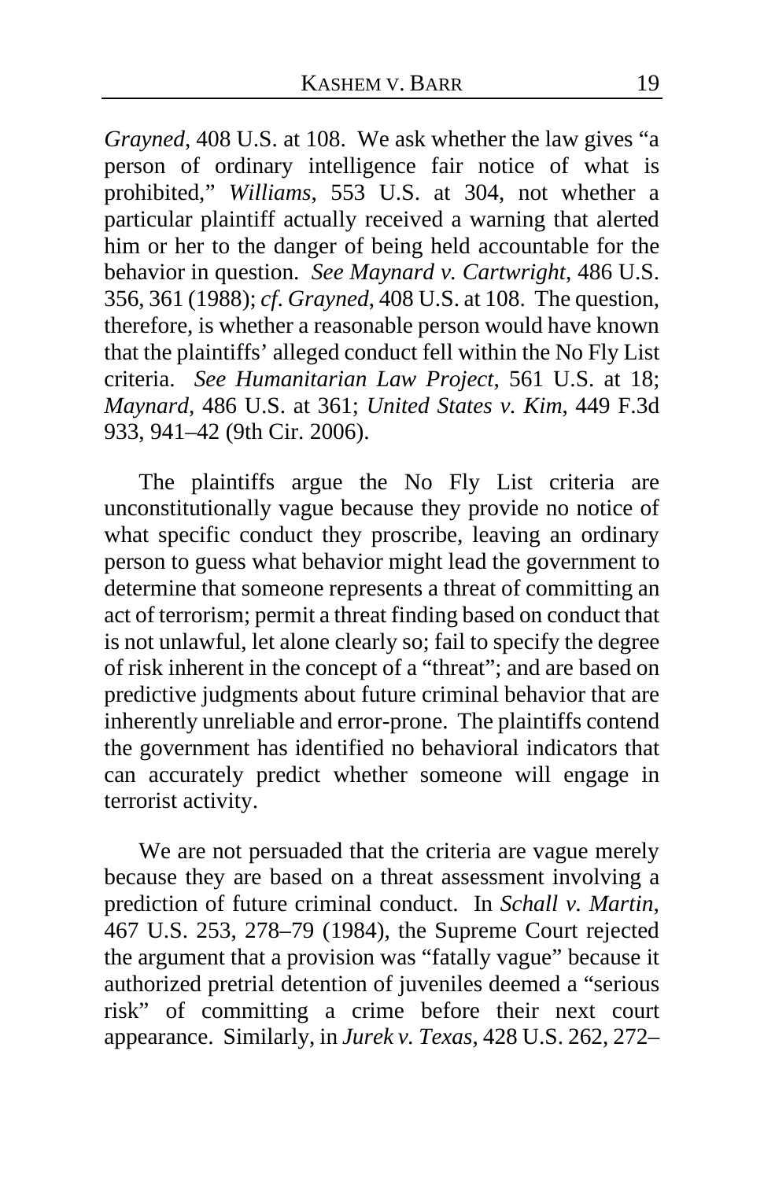*Grayned*, 408 U.S. at 108. We ask whether the law gives "a person of ordinary intelligence fair notice of what is prohibited," *Williams*, 553 U.S. at 304, not whether a particular plaintiff actually received a warning that alerted him or her to the danger of being held accountable for the behavior in question. *See Maynard v. Cartwright*, 486 U.S. 356, 361 (1988); *cf. Grayned*, 408 U.S. at 108. The question, therefore, is whether a reasonable person would have known that the plaintiffs' alleged conduct fell within the No Fly List criteria. *See Humanitarian Law Project*, 561 U.S. at 18; *Maynard*, 486 U.S. at 361; *United States v. Kim*, 449 F.3d 933, 941–42 (9th Cir. 2006).

The plaintiffs argue the No Fly List criteria are unconstitutionally vague because they provide no notice of what specific conduct they proscribe, leaving an ordinary person to guess what behavior might lead the government to determine that someone represents a threat of committing an act of terrorism; permit a threat finding based on conduct that is not unlawful, let alone clearly so; fail to specify the degree of risk inherent in the concept of a "threat"; and are based on predictive judgments about future criminal behavior that are inherently unreliable and error-prone. The plaintiffs contend the government has identified no behavioral indicators that can accurately predict whether someone will engage in terrorist activity.

We are not persuaded that the criteria are vague merely because they are based on a threat assessment involving a prediction of future criminal conduct. In *Schall v. Martin*, 467 U.S. 253, 278–79 (1984), the Supreme Court rejected the argument that a provision was "fatally vague" because it authorized pretrial detention of juveniles deemed a "serious risk" of committing a crime before their next court appearance. Similarly, in *Jurek v. Texas*, 428 U.S. 262, 272–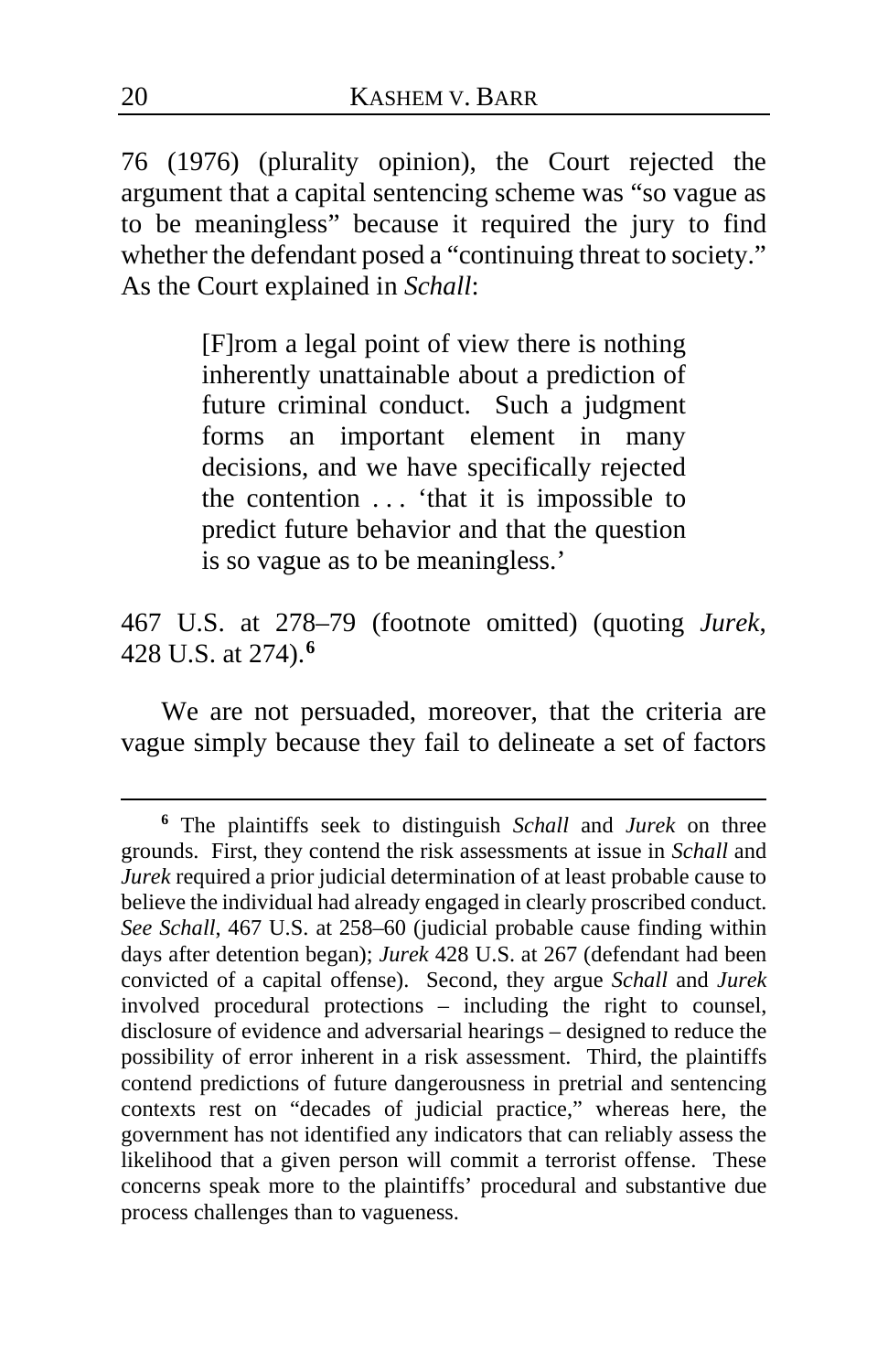76 (1976) (plurality opinion), the Court rejected the argument that a capital sentencing scheme was "so vague as to be meaningless" because it required the jury to find whether the defendant posed a "continuing threat to society." As the Court explained in *Schall*:

> [F]rom a legal point of view there is nothing inherently unattainable about a prediction of future criminal conduct. Such a judgment forms an important element in many decisions, and we have specifically rejected the contention . . . 'that it is impossible to predict future behavior and that the question is so vague as to be meaningless.'

467 U.S. at 278–79 (footnote omitted) (quoting *Jurek*, 428 U.S. at 274).[6]

We are not persuaded, moreover, that the criteria are vague simply because they fail to delineate a set of factors

---

[6] The plaintiffs seek to distinguish *Schall* and *Jurek* on three grounds. First, they contend the risk assessments at issue in *Schall* and *Jurek* required a prior judicial determination of at least probable cause to believe the individual had already engaged in clearly proscribed conduct. *See Schall*, 467 U.S. at 258–60 (judicial probable cause finding within days after detention began); *Jurek* 428 U.S. at 267 (defendant had been convicted of a capital offense). Second, they argue *Schall* and *Jurek* involved procedural protections – including the right to counsel, disclosure of evidence and adversarial hearings – designed to reduce the possibility of error inherent in a risk assessment. Third, the plaintiffs contend predictions of future dangerousness in pretrial and sentencing contexts rest on "decades of judicial practice," whereas here, the government has not identified any indicators that can reliably assess the likelihood that a given person will commit a terrorist offense. These concerns speak more to the plaintiffs' procedural and substantive due process challenges than to vagueness.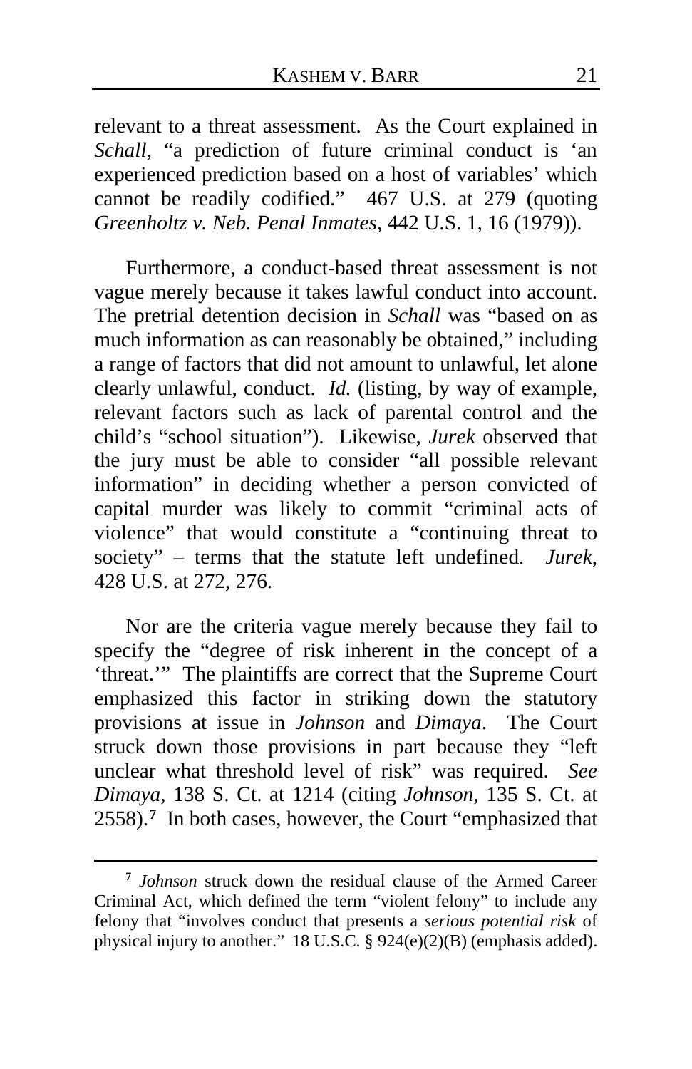relevant to a threat assessment. As the Court explained in *Schall*, "a prediction of future criminal conduct is 'an experienced prediction based on a host of variables' which cannot be readily codified." 467 U.S. at 279 (quoting *Greenholtz v. Neb. Penal Inmates*, 442 U.S. 1, 16 (1979)).

Furthermore, a conduct-based threat assessment is not vague merely because it takes lawful conduct into account. The pretrial detention decision in *Schall* was "based on as much information as can reasonably be obtained," including a range of factors that did not amount to unlawful, let alone clearly unlawful, conduct. *Id.* (listing, by way of example, relevant factors such as lack of parental control and the child's "school situation"). Likewise, *Jurek* observed that the jury must be able to consider "all possible relevant information" in deciding whether a person convicted of capital murder was likely to commit "criminal acts of violence" that would constitute a "continuing threat to society" – terms that the statute left undefined. *Jurek*, 428 U.S. at 272, 276.

Nor are the criteria vague merely because they fail to specify the "degree of risk inherent in the concept of a 'threat.'" The plaintiffs are correct that the Supreme Court emphasized this factor in striking down the statutory provisions at issue in *Johnson* and *Dimaya*. The Court struck down those provisions in part because they "left unclear what threshold level of risk" was required. *See Dimaya*, 138 S. Ct. at 1214 (citing *Johnson*, 135 S. Ct. at 2558).[7] In both cases, however, the Court "emphasized that

---

[7] *Johnson* struck down the residual clause of the Armed Career Criminal Act, which defined the term "violent felony" to include any felony that "involves conduct that presents a *serious potential risk* of physical injury to another." 18 U.S.C. § 924(e)(2)(B) (emphasis added).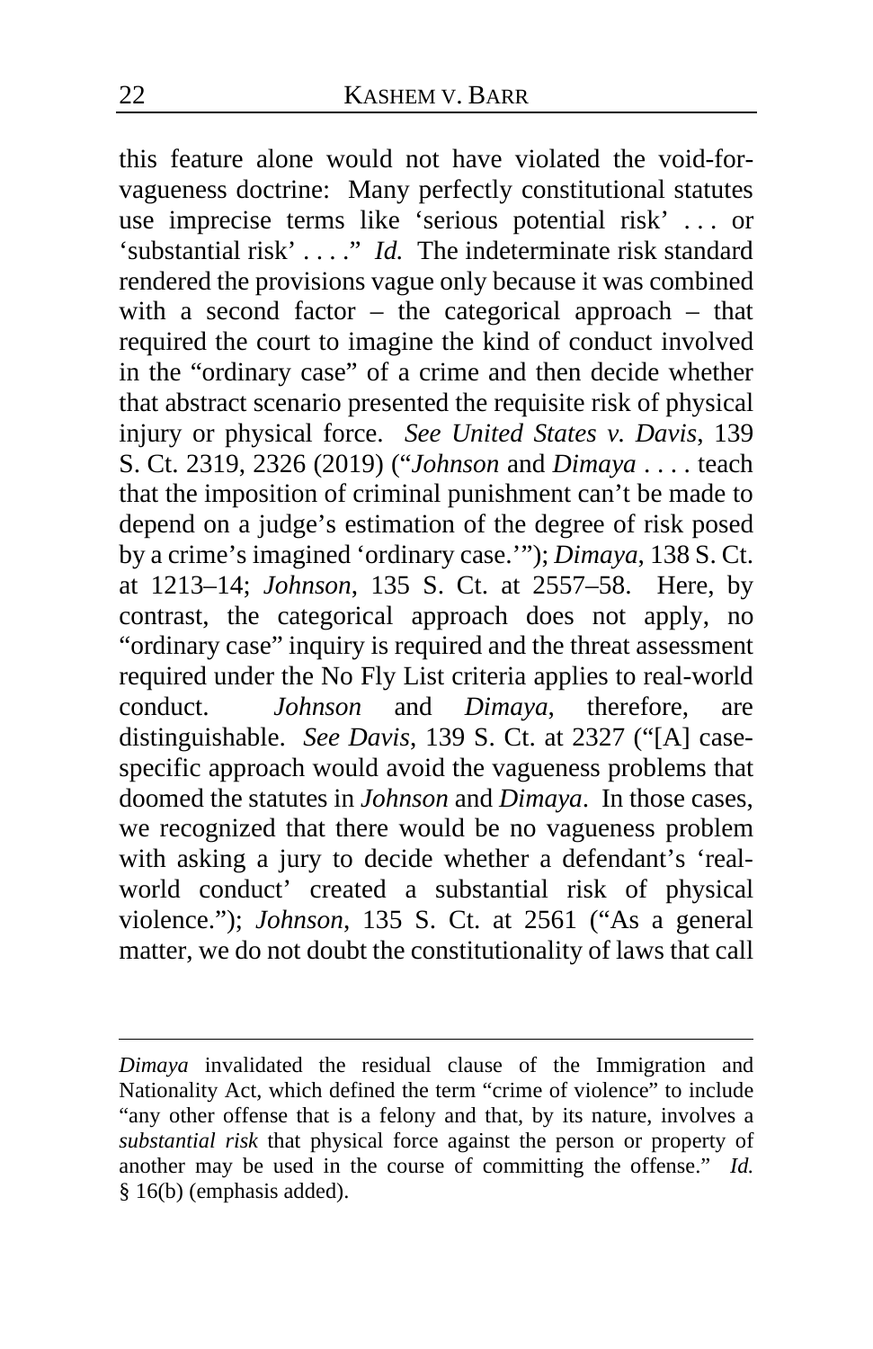this feature alone would not have violated the void-for-vagueness doctrine: Many perfectly constitutional statutes use imprecise terms like 'serious potential risk' . . . or 'substantial risk' . . . ." *Id.* The indeterminate risk standard rendered the provisions vague only because it was combined with a second factor – the categorical approach – that required the court to imagine the kind of conduct involved in the "ordinary case" of a crime and then decide whether that abstract scenario presented the requisite risk of physical injury or physical force. *See United States v. Davis*, 139 S. Ct. 2319, 2326 (2019) ("*Johnson* and *Dimaya* . . . . teach that the imposition of criminal punishment can't be made to depend on a judge's estimation of the degree of risk posed by a crime's imagined 'ordinary case.'"); *Dimaya*, 138 S. Ct. at 1213–14; *Johnson*, 135 S. Ct. at 2557–58. Here, by contrast, the categorical approach does not apply, no "ordinary case" inquiry is required and the threat assessment required under the No Fly List criteria applies to real-world conduct. *Johnson* and *Dimaya*, therefore, are distinguishable. *See Davis*, 139 S. Ct. at 2327 ("[A] case-specific approach would avoid the vagueness problems that doomed the statutes in *Johnson* and *Dimaya*. In those cases, we recognized that there would be no vagueness problem with asking a jury to decide whether a defendant's 'real-world conduct' created a substantial risk of physical violence."); *Johnson*, 135 S. Ct. at 2561 ("As a general matter, we do not doubt the constitutionality of laws that call

---

*Dimaya* invalidated the residual clause of the Immigration and Nationality Act, which defined the term "crime of violence" to include "any other offense that is a felony and that, by its nature, involves a *substantial risk* that physical force against the person or property of another may be used in the course of committing the offense." *Id.* § 16(b) (emphasis added).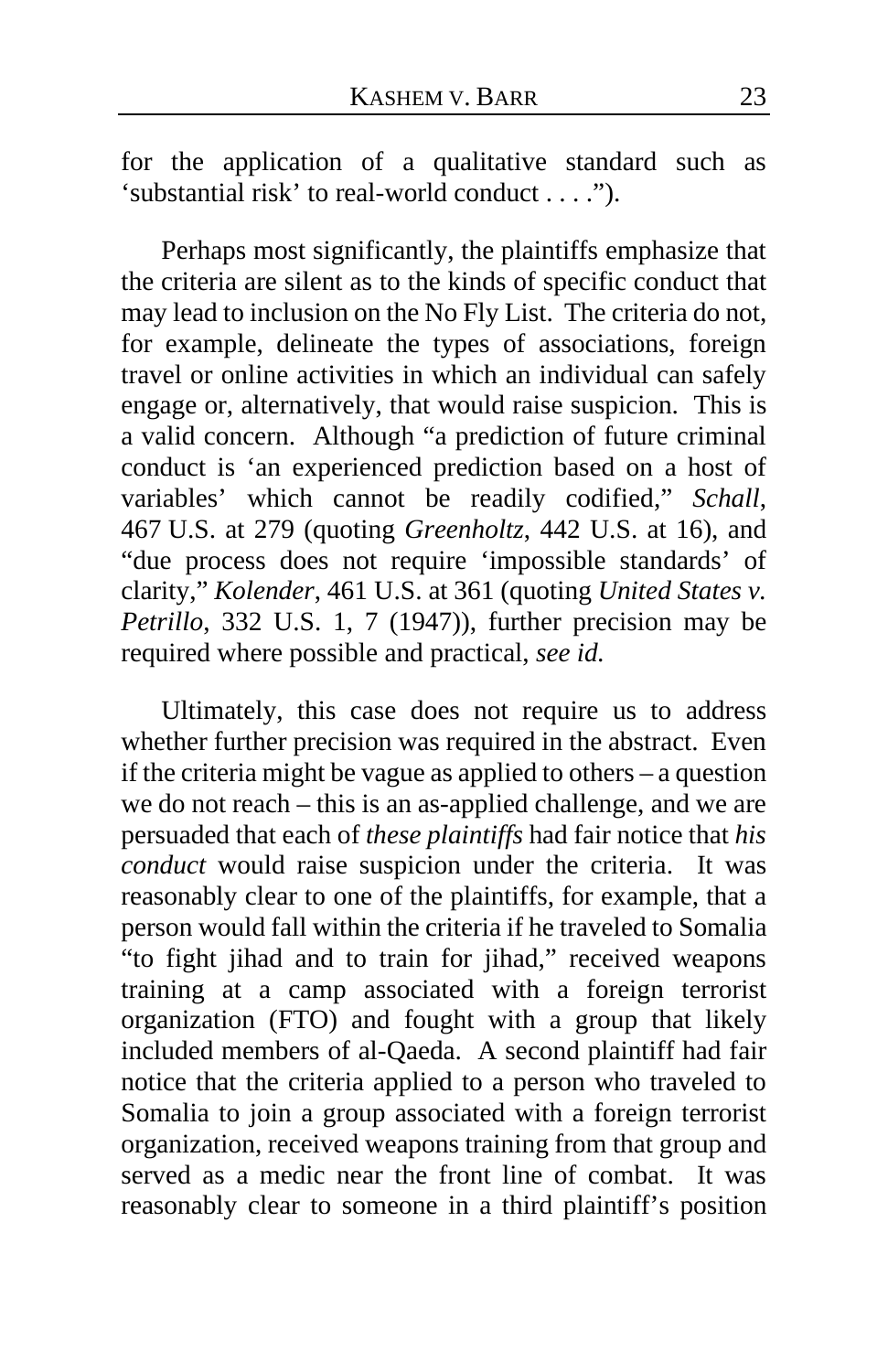for the application of a qualitative standard such as 'substantial risk' to real-world conduct . . . .").

Perhaps most significantly, the plaintiffs emphasize that the criteria are silent as to the kinds of specific conduct that may lead to inclusion on the No Fly List. The criteria do not, for example, delineate the types of associations, foreign travel or online activities in which an individual can safely engage or, alternatively, that would raise suspicion. This is a valid concern. Although "a prediction of future criminal conduct is 'an experienced prediction based on a host of variables' which cannot be readily codified," *Schall*, 467 U.S. at 279 (quoting *Greenholtz*, 442 U.S. at 16), and "due process does not require 'impossible standards' of clarity," *Kolender*, 461 U.S. at 361 (quoting *United States v. Petrillo*, 332 U.S. 1, 7 (1947)), further precision may be required where possible and practical, *see id.*

Ultimately, this case does not require us to address whether further precision was required in the abstract. Even if the criteria might be vague as applied to others – a question we do not reach – this is an as-applied challenge, and we are persuaded that each of *these plaintiffs* had fair notice that *his conduct* would raise suspicion under the criteria. It was reasonably clear to one of the plaintiffs, for example, that a person would fall within the criteria if he traveled to Somalia "to fight jihad and to train for jihad," received weapons training at a camp associated with a foreign terrorist organization (FTO) and fought with a group that likely included members of al-Qaeda. A second plaintiff had fair notice that the criteria applied to a person who traveled to Somalia to join a group associated with a foreign terrorist organization, received weapons training from that group and served as a medic near the front line of combat. It was reasonably clear to someone in a third plaintiff's position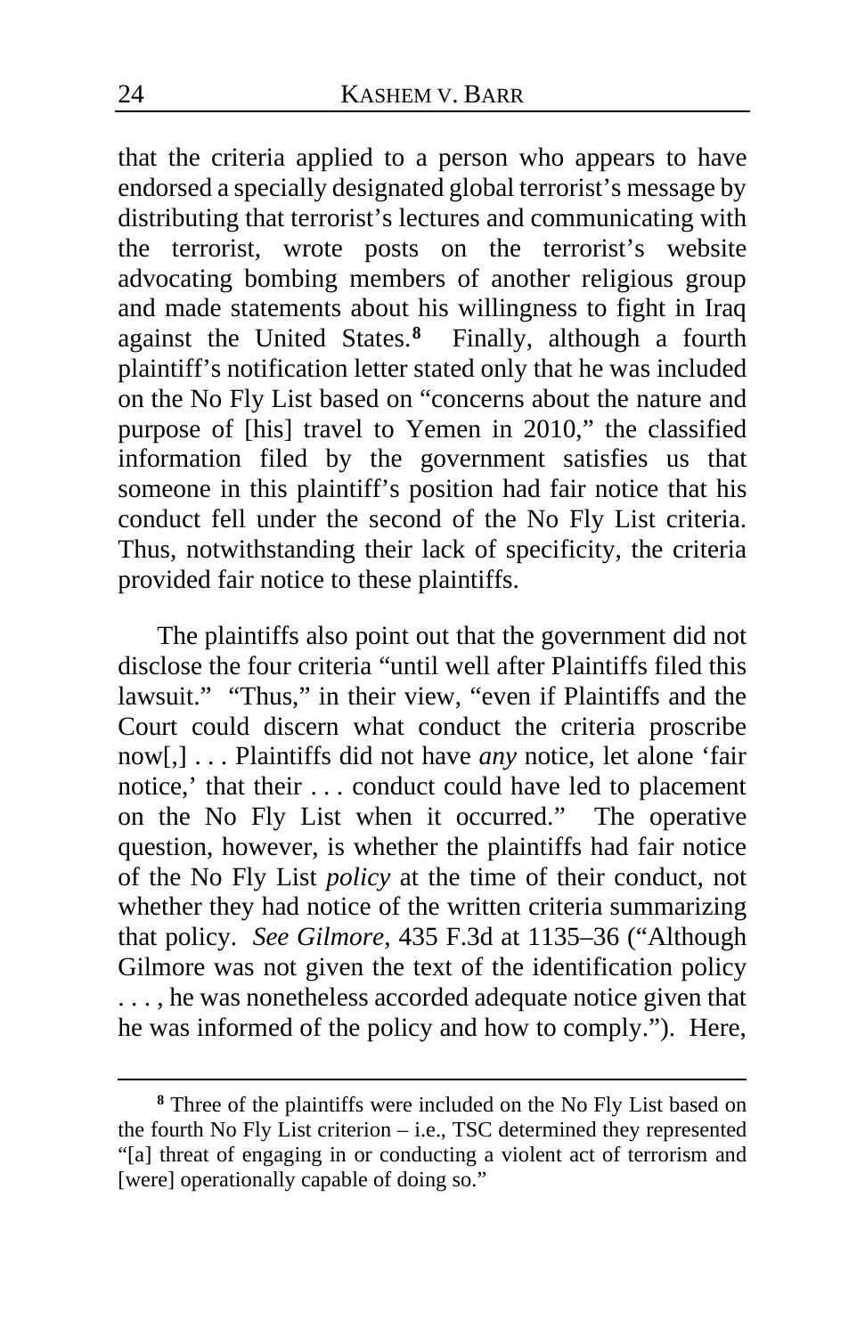that the criteria applied to a person who appears to have endorsed a specially designated global terrorist's message by distributing that terrorist's lectures and communicating with the terrorist, wrote posts on the terrorist's website advocating bombing members of another religious group and made statements about his willingness to fight in Iraq against the United States.[8] Finally, although a fourth plaintiff's notification letter stated only that he was included on the No Fly List based on "concerns about the nature and purpose of [his] travel to Yemen in 2010," the classified information filed by the government satisfies us that someone in this plaintiff's position had fair notice that his conduct fell under the second of the No Fly List criteria. Thus, notwithstanding their lack of specificity, the criteria provided fair notice to these plaintiffs.

The plaintiffs also point out that the government did not disclose the four criteria "until well after Plaintiffs filed this lawsuit." "Thus," in their view, "even if Plaintiffs and the Court could discern what conduct the criteria proscribe now[,] . . . Plaintiffs did not have *any* notice, let alone 'fair notice,' that their . . . conduct could have led to placement on the No Fly List when it occurred." The operative question, however, is whether the plaintiffs had fair notice of the No Fly List *policy* at the time of their conduct, not whether they had notice of the written criteria summarizing that policy. *See Gilmore*, 435 F.3d at 1135–36 ("Although Gilmore was not given the text of the identification policy . . . , he was nonetheless accorded adequate notice given that he was informed of the policy and how to comply."). Here,

---

[8] Three of the plaintiffs were included on the No Fly List based on the fourth No Fly List criterion – i.e., TSC determined they represented "[a] threat of engaging in or conducting a violent act of terrorism and [were] operationally capable of doing so."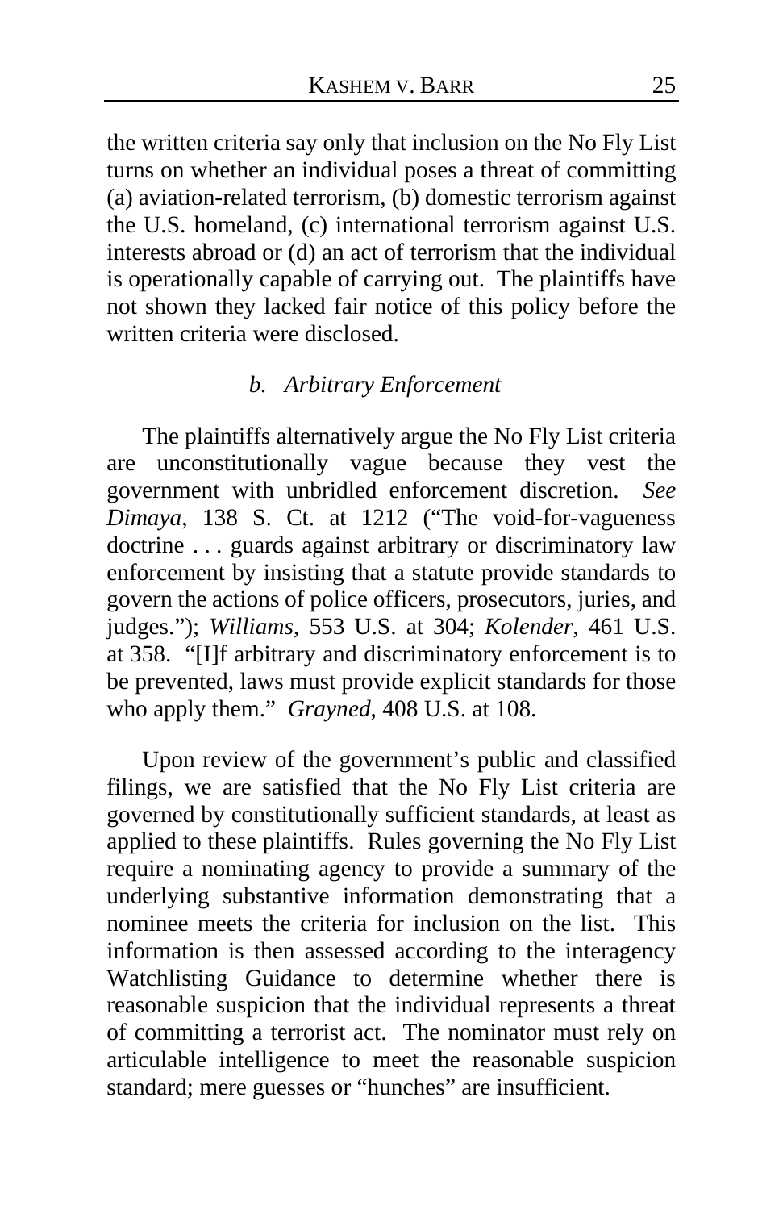the written criteria say only that inclusion on the No Fly List turns on whether an individual poses a threat of committing (a) aviation-related terrorism, (b) domestic terrorism against the U.S. homeland, (c) international terrorism against U.S. interests abroad or (d) an act of terrorism that the individual is operationally capable of carrying out. The plaintiffs have not shown they lacked fair notice of this policy before the written criteria were disclosed.

### *b. Arbitrary Enforcement*

The plaintiffs alternatively argue the No Fly List criteria are unconstitutionally vague because they vest the government with unbridled enforcement discretion. *See Dimaya*, 138 S. Ct. at 1212 ("The void-for-vagueness doctrine . . . guards against arbitrary or discriminatory law enforcement by insisting that a statute provide standards to govern the actions of police officers, prosecutors, juries, and judges."); *Williams*, 553 U.S. at 304; *Kolender*, 461 U.S. at 358. "[I]f arbitrary and discriminatory enforcement is to be prevented, laws must provide explicit standards for those who apply them." *Grayned*, 408 U.S. at 108.

Upon review of the government's public and classified filings, we are satisfied that the No Fly List criteria are governed by constitutionally sufficient standards, at least as applied to these plaintiffs. Rules governing the No Fly List require a nominating agency to provide a summary of the underlying substantive information demonstrating that a nominee meets the criteria for inclusion on the list. This information is then assessed according to the interagency Watchlisting Guidance to determine whether there is reasonable suspicion that the individual represents a threat of committing a terrorist act. The nominator must rely on articulable intelligence to meet the reasonable suspicion standard; mere guesses or "hunches" are insufficient.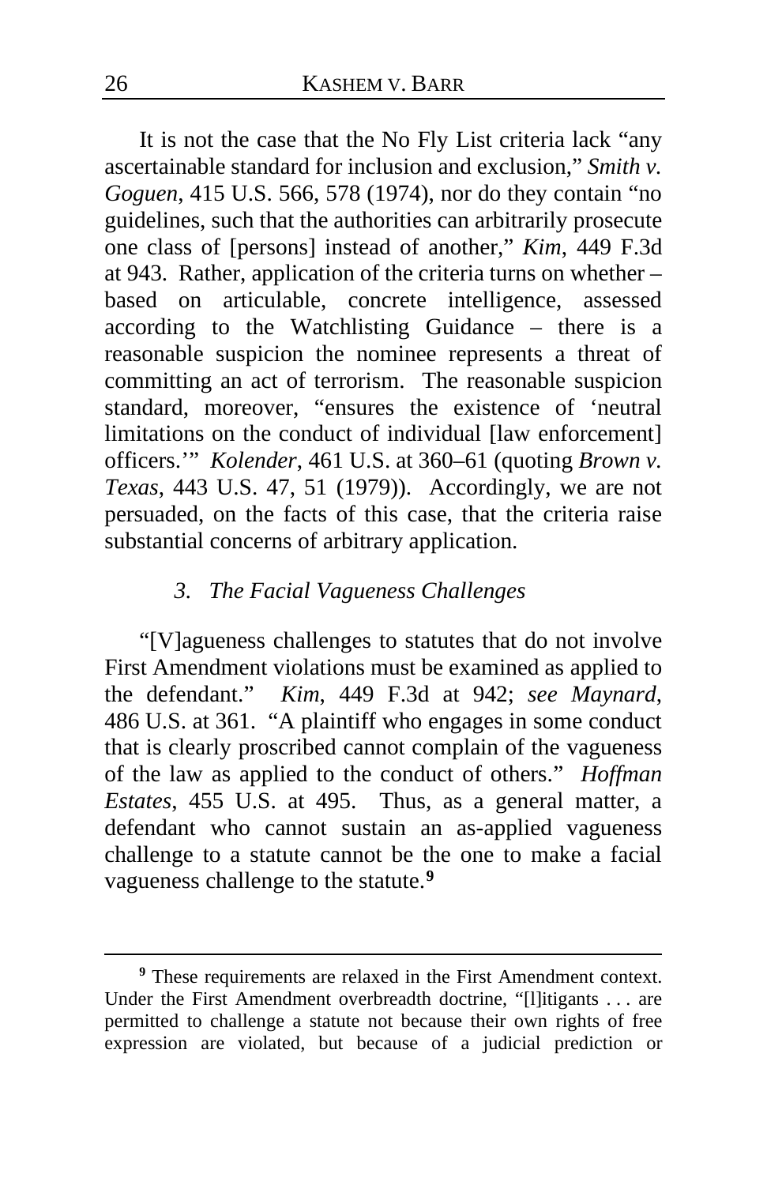It is not the case that the No Fly List criteria lack "any ascertainable standard for inclusion and exclusion," *Smith v. Goguen*, 415 U.S. 566, 578 (1974), nor do they contain "no guidelines, such that the authorities can arbitrarily prosecute one class of [persons] instead of another," *Kim*, 449 F.3d at 943. Rather, application of the criteria turns on whether – based on articulable, concrete intelligence, assessed according to the Watchlisting Guidance – there is a reasonable suspicion the nominee represents a threat of committing an act of terrorism. The reasonable suspicion standard, moreover, "ensures the existence of 'neutral limitations on the conduct of individual [law enforcement] officers.'" *Kolender*, 461 U.S. at 360–61 (quoting *Brown v. Texas*, 443 U.S. 47, 51 (1979)). Accordingly, we are not persuaded, on the facts of this case, that the criteria raise substantial concerns of arbitrary application.

### *3. The Facial Vagueness Challenges*

"[V]agueness challenges to statutes that do not involve First Amendment violations must be examined as applied to the defendant." *Kim*, 449 F.3d at 942; *see Maynard*, 486 U.S. at 361. "A plaintiff who engages in some conduct that is clearly proscribed cannot complain of the vagueness of the law as applied to the conduct of others." *Hoffman Estates*, 455 U.S. at 495. Thus, as a general matter, a defendant who cannot sustain an as-applied vagueness challenge to a statute cannot be the one to make a facial vagueness challenge to the statute.[9]

---

[9] These requirements are relaxed in the First Amendment context. Under the First Amendment overbreadth doctrine, "[l]itigants . . . are permitted to challenge a statute not because their own rights of free expression are violated, but because of a judicial prediction or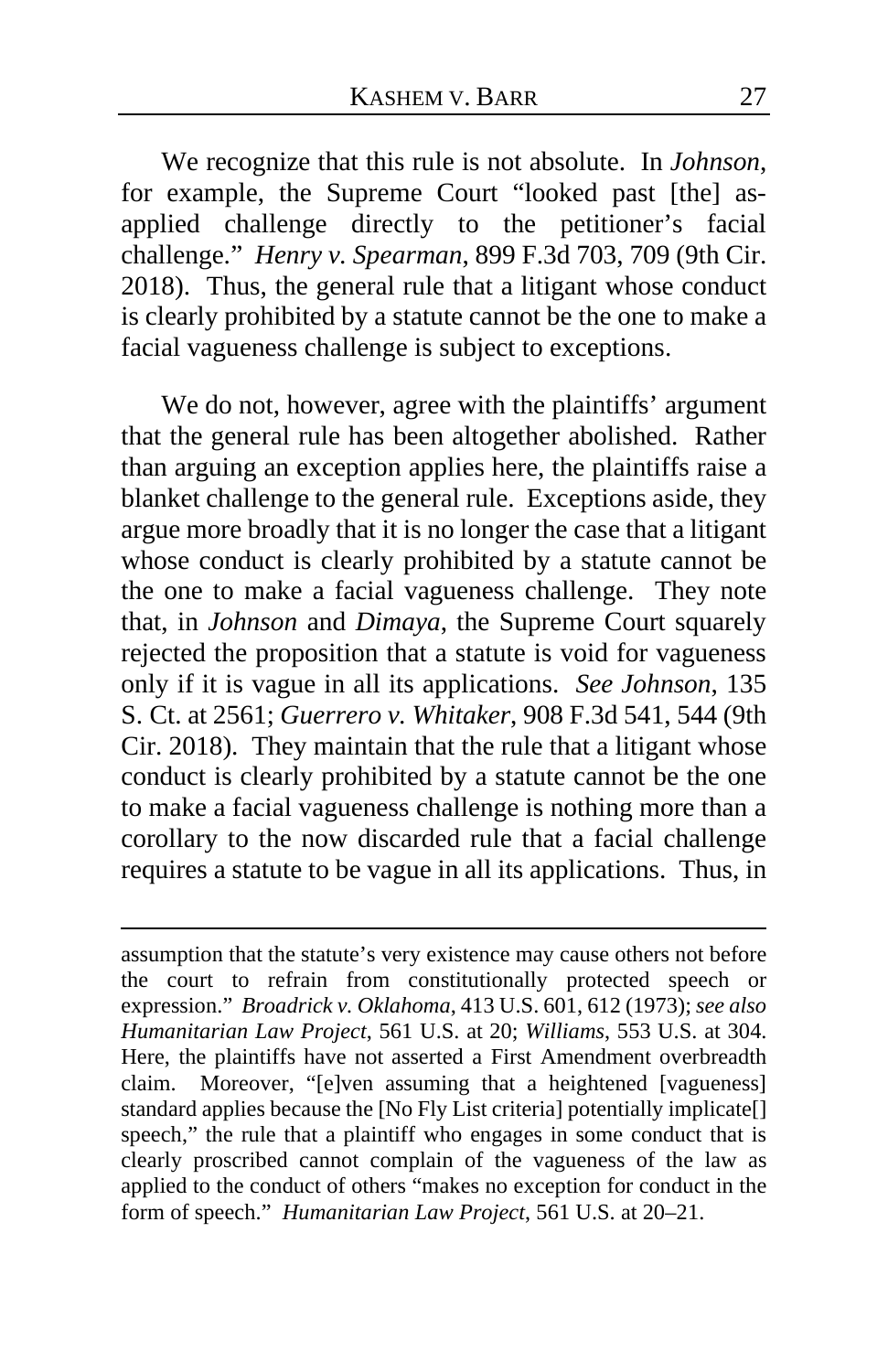We recognize that this rule is not absolute. In *Johnson*, for example, the Supreme Court "looked past [the] as-applied challenge directly to the petitioner's facial challenge." *Henry v. Spearman*, 899 F.3d 703, 709 (9th Cir. 2018). Thus, the general rule that a litigant whose conduct is clearly prohibited by a statute cannot be the one to make a facial vagueness challenge is subject to exceptions.

We do not, however, agree with the plaintiffs' argument that the general rule has been altogether abolished. Rather than arguing an exception applies here, the plaintiffs raise a blanket challenge to the general rule. Exceptions aside, they argue more broadly that it is no longer the case that a litigant whose conduct is clearly prohibited by a statute cannot be the one to make a facial vagueness challenge. They note that, in *Johnson* and *Dimaya*, the Supreme Court squarely rejected the proposition that a statute is void for vagueness only if it is vague in all its applications. *See Johnson*, 135 S. Ct. at 2561; *Guerrero v. Whitaker*, 908 F.3d 541, 544 (9th Cir. 2018). They maintain that the rule that a litigant whose conduct is clearly prohibited by a statute cannot be the one to make a facial vagueness challenge is nothing more than a corollary to the now discarded rule that a facial challenge requires a statute to be vague in all its applications. Thus, in

---

assumption that the statute's very existence may cause others not before the court to refrain from constitutionally protected speech or expression." *Broadrick v. Oklahoma*, 413 U.S. 601, 612 (1973); *see also Humanitarian Law Project*, 561 U.S. at 20; *Williams*, 553 U.S. at 304. Here, the plaintiffs have not asserted a First Amendment overbreadth claim. Moreover, "[e]ven assuming that a heightened [vagueness] standard applies because the [No Fly List criteria] potentially implicate[] speech," the rule that a plaintiff who engages in some conduct that is clearly proscribed cannot complain of the vagueness of the law as applied to the conduct of others "makes no exception for conduct in the form of speech." *Humanitarian Law Project*, 561 U.S. at 20–21.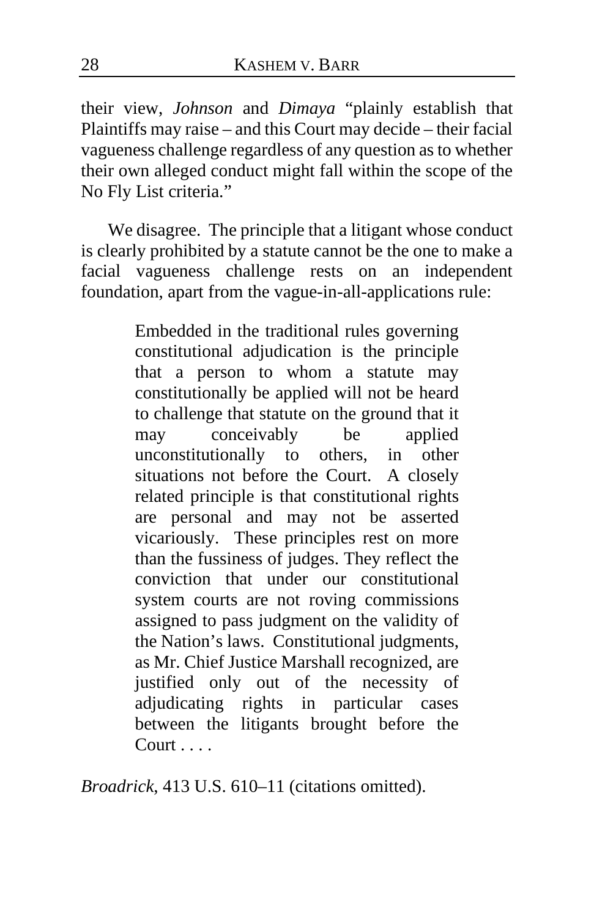their view, *Johnson* and *Dimaya* "plainly establish that Plaintiffs may raise – and this Court may decide – their facial vagueness challenge regardless of any question as to whether their own alleged conduct might fall within the scope of the No Fly List criteria."

We disagree. The principle that a litigant whose conduct is clearly prohibited by a statute cannot be the one to make a facial vagueness challenge rests on an independent foundation, apart from the vague-in-all-applications rule:

> Embedded in the traditional rules governing constitutional adjudication is the principle that a person to whom a statute may constitutionally be applied will not be heard to challenge that statute on the ground that it may conceivably be applied unconstitutionally to others, in other situations not before the Court. A closely related principle is that constitutional rights are personal and may not be asserted vicariously. These principles rest on more than the fussiness of judges. They reflect the conviction that under our constitutional system courts are not roving commissions assigned to pass judgment on the validity of the Nation's laws. Constitutional judgments, as Mr. Chief Justice Marshall recognized, are justified only out of the necessity of adjudicating rights in particular cases between the litigants brought before the Court . . . .

*Broadrick*, 413 U.S. 610–11 (citations omitted).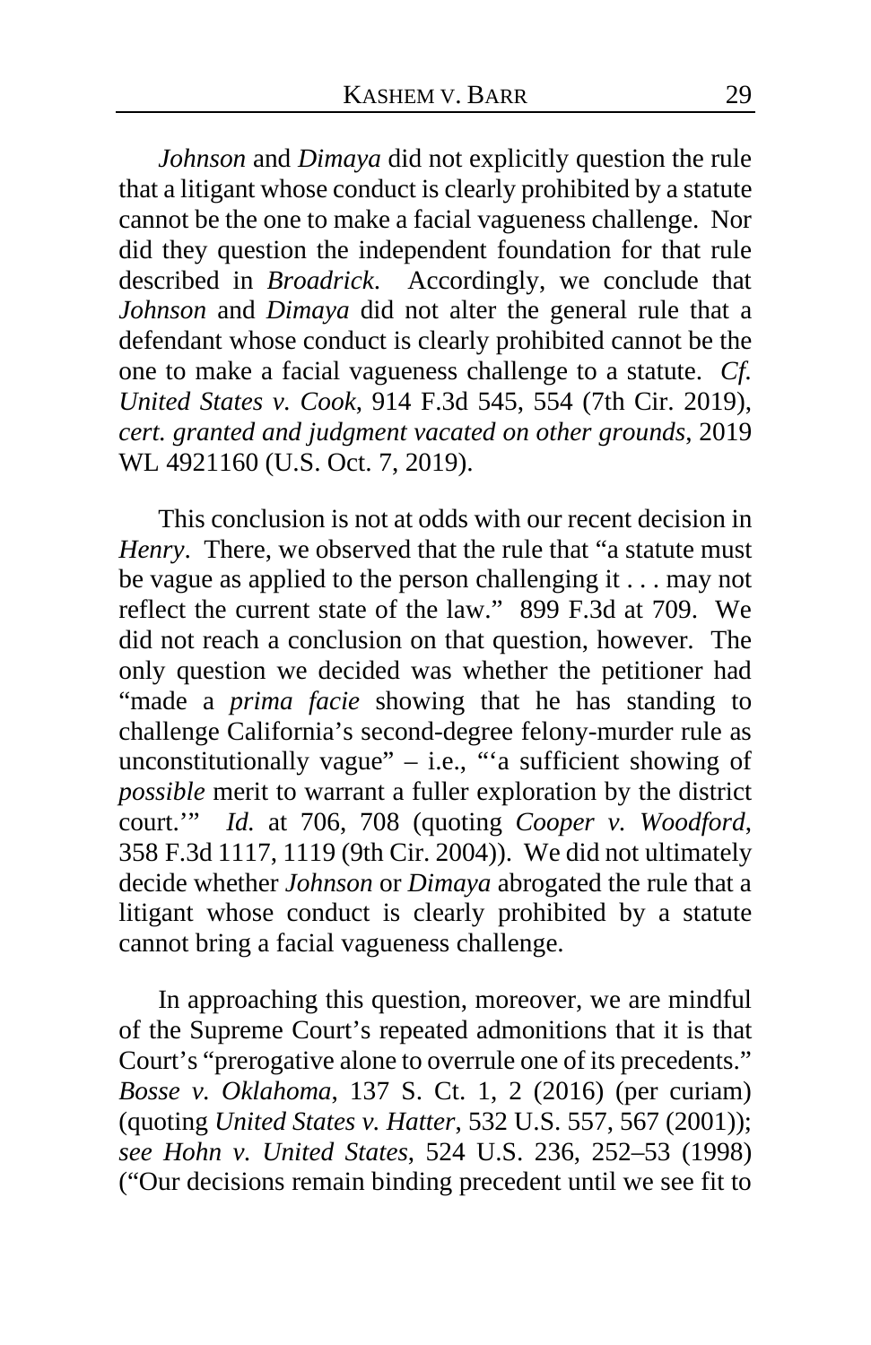*Johnson* and *Dimaya* did not explicitly question the rule that a litigant whose conduct is clearly prohibited by a statute cannot be the one to make a facial vagueness challenge. Nor did they question the independent foundation for that rule described in *Broadrick*. Accordingly, we conclude that *Johnson* and *Dimaya* did not alter the general rule that a defendant whose conduct is clearly prohibited cannot be the one to make a facial vagueness challenge to a statute. *Cf. United States v. Cook*, 914 F.3d 545, 554 (7th Cir. 2019), *cert. granted and judgment vacated on other grounds*, 2019 WL 4921160 (U.S. Oct. 7, 2019).

This conclusion is not at odds with our recent decision in *Henry*. There, we observed that the rule that "a statute must be vague as applied to the person challenging it . . . may not reflect the current state of the law." 899 F.3d at 709. We did not reach a conclusion on that question, however. The only question we decided was whether the petitioner had "made a *prima facie* showing that he has standing to challenge California's second-degree felony-murder rule as unconstitutionally vague" – i.e., "'a sufficient showing of *possible* merit to warrant a fuller exploration by the district court.'" *Id.* at 706, 708 (quoting *Cooper v. Woodford*, 358 F.3d 1117, 1119 (9th Cir. 2004)). We did not ultimately decide whether *Johnson* or *Dimaya* abrogated the rule that a litigant whose conduct is clearly prohibited by a statute cannot bring a facial vagueness challenge.

In approaching this question, moreover, we are mindful of the Supreme Court's repeated admonitions that it is that Court's "prerogative alone to overrule one of its precedents." *Bosse v. Oklahoma*, 137 S. Ct. 1, 2 (2016) (per curiam) (quoting *United States v. Hatter*, 532 U.S. 557, 567 (2001)); *see Hohn v. United States*, 524 U.S. 236, 252–53 (1998) ("Our decisions remain binding precedent until we see fit to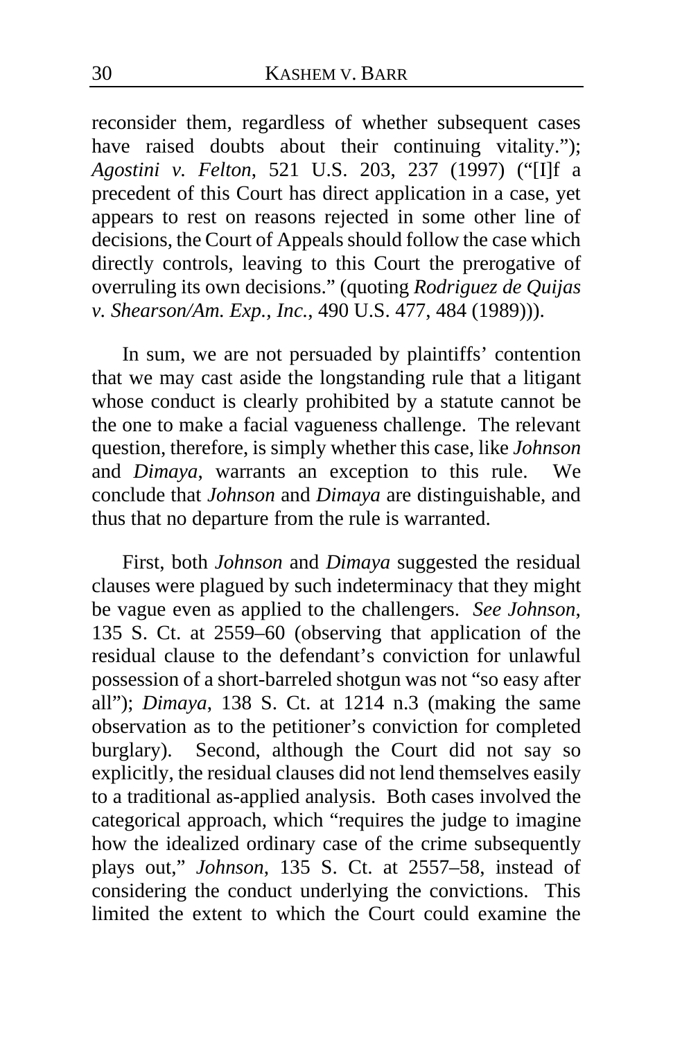reconsider them, regardless of whether subsequent cases have raised doubts about their continuing vitality."); *Agostini v. Felton*, 521 U.S. 203, 237 (1997) ("[I]f a precedent of this Court has direct application in a case, yet appears to rest on reasons rejected in some other line of decisions, the Court of Appeals should follow the case which directly controls, leaving to this Court the prerogative of overruling its own decisions." (quoting *Rodriguez de Quijas v. Shearson/Am. Exp., Inc.*, 490 U.S. 477, 484 (1989))).

In sum, we are not persuaded by plaintiffs' contention that we may cast aside the longstanding rule that a litigant whose conduct is clearly prohibited by a statute cannot be the one to make a facial vagueness challenge. The relevant question, therefore, is simply whether this case, like *Johnson* and *Dimaya*, warrants an exception to this rule. We conclude that *Johnson* and *Dimaya* are distinguishable, and thus that no departure from the rule is warranted.

First, both *Johnson* and *Dimaya* suggested the residual clauses were plagued by such indeterminacy that they might be vague even as applied to the challengers. *See Johnson*, 135 S. Ct. at 2559–60 (observing that application of the residual clause to the defendant's conviction for unlawful possession of a short-barreled shotgun was not "so easy after all"); *Dimaya*, 138 S. Ct. at 1214 n.3 (making the same observation as to the petitioner's conviction for completed burglary). Second, although the Court did not say so explicitly, the residual clauses did not lend themselves easily to a traditional as-applied analysis. Both cases involved the categorical approach, which "requires the judge to imagine how the idealized ordinary case of the crime subsequently plays out," *Johnson*, 135 S. Ct. at 2557–58, instead of considering the conduct underlying the convictions. This limited the extent to which the Court could examine the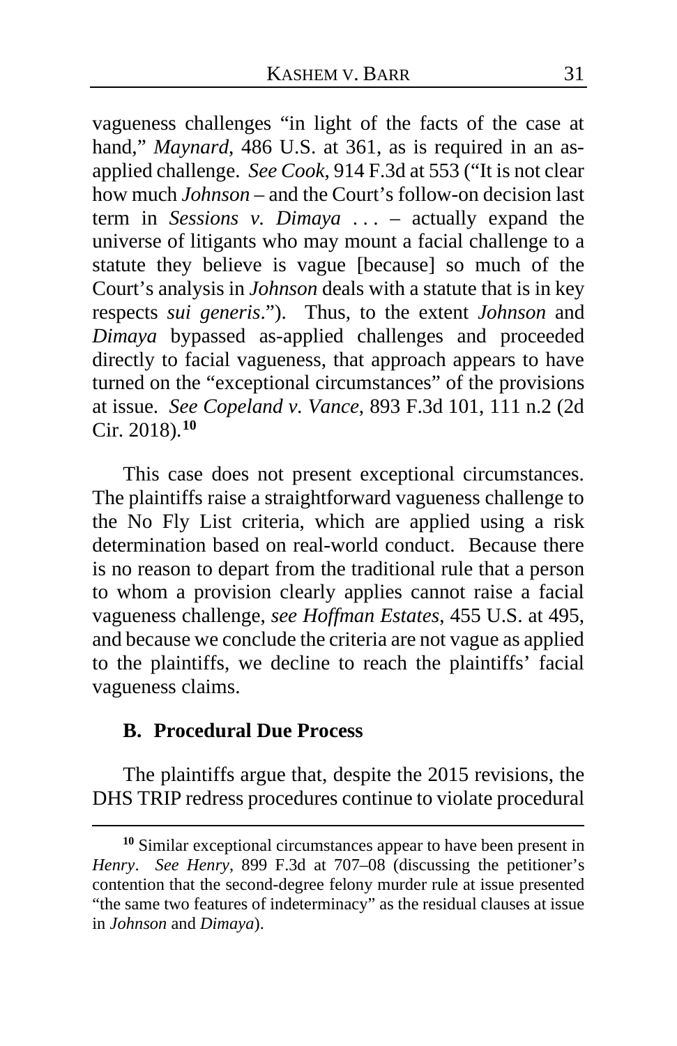vagueness challenges "in light of the facts of the case at hand," *Maynard*, 486 U.S. at 361, as is required in an as-applied challenge. *See Cook*, 914 F.3d at 553 ("It is not clear how much *Johnson* – and the Court's follow-on decision last term in *Sessions v. Dimaya* . . . – actually expand the universe of litigants who may mount a facial challenge to a statute they believe is vague [because] so much of the Court's analysis in *Johnson* deals with a statute that is in key respects *sui generis*."). Thus, to the extent *Johnson* and *Dimaya* bypassed as-applied challenges and proceeded directly to facial vagueness, that approach appears to have turned on the "exceptional circumstances" of the provisions at issue. *See Copeland v. Vance*, 893 F.3d 101, 111 n.2 (2d Cir. 2018).[10]

This case does not present exceptional circumstances. The plaintiffs raise a straightforward vagueness challenge to the No Fly List criteria, which are applied using a risk determination based on real-world conduct. Because there is no reason to depart from the traditional rule that a person to whom a provision clearly applies cannot raise a facial vagueness challenge, *see Hoffman Estates*, 455 U.S. at 495, and because we conclude the criteria are not vague as applied to the plaintiffs, we decline to reach the plaintiffs' facial vagueness claims.

### B. Procedural Due Process

The plaintiffs argue that, despite the 2015 revisions, the DHS TRIP redress procedures continue to violate procedural

[10] Similar exceptional circumstances appear to have been present in *Henry*. *See Henry*, 899 F.3d at 707–08 (discussing the petitioner's contention that the second-degree felony murder rule at issue presented "the same two features of indeterminacy" as the residual clauses at issue in *Johnson* and *Dimaya*).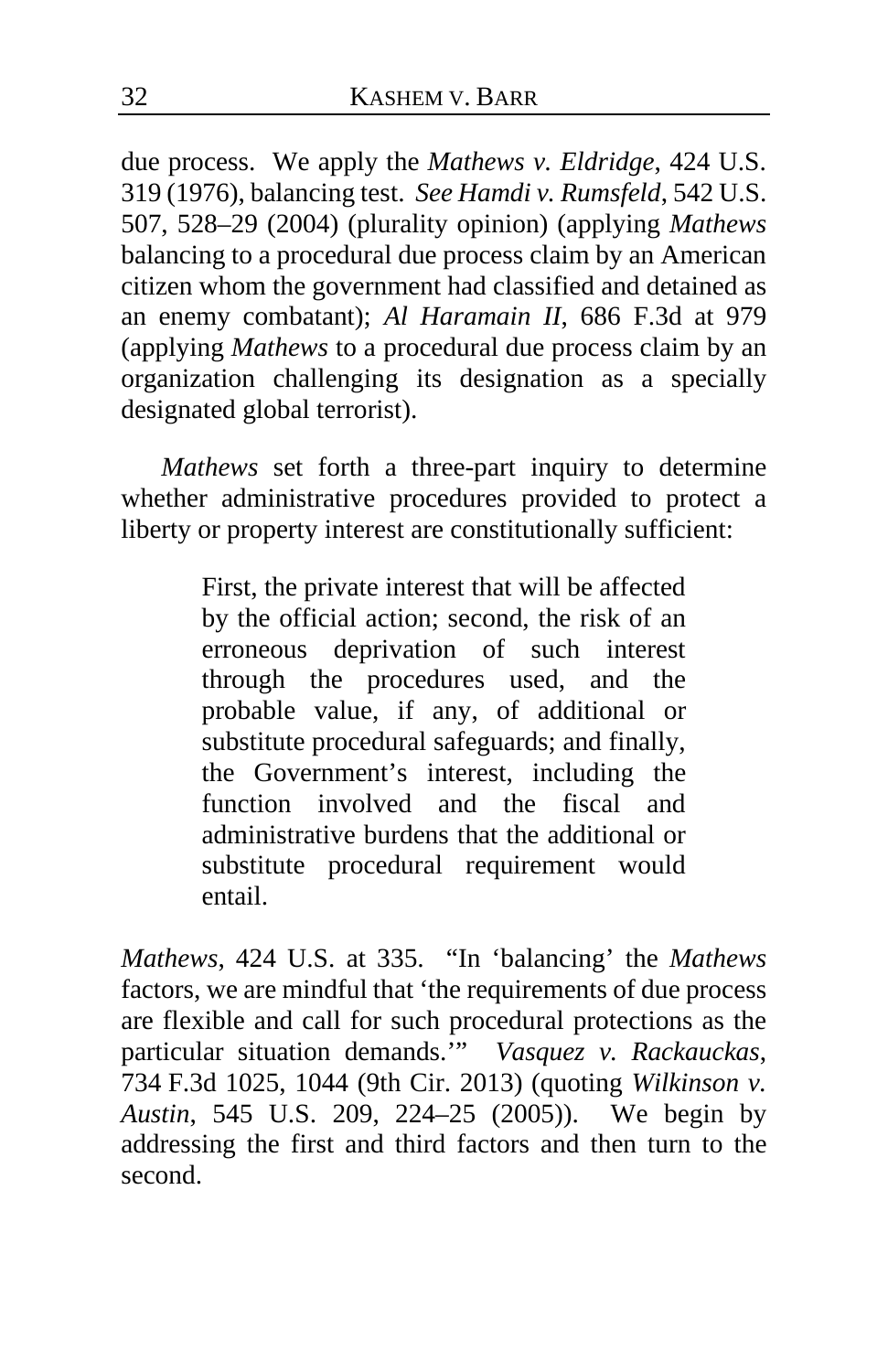due process. We apply the *Mathews v. Eldridge*, 424 U.S. 319 (1976), balancing test. *See Hamdi v. Rumsfeld*, 542 U.S. 507, 528–29 (2004) (plurality opinion) (applying *Mathews* balancing to a procedural due process claim by an American citizen whom the government had classified and detained as an enemy combatant); *Al Haramain II*, 686 F.3d at 979 (applying *Mathews* to a procedural due process claim by an organization challenging its designation as a specially designated global terrorist).

*Mathews* set forth a three-part inquiry to determine whether administrative procedures provided to protect a liberty or property interest are constitutionally sufficient:

> First, the private interest that will be affected by the official action; second, the risk of an erroneous deprivation of such interest through the procedures used, and the probable value, if any, of additional or substitute procedural safeguards; and finally, the Government's interest, including the function involved and the fiscal and administrative burdens that the additional or substitute procedural requirement would entail.

*Mathews*, 424 U.S. at 335. "In 'balancing' the *Mathews* factors, we are mindful that 'the requirements of due process are flexible and call for such procedural protections as the particular situation demands.'" *Vasquez v. Rackauckas*, 734 F.3d 1025, 1044 (9th Cir. 2013) (quoting *Wilkinson v. Austin*, 545 U.S. 209, 224–25 (2005)). We begin by addressing the first and third factors and then turn to the second.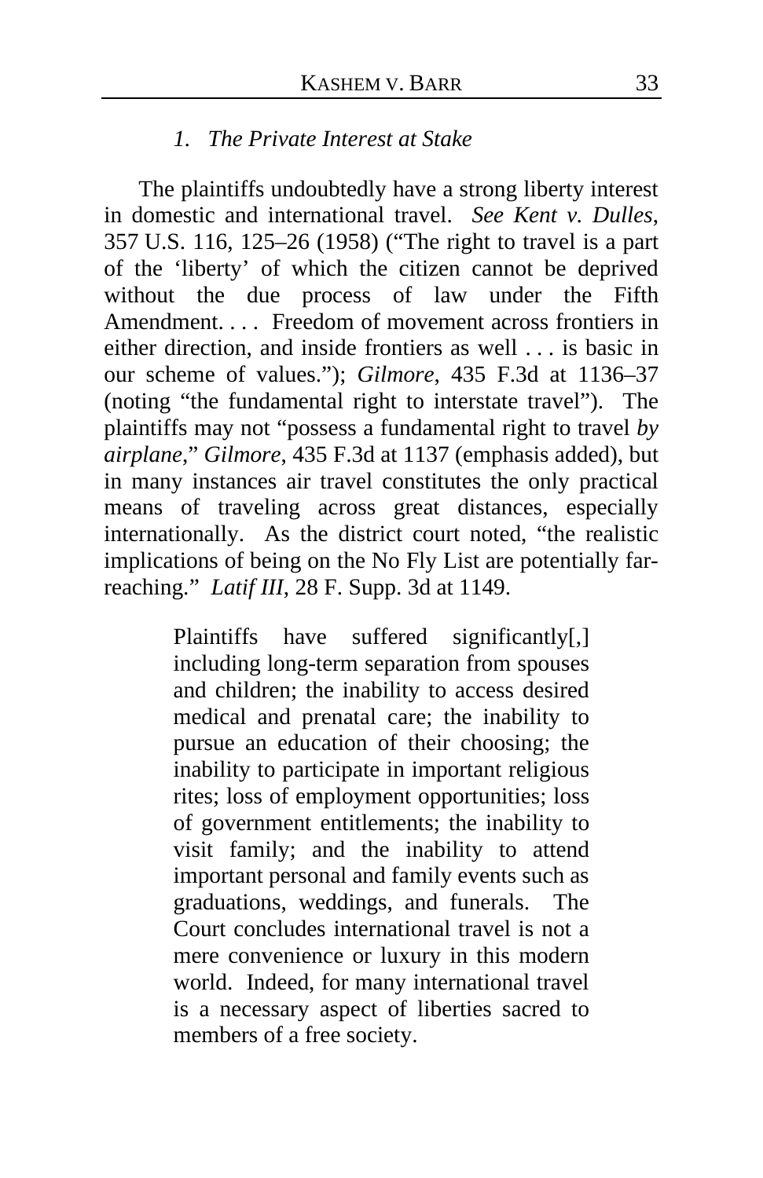### *1. The Private Interest at Stake*

The plaintiffs undoubtedly have a strong liberty interest in domestic and international travel. *See Kent v. Dulles*, 357 U.S. 116, 125–26 (1958) ("The right to travel is a part of the 'liberty' of which the citizen cannot be deprived without the due process of law under the Fifth Amendment. . . . Freedom of movement across frontiers in either direction, and inside frontiers as well . . . is basic in our scheme of values."); *Gilmore*, 435 F.3d at 1136–37 (noting "the fundamental right to interstate travel"). The plaintiffs may not "possess a fundamental right to travel *by airplane*," *Gilmore*, 435 F.3d at 1137 (emphasis added), but in many instances air travel constitutes the only practical means of traveling across great distances, especially internationally. As the district court noted, "the realistic implications of being on the No Fly List are potentially far-reaching." *Latif III*, 28 F. Supp. 3d at 1149.

> Plaintiffs have suffered significantly[,] including long-term separation from spouses and children; the inability to access desired medical and prenatal care; the inability to pursue an education of their choosing; the inability to participate in important religious rites; loss of employment opportunities; loss of government entitlements; the inability to visit family; and the inability to attend important personal and family events such as graduations, weddings, and funerals. The Court concludes international travel is not a mere convenience or luxury in this modern world. Indeed, for many international travel is a necessary aspect of liberties sacred to members of a free society.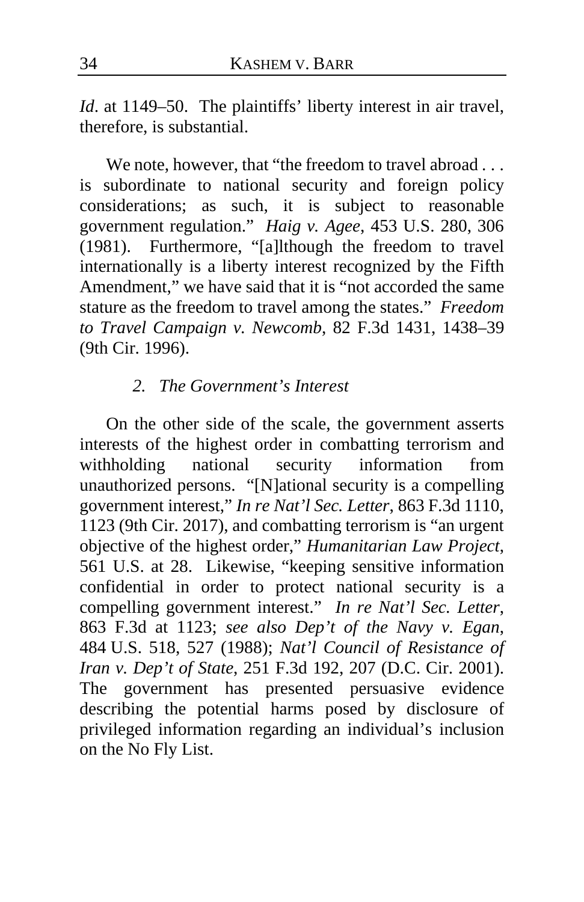*Id*. at 1149–50. The plaintiffs' liberty interest in air travel, therefore, is substantial.

We note, however, that "the freedom to travel abroad . . . is subordinate to national security and foreign policy considerations; as such, it is subject to reasonable government regulation." *Haig v. Agee*, 453 U.S. 280, 306 (1981). Furthermore, "[a]lthough the freedom to travel internationally is a liberty interest recognized by the Fifth Amendment," we have said that it is "not accorded the same stature as the freedom to travel among the states." *Freedom to Travel Campaign v. Newcomb*, 82 F.3d 1431, 1438–39 (9th Cir. 1996).

### *2. The Government's Interest*

On the other side of the scale, the government asserts interests of the highest order in combatting terrorism and withholding national security information from unauthorized persons. "[N]ational security is a compelling government interest," *In re Nat'l Sec. Letter*, 863 F.3d 1110, 1123 (9th Cir. 2017), and combatting terrorism is "an urgent objective of the highest order," *Humanitarian Law Project*, 561 U.S. at 28. Likewise, "keeping sensitive information confidential in order to protect national security is a compelling government interest." *In re Nat'l Sec. Letter*, 863 F.3d at 1123; *see also Dep't of the Navy v. Egan*, 484 U.S. 518, 527 (1988); *Nat'l Council of Resistance of Iran v. Dep't of State*, 251 F.3d 192, 207 (D.C. Cir. 2001). The government has presented persuasive evidence describing the potential harms posed by disclosure of privileged information regarding an individual's inclusion on the No Fly List.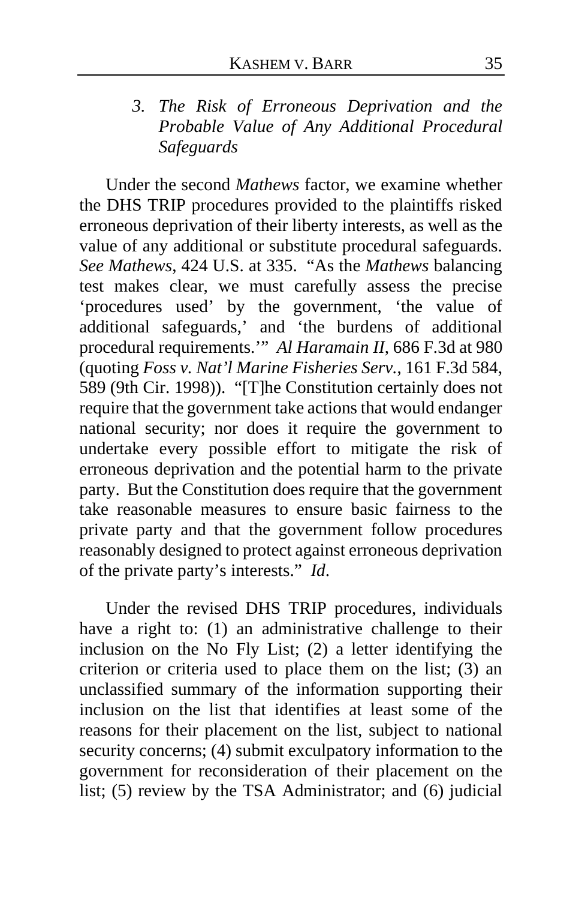### *3. The Risk of Erroneous Deprivation and the Probable Value of Any Additional Procedural Safeguards*

Under the second *Mathews* factor, we examine whether the DHS TRIP procedures provided to the plaintiffs risked erroneous deprivation of their liberty interests, as well as the value of any additional or substitute procedural safeguards. *See Mathews*, 424 U.S. at 335. "As the *Mathews* balancing test makes clear, we must carefully assess the precise 'procedures used' by the government, 'the value of additional safeguards,' and 'the burdens of additional procedural requirements.'" *Al Haramain II*, 686 F.3d at 980 (quoting *Foss v. Nat'l Marine Fisheries Serv.*, 161 F.3d 584, 589 (9th Cir. 1998)). "[T]he Constitution certainly does not require that the government take actions that would endanger national security; nor does it require the government to undertake every possible effort to mitigate the risk of erroneous deprivation and the potential harm to the private party. But the Constitution does require that the government take reasonable measures to ensure basic fairness to the private party and that the government follow procedures reasonably designed to protect against erroneous deprivation of the private party's interests." *Id*.

Under the revised DHS TRIP procedures, individuals have a right to: (1) an administrative challenge to their inclusion on the No Fly List; (2) a letter identifying the criterion or criteria used to place them on the list; (3) an unclassified summary of the information supporting their inclusion on the list that identifies at least some of the reasons for their placement on the list, subject to national security concerns; (4) submit exculpatory information to the government for reconsideration of their placement on the list; (5) review by the TSA Administrator; and (6) judicial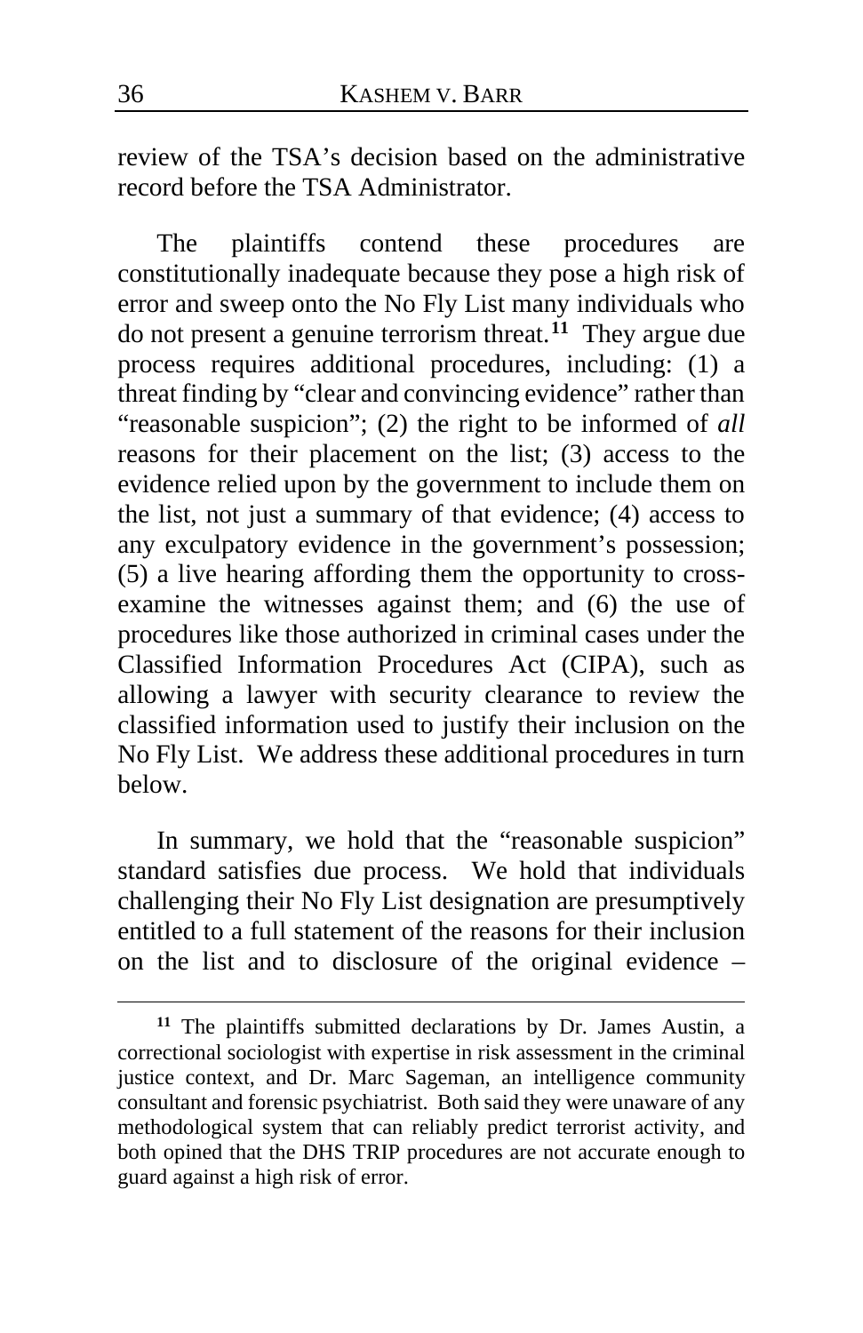review of the TSA's decision based on the administrative record before the TSA Administrator.

The plaintiffs contend these procedures are constitutionally inadequate because they pose a high risk of error and sweep onto the No Fly List many individuals who do not present a genuine terrorism threat.[11] They argue due process requires additional procedures, including: (1) a threat finding by "clear and convincing evidence" rather than "reasonable suspicion"; (2) the right to be informed of *all* reasons for their placement on the list; (3) access to the evidence relied upon by the government to include them on the list, not just a summary of that evidence; (4) access to any exculpatory evidence in the government's possession; (5) a live hearing affording them the opportunity to cross-examine the witnesses against them; and (6) the use of procedures like those authorized in criminal cases under the Classified Information Procedures Act (CIPA), such as allowing a lawyer with security clearance to review the classified information used to justify their inclusion on the No Fly List. We address these additional procedures in turn below.

In summary, we hold that the "reasonable suspicion" standard satisfies due process. We hold that individuals challenging their No Fly List designation are presumptively entitled to a full statement of the reasons for their inclusion on the list and to disclosure of the original evidence –

---

[11] The plaintiffs submitted declarations by Dr. James Austin, a correctional sociologist with expertise in risk assessment in the criminal justice context, and Dr. Marc Sageman, an intelligence community consultant and forensic psychiatrist. Both said they were unaware of any methodological system that can reliably predict terrorist activity, and both opined that the DHS TRIP procedures are not accurate enough to guard against a high risk of error.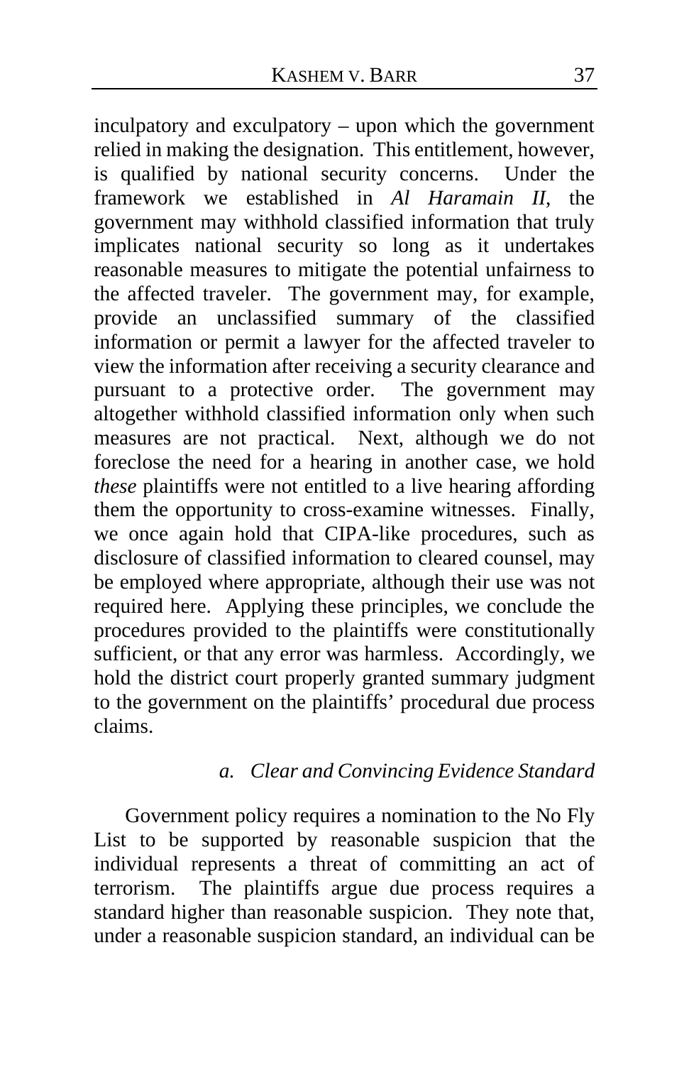inculpatory and exculpatory – upon which the government relied in making the designation. This entitlement, however, is qualified by national security concerns. Under the framework we established in *Al Haramain II*, the government may withhold classified information that truly implicates national security so long as it undertakes reasonable measures to mitigate the potential unfairness to the affected traveler. The government may, for example, provide an unclassified summary of the classified information or permit a lawyer for the affected traveler to view the information after receiving a security clearance and pursuant to a protective order. The government may altogether withhold classified information only when such measures are not practical. Next, although we do not foreclose the need for a hearing in another case, we hold *these* plaintiffs were not entitled to a live hearing affording them the opportunity to cross-examine witnesses. Finally, we once again hold that CIPA-like procedures, such as disclosure of classified information to cleared counsel, may be employed where appropriate, although their use was not required here. Applying these principles, we conclude the procedures provided to the plaintiffs were constitutionally sufficient, or that any error was harmless. Accordingly, we hold the district court properly granted summary judgment to the government on the plaintiffs' procedural due process claims.

*a. Clear and Convincing Evidence Standard*

Government policy requires a nomination to the No Fly List to be supported by reasonable suspicion that the individual represents a threat of committing an act of terrorism. The plaintiffs argue due process requires a standard higher than reasonable suspicion. They note that, under a reasonable suspicion standard, an individual can be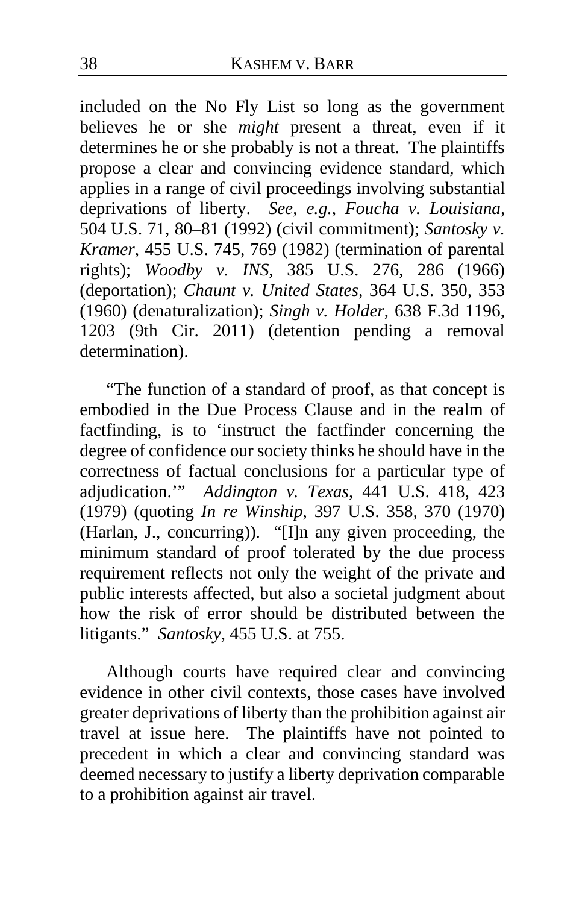included on the No Fly List so long as the government believes he or she *might* present a threat, even if it determines he or she probably is not a threat. The plaintiffs propose a clear and convincing evidence standard, which applies in a range of civil proceedings involving substantial deprivations of liberty. *See, e.g.*, *Foucha v. Louisiana*, 504 U.S. 71, 80–81 (1992) (civil commitment); *Santosky v. Kramer*, 455 U.S. 745, 769 (1982) (termination of parental rights); *Woodby v. INS*, 385 U.S. 276, 286 (1966) (deportation); *Chaunt v. United States*, 364 U.S. 350, 353 (1960) (denaturalization); *Singh v. Holder*, 638 F.3d 1196, 1203 (9th Cir. 2011) (detention pending a removal determination).

"The function of a standard of proof, as that concept is embodied in the Due Process Clause and in the realm of factfinding, is to 'instruct the factfinder concerning the degree of confidence our society thinks he should have in the correctness of factual conclusions for a particular type of adjudication.'" *Addington v. Texas*, 441 U.S. 418, 423 (1979) (quoting *In re Winship*, 397 U.S. 358, 370 (1970) (Harlan, J., concurring)). "[I]n any given proceeding, the minimum standard of proof tolerated by the due process requirement reflects not only the weight of the private and public interests affected, but also a societal judgment about how the risk of error should be distributed between the litigants." *Santosky*, 455 U.S. at 755.

Although courts have required clear and convincing evidence in other civil contexts, those cases have involved greater deprivations of liberty than the prohibition against air travel at issue here. The plaintiffs have not pointed to precedent in which a clear and convincing standard was deemed necessary to justify a liberty deprivation comparable to a prohibition against air travel.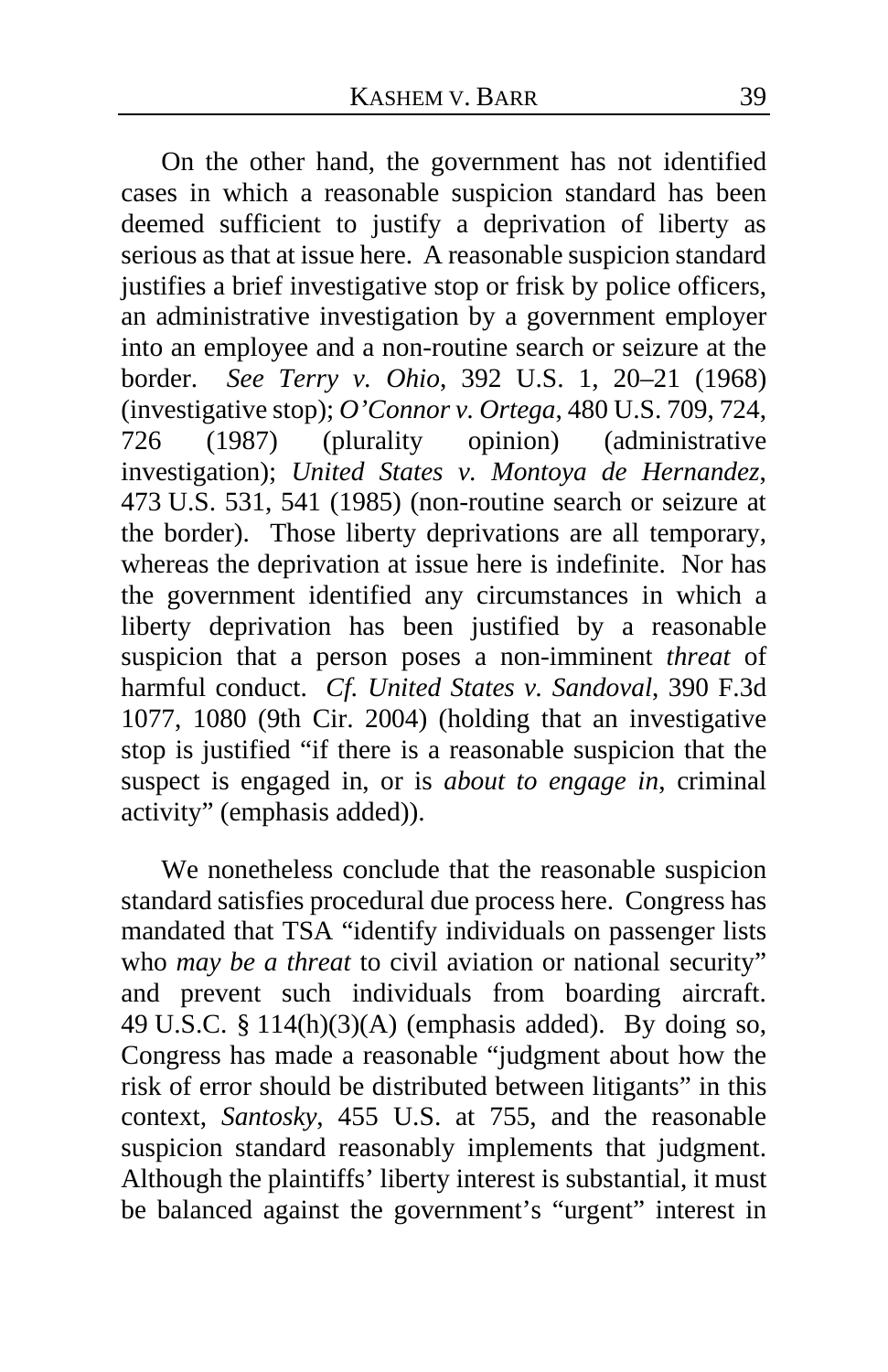On the other hand, the government has not identified cases in which a reasonable suspicion standard has been deemed sufficient to justify a deprivation of liberty as serious as that at issue here. A reasonable suspicion standard justifies a brief investigative stop or frisk by police officers, an administrative investigation by a government employer into an employee and a non-routine search or seizure at the border. *See Terry v. Ohio*, 392 U.S. 1, 20–21 (1968) (investigative stop); *O'Connor v. Ortega*, 480 U.S. 709, 724, 726 (1987) (plurality opinion) (administrative investigation); *United States v. Montoya de Hernandez*, 473 U.S. 531, 541 (1985) (non-routine search or seizure at the border). Those liberty deprivations are all temporary, whereas the deprivation at issue here is indefinite. Nor has the government identified any circumstances in which a liberty deprivation has been justified by a reasonable suspicion that a person poses a non-imminent *threat* of harmful conduct. *Cf. United States v. Sandoval*, 390 F.3d 1077, 1080 (9th Cir. 2004) (holding that an investigative stop is justified "if there is a reasonable suspicion that the suspect is engaged in, or is *about to engage in*, criminal activity" (emphasis added)).

We nonetheless conclude that the reasonable suspicion standard satisfies procedural due process here. Congress has mandated that TSA "identify individuals on passenger lists who *may be a threat* to civil aviation or national security" and prevent such individuals from boarding aircraft. 49 U.S.C. § 114(h)(3)(A) (emphasis added). By doing so, Congress has made a reasonable "judgment about how the risk of error should be distributed between litigants" in this context, *Santosky*, 455 U.S. at 755, and the reasonable suspicion standard reasonably implements that judgment. Although the plaintiffs' liberty interest is substantial, it must be balanced against the government's "urgent" interest in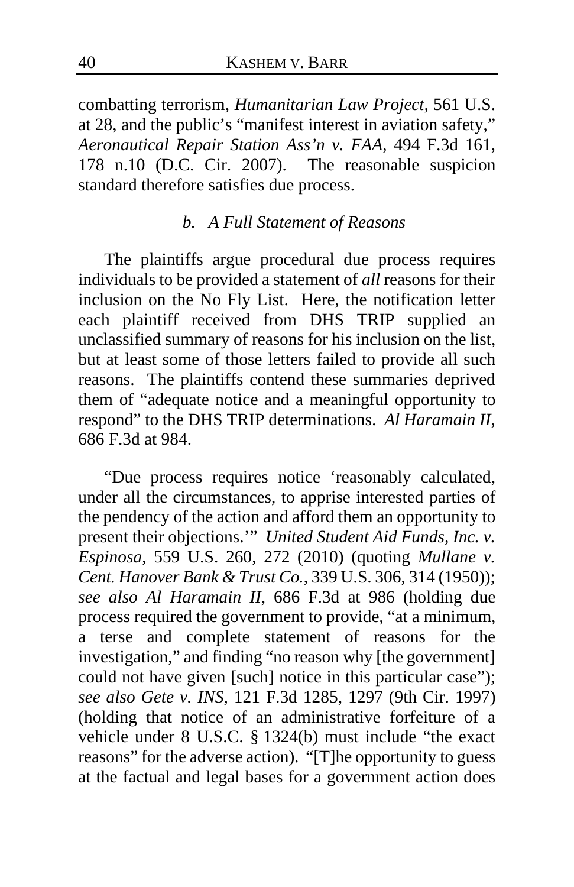combatting terrorism, *Humanitarian Law Project*, 561 U.S. at 28, and the public's "manifest interest in aviation safety," *Aeronautical Repair Station Ass'n v. FAA*, 494 F.3d 161, 178 n.10 (D.C. Cir. 2007). The reasonable suspicion standard therefore satisfies due process.

### *b. A Full Statement of Reasons*

The plaintiffs argue procedural due process requires individuals to be provided a statement of *all* reasons for their inclusion on the No Fly List. Here, the notification letter each plaintiff received from DHS TRIP supplied an unclassified summary of reasons for his inclusion on the list, but at least some of those letters failed to provide all such reasons. The plaintiffs contend these summaries deprived them of "adequate notice and a meaningful opportunity to respond" to the DHS TRIP determinations. *Al Haramain II*, 686 F.3d at 984.

"Due process requires notice 'reasonably calculated, under all the circumstances, to apprise interested parties of the pendency of the action and afford them an opportunity to present their objections.'" *United Student Aid Funds, Inc. v. Espinosa*, 559 U.S. 260, 272 (2010) (quoting *Mullane v. Cent. Hanover Bank & Trust Co.*, 339 U.S. 306, 314 (1950)); *see also Al Haramain II*, 686 F.3d at 986 (holding due process required the government to provide, "at a minimum, a terse and complete statement of reasons for the investigation," and finding "no reason why [the government] could not have given [such] notice in this particular case"); *see also Gete v. INS*, 121 F.3d 1285, 1297 (9th Cir. 1997) (holding that notice of an administrative forfeiture of a vehicle under 8 U.S.C. § 1324(b) must include "the exact reasons" for the adverse action). "[T]he opportunity to guess at the factual and legal bases for a government action does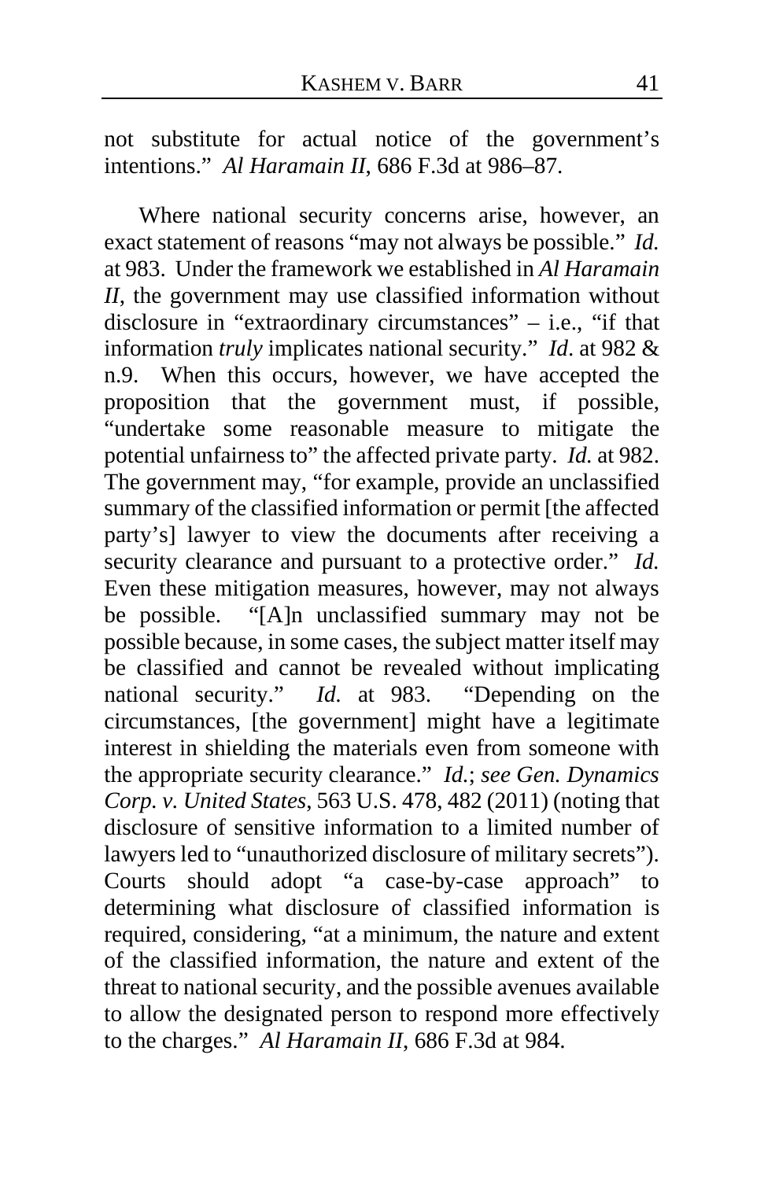not substitute for actual notice of the government's intentions." *Al Haramain II*, 686 F.3d at 986–87.

Where national security concerns arise, however, an exact statement of reasons "may not always be possible." *Id.* at 983. Under the framework we established in *Al Haramain II*, the government may use classified information without disclosure in "extraordinary circumstances" – i.e., "if that information *truly* implicates national security." *Id*. at 982 & n.9. When this occurs, however, we have accepted the proposition that the government must, if possible, "undertake some reasonable measure to mitigate the potential unfairness to" the affected private party. *Id.* at 982. The government may, "for example, provide an unclassified summary of the classified information or permit [the affected party's] lawyer to view the documents after receiving a security clearance and pursuant to a protective order." *Id.* Even these mitigation measures, however, may not always be possible. "[A]n unclassified summary may not be possible because, in some cases, the subject matter itself may be classified and cannot be revealed without implicating national security." *Id.* at 983. "Depending on the circumstances, [the government] might have a legitimate interest in shielding the materials even from someone with the appropriate security clearance." *Id.*; *see Gen. Dynamics Corp. v. United States*, 563 U.S. 478, 482 (2011) (noting that disclosure of sensitive information to a limited number of lawyers led to "unauthorized disclosure of military secrets"). Courts should adopt "a case-by-case approach" to determining what disclosure of classified information is required, considering, "at a minimum, the nature and extent of the classified information, the nature and extent of the threat to national security, and the possible avenues available to allow the designated person to respond more effectively to the charges." *Al Haramain II*, 686 F.3d at 984.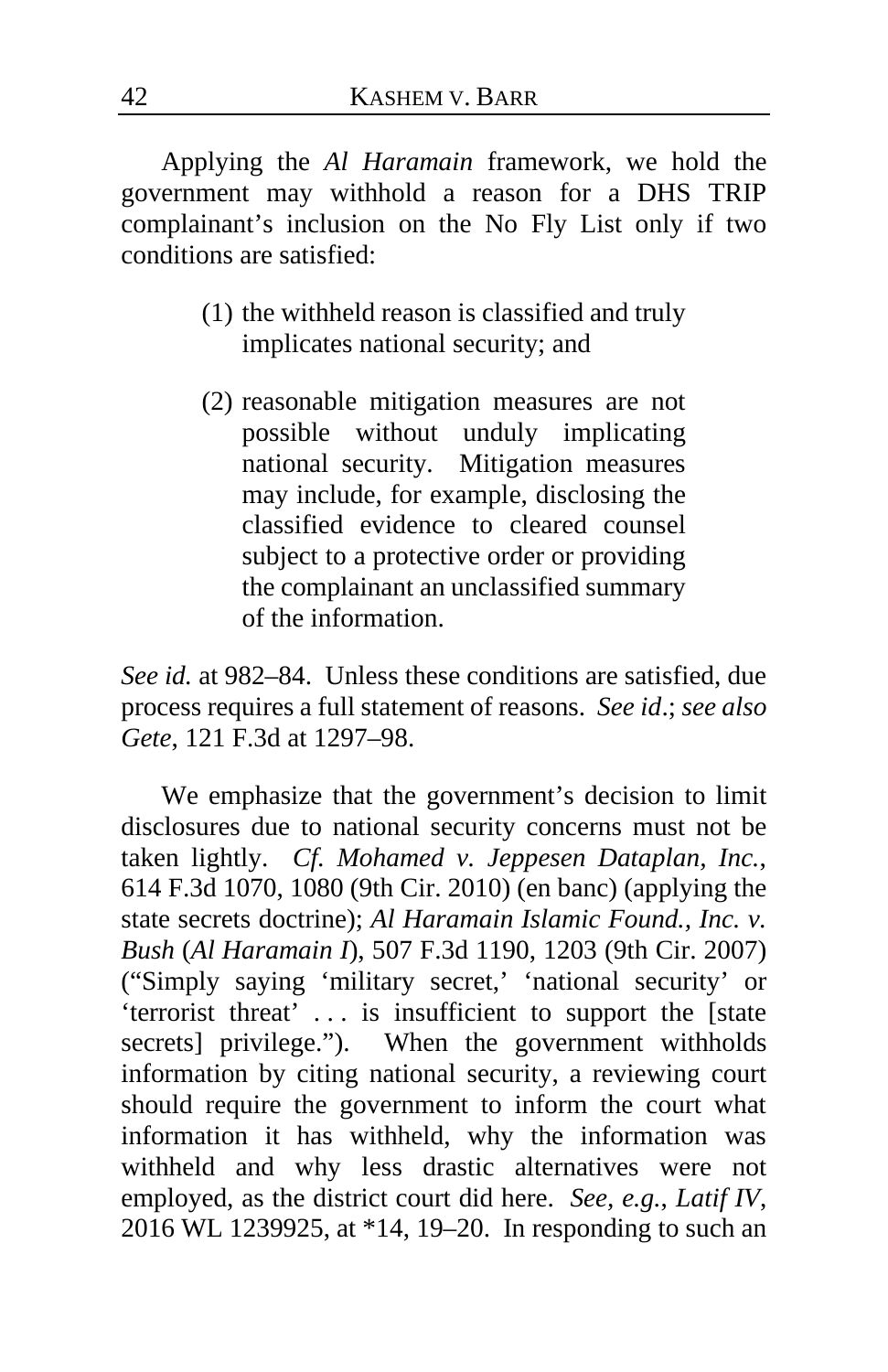Applying the *Al Haramain* framework, we hold the government may withhold a reason for a DHS TRIP complainant's inclusion on the No Fly List only if two conditions are satisfied:

> (1) the withheld reason is classified and truly implicates national security; and
>
> (2) reasonable mitigation measures are not possible without unduly implicating national security. Mitigation measures may include, for example, disclosing the classified evidence to cleared counsel subject to a protective order or providing the complainant an unclassified summary of the information.

*See id.* at 982–84. Unless these conditions are satisfied, due process requires a full statement of reasons. *See id*.; *see also Gete*, 121 F.3d at 1297–98.

We emphasize that the government's decision to limit disclosures due to national security concerns must not be taken lightly. *Cf. Mohamed v. Jeppesen Dataplan, Inc.*, 614 F.3d 1070, 1080 (9th Cir. 2010) (en banc) (applying the state secrets doctrine); *Al Haramain Islamic Found., Inc. v. Bush* (*Al Haramain I*), 507 F.3d 1190, 1203 (9th Cir. 2007) ("Simply saying 'military secret,' 'national security' or 'terrorist threat' . . . is insufficient to support the [state secrets] privilege."). When the government withholds information by citing national security, a reviewing court should require the government to inform the court what information it has withheld, why the information was withheld and why less drastic alternatives were not employed, as the district court did here. *See, e.g.*, *Latif IV*, 2016 WL 1239925, at *14, 19–20. In responding to such an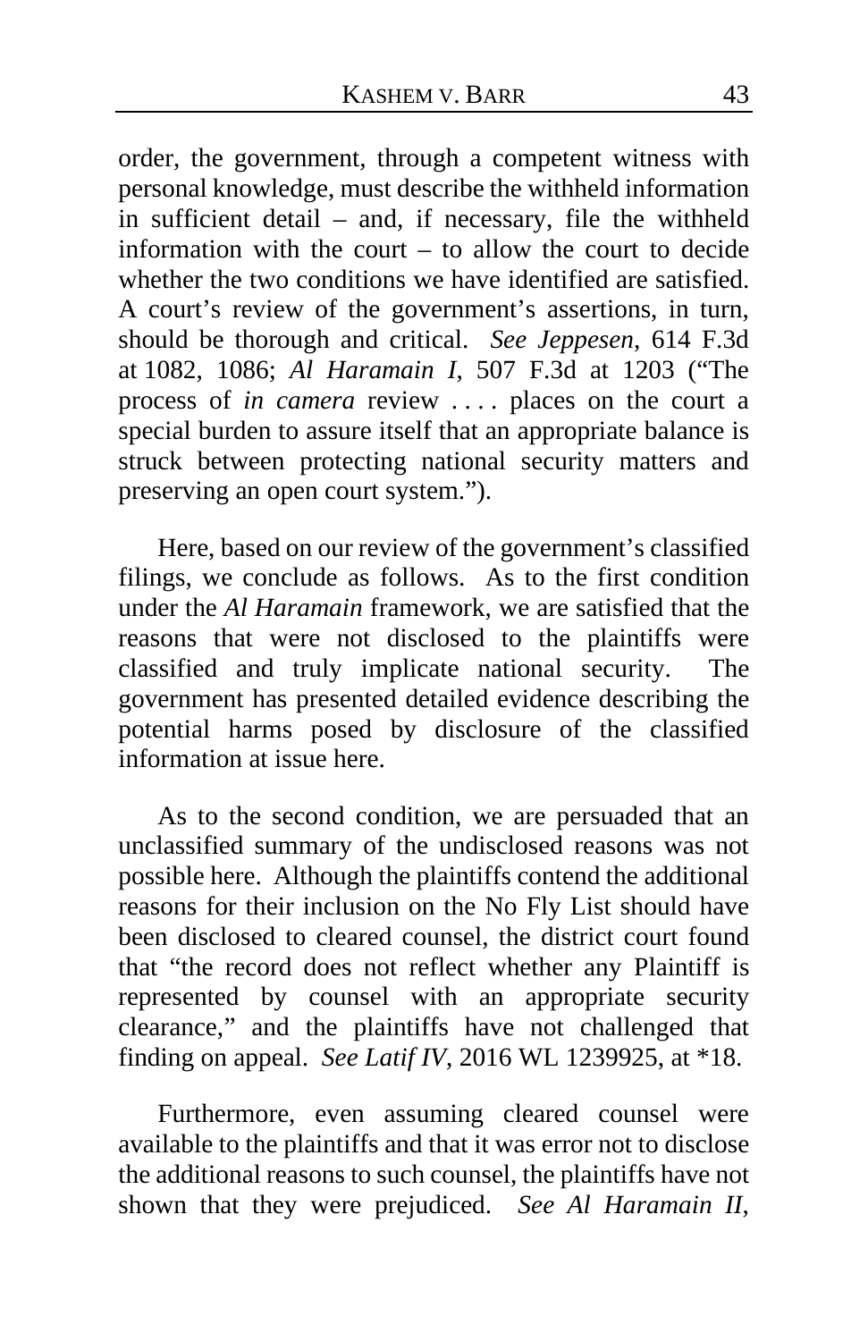order, the government, through a competent witness with personal knowledge, must describe the withheld information in sufficient detail – and, if necessary, file the withheld information with the court – to allow the court to decide whether the two conditions we have identified are satisfied. A court's review of the government's assertions, in turn, should be thorough and critical. *See Jeppesen*, 614 F.3d at 1082, 1086; *Al Haramain I*, 507 F.3d at 1203 ("The process of *in camera* review . . . . places on the court a special burden to assure itself that an appropriate balance is struck between protecting national security matters and preserving an open court system.").

Here, based on our review of the government's classified filings, we conclude as follows. As to the first condition under the *Al Haramain* framework, we are satisfied that the reasons that were not disclosed to the plaintiffs were classified and truly implicate national security. The government has presented detailed evidence describing the potential harms posed by disclosure of the classified information at issue here.

As to the second condition, we are persuaded that an unclassified summary of the undisclosed reasons was not possible here. Although the plaintiffs contend the additional reasons for their inclusion on the No Fly List should have been disclosed to cleared counsel, the district court found that "the record does not reflect whether any Plaintiff is represented by counsel with an appropriate security clearance," and the plaintiffs have not challenged that finding on appeal. *See Latif IV*, 2016 WL 1239925, at *18.

Furthermore, even assuming cleared counsel were available to the plaintiffs and that it was error not to disclose the additional reasons to such counsel, the plaintiffs have not shown that they were prejudiced. *See Al Haramain II*,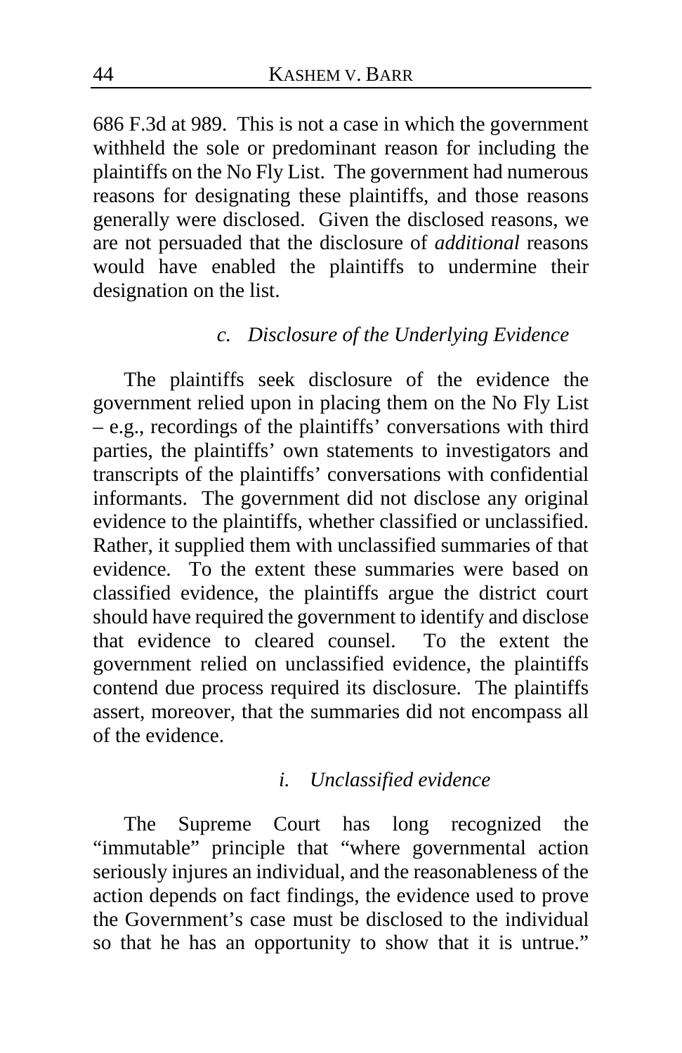686 F.3d at 989. This is not a case in which the government withheld the sole or predominant reason for including the plaintiffs on the No Fly List. The government had numerous reasons for designating these plaintiffs, and those reasons generally were disclosed. Given the disclosed reasons, we are not persuaded that the disclosure of *additional* reasons would have enabled the plaintiffs to undermine their designation on the list.

#### *c. Disclosure of the Underlying Evidence*

The plaintiffs seek disclosure of the evidence the government relied upon in placing them on the No Fly List – e.g., recordings of the plaintiffs' conversations with third parties, the plaintiffs' own statements to investigators and transcripts of the plaintiffs' conversations with confidential informants. The government did not disclose any original evidence to the plaintiffs, whether classified or unclassified. Rather, it supplied them with unclassified summaries of that evidence. To the extent these summaries were based on classified evidence, the plaintiffs argue the district court should have required the government to identify and disclose that evidence to cleared counsel. To the extent the government relied on unclassified evidence, the plaintiffs contend due process required its disclosure. The plaintiffs assert, moreover, that the summaries did not encompass all of the evidence.

##### *i. Unclassified evidence*

The Supreme Court has long recognized the "immutable" principle that "where governmental action seriously injures an individual, and the reasonableness of the action depends on fact findings, the evidence used to prove the Government's case must be disclosed to the individual so that he has an opportunity to show that it is untrue."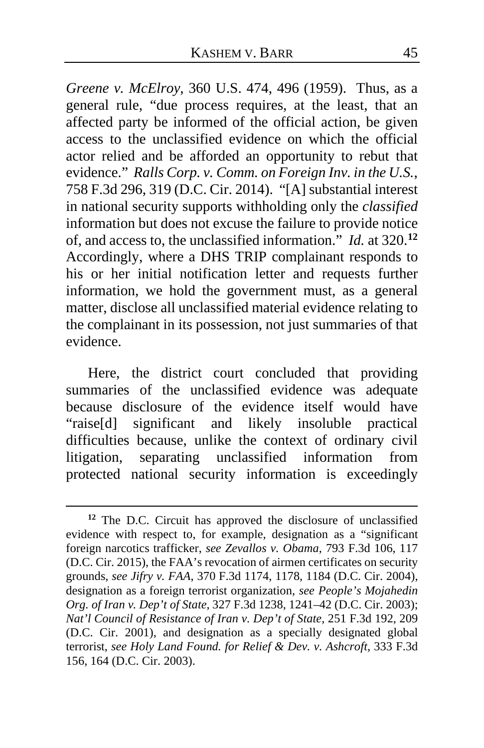*Greene v. McElroy*, 360 U.S. 474, 496 (1959). Thus, as a general rule, "due process requires, at the least, that an affected party be informed of the official action, be given access to the unclassified evidence on which the official actor relied and be afforded an opportunity to rebut that evidence." *Ralls Corp. v. Comm. on Foreign Inv. in the U.S.*, 758 F.3d 296, 319 (D.C. Cir. 2014). "[A] substantial interest in national security supports withholding only the *classified* information but does not excuse the failure to provide notice of, and access to, the unclassified information." *Id.* at 320.[12] Accordingly, where a DHS TRIP complainant responds to his or her initial notification letter and requests further information, we hold the government must, as a general matter, disclose all unclassified material evidence relating to the complainant in its possession, not just summaries of that evidence.

Here, the district court concluded that providing summaries of the unclassified evidence was adequate because disclosure of the evidence itself would have "raise[d] significant and likely insoluble practical difficulties because, unlike the context of ordinary civil litigation, separating unclassified information from protected national security information is exceedingly

[12] The D.C. Circuit has approved the disclosure of unclassified evidence with respect to, for example, designation as a "significant foreign narcotics trafficker, *see Zevallos v. Obama*, 793 F.3d 106, 117 (D.C. Cir. 2015), the FAA's revocation of airmen certificates on security grounds, *see Jifry v. FAA*, 370 F.3d 1174, 1178, 1184 (D.C. Cir. 2004), designation as a foreign terrorist organization, *see People's Mojahedin Org. of Iran v. Dep't of State*, 327 F.3d 1238, 1241–42 (D.C. Cir. 2003); *Nat'l Council of Resistance of Iran v. Dep't of State*, 251 F.3d 192, 209 (D.C. Cir. 2001), and designation as a specially designated global terrorist, *see Holy Land Found. for Relief & Dev. v. Ashcroft*, 333 F.3d 156, 164 (D.C. Cir. 2003).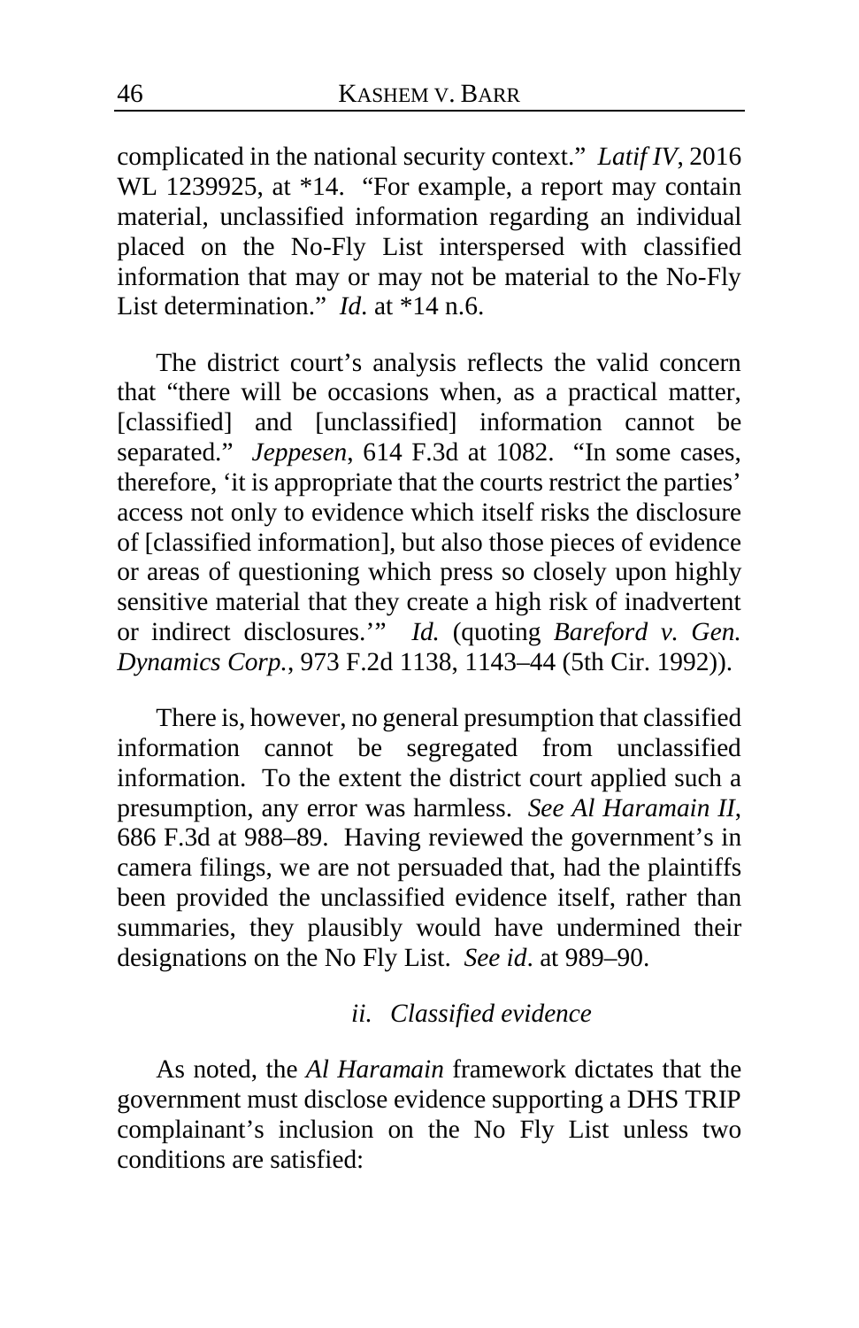complicated in the national security context." *Latif IV*, 2016 WL 1239925, at *14. "For example, a report may contain material, unclassified information regarding an individual placed on the No-Fly List interspersed with classified information that may or may not be material to the No-Fly List determination." *Id.* at *14 n.6.

The district court's analysis reflects the valid concern that "there will be occasions when, as a practical matter, [classified] and [unclassified] information cannot be separated." *Jeppesen*, 614 F.3d at 1082. "In some cases, therefore, 'it is appropriate that the courts restrict the parties' access not only to evidence which itself risks the disclosure of [classified information], but also those pieces of evidence or areas of questioning which press so closely upon highly sensitive material that they create a high risk of inadvertent or indirect disclosures.'" *Id.* (quoting *Bareford v. Gen. Dynamics Corp.*, 973 F.2d 1138, 1143–44 (5th Cir. 1992)).

There is, however, no general presumption that classified information cannot be segregated from unclassified information. To the extent the district court applied such a presumption, any error was harmless. *See Al Haramain II*, 686 F.3d at 988–89. Having reviewed the government's in camera filings, we are not persuaded that, had the plaintiffs been provided the unclassified evidence itself, rather than summaries, they plausibly would have undermined their designations on the No Fly List. *See id*. at 989–90.

### *ii. Classified evidence*

As noted, the *Al Haramain* framework dictates that the government must disclose evidence supporting a DHS TRIP complainant's inclusion on the No Fly List unless two conditions are satisfied: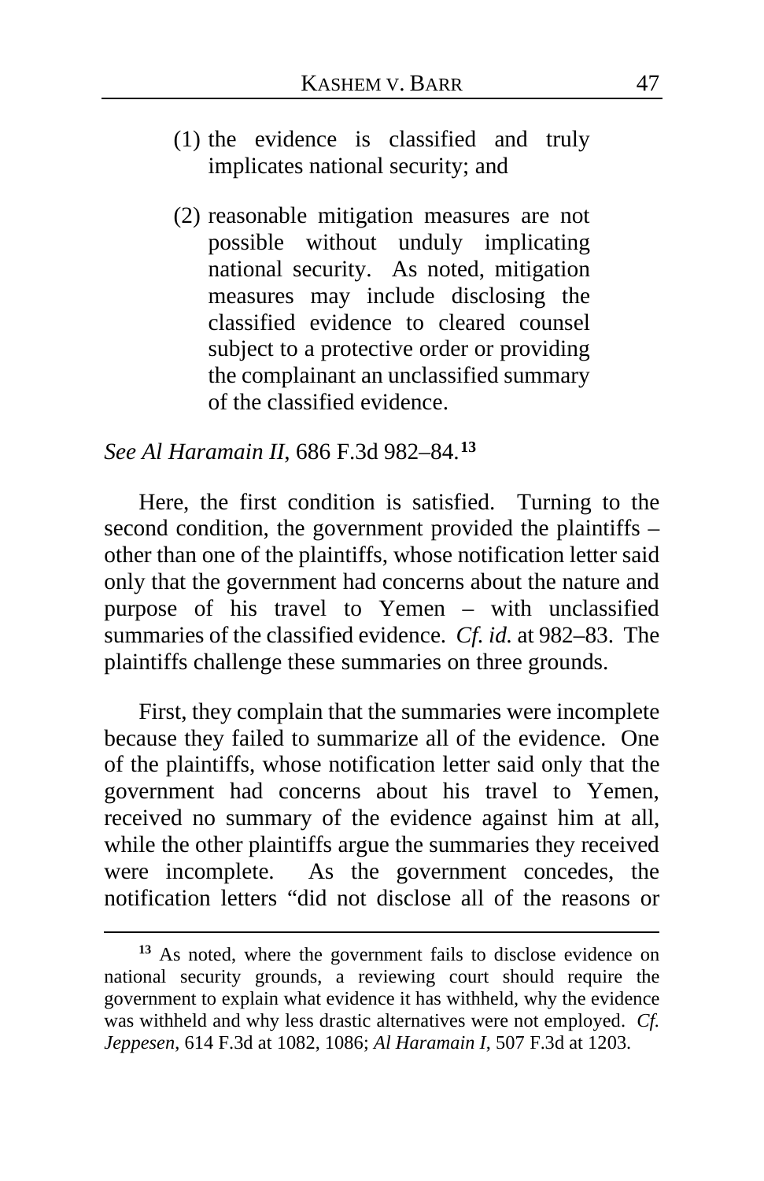(1) the evidence is classified and truly implicates national security; and

(2) reasonable mitigation measures are not possible without unduly implicating national security. As noted, mitigation measures may include disclosing the classified evidence to cleared counsel subject to a protective order or providing the complainant an unclassified summary of the classified evidence.

*See Al Haramain II*, 686 F.3d 982–84.[13]

Here, the first condition is satisfied. Turning to the second condition, the government provided the plaintiffs – other than one of the plaintiffs, whose notification letter said only that the government had concerns about the nature and purpose of his travel to Yemen – with unclassified summaries of the classified evidence. *Cf. id.* at 982–83. The plaintiffs challenge these summaries on three grounds.

First, they complain that the summaries were incomplete because they failed to summarize all of the evidence. One of the plaintiffs, whose notification letter said only that the government had concerns about his travel to Yemen, received no summary of the evidence against him at all, while the other plaintiffs argue the summaries they received were incomplete. As the government concedes, the notification letters "did not disclose all of the reasons or

---

[13] As noted, where the government fails to disclose evidence on national security grounds, a reviewing court should require the government to explain what evidence it has withheld, why the evidence was withheld and why less drastic alternatives were not employed. *Cf. Jeppesen*, 614 F.3d at 1082, 1086; *Al Haramain I*, 507 F.3d at 1203.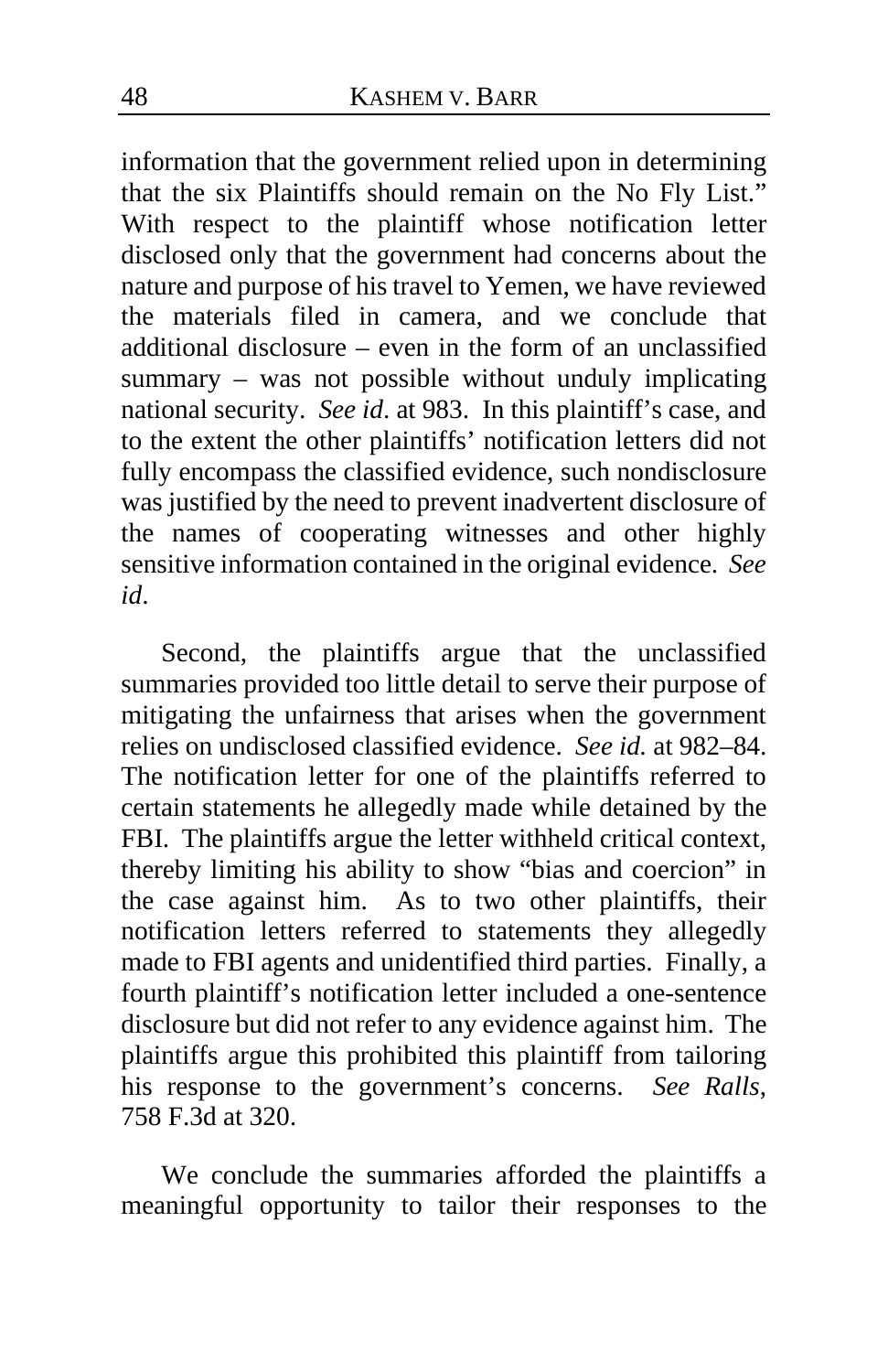information that the government relied upon in determining that the six Plaintiffs should remain on the No Fly List." With respect to the plaintiff whose notification letter disclosed only that the government had concerns about the nature and purpose of his travel to Yemen, we have reviewed the materials filed in camera, and we conclude that additional disclosure – even in the form of an unclassified summary – was not possible without unduly implicating national security. *See id*. at 983. In this plaintiff's case, and to the extent the other plaintiffs' notification letters did not fully encompass the classified evidence, such nondisclosure was justified by the need to prevent inadvertent disclosure of the names of cooperating witnesses and other highly sensitive information contained in the original evidence. *See id*.

Second, the plaintiffs argue that the unclassified summaries provided too little detail to serve their purpose of mitigating the unfairness that arises when the government relies on undisclosed classified evidence. *See id.* at 982–84. The notification letter for one of the plaintiffs referred to certain statements he allegedly made while detained by the FBI. The plaintiffs argue the letter withheld critical context, thereby limiting his ability to show "bias and coercion" in the case against him. As to two other plaintiffs, their notification letters referred to statements they allegedly made to FBI agents and unidentified third parties. Finally, a fourth plaintiff's notification letter included a one-sentence disclosure but did not refer to any evidence against him. The plaintiffs argue this prohibited this plaintiff from tailoring his response to the government's concerns. *See Ralls*, 758 F.3d at 320.

We conclude the summaries afforded the plaintiffs a meaningful opportunity to tailor their responses to the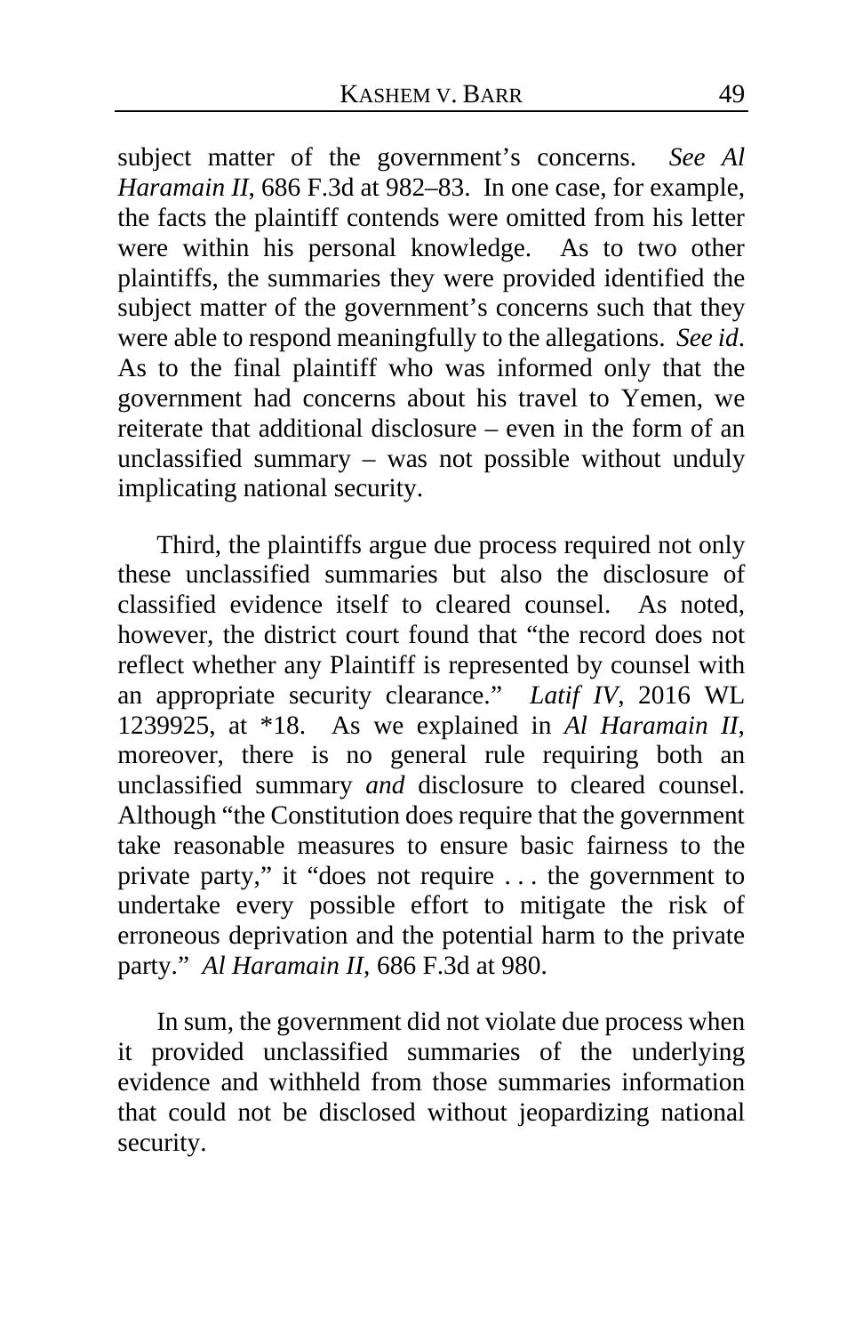subject matter of the government's concerns. *See Al Haramain II*, 686 F.3d at 982–83. In one case, for example, the facts the plaintiff contends were omitted from his letter were within his personal knowledge. As to two other plaintiffs, the summaries they were provided identified the subject matter of the government's concerns such that they were able to respond meaningfully to the allegations. *See id*. As to the final plaintiff who was informed only that the government had concerns about his travel to Yemen, we reiterate that additional disclosure – even in the form of an unclassified summary – was not possible without unduly implicating national security.

Third, the plaintiffs argue due process required not only these unclassified summaries but also the disclosure of classified evidence itself to cleared counsel. As noted, however, the district court found that "the record does not reflect whether any Plaintiff is represented by counsel with an appropriate security clearance." *Latif IV*, 2016 WL 1239925, at *18. As we explained in *Al Haramain II*, moreover, there is no general rule requiring both an unclassified summary *and* disclosure to cleared counsel. Although "the Constitution does require that the government take reasonable measures to ensure basic fairness to the private party," it "does not require . . . the government to undertake every possible effort to mitigate the risk of erroneous deprivation and the potential harm to the private party." *Al Haramain II*, 686 F.3d at 980.

In sum, the government did not violate due process when it provided unclassified summaries of the underlying evidence and withheld from those summaries information that could not be disclosed without jeopardizing national security.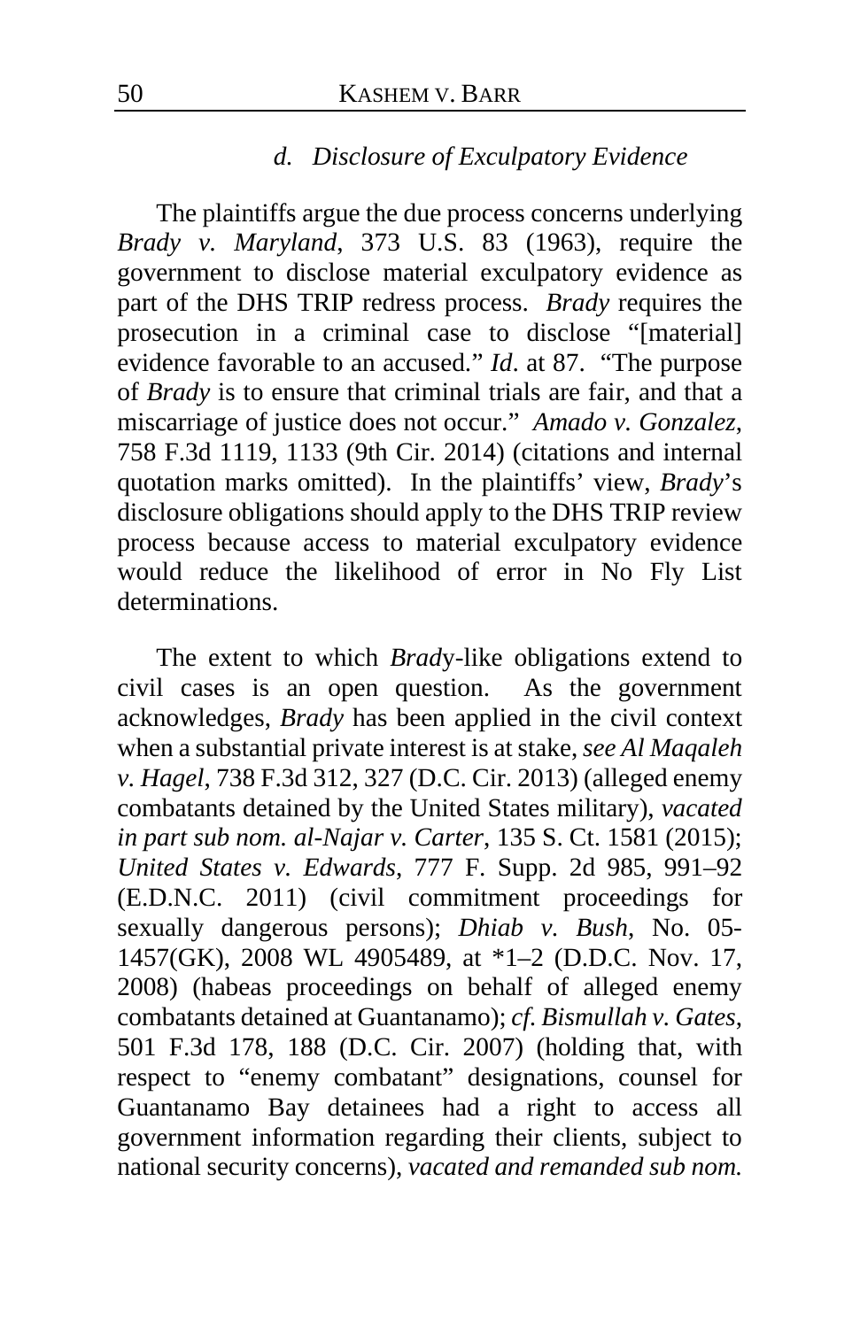#### *d. Disclosure of Exculpatory Evidence*

The plaintiffs argue the due process concerns underlying *Brady v. Maryland*, 373 U.S. 83 (1963), require the government to disclose material exculpatory evidence as part of the DHS TRIP redress process. *Brady* requires the prosecution in a criminal case to disclose "[material] evidence favorable to an accused." *Id*. at 87. "The purpose of *Brady* is to ensure that criminal trials are fair, and that a miscarriage of justice does not occur." *Amado v. Gonzalez*, 758 F.3d 1119, 1133 (9th Cir. 2014) (citations and internal quotation marks omitted). In the plaintiffs' view, *Brady*'s disclosure obligations should apply to the DHS TRIP review process because access to material exculpatory evidence would reduce the likelihood of error in No Fly List determinations.

The extent to which *Brady*-like obligations extend to civil cases is an open question. As the government acknowledges, *Brady* has been applied in the civil context when a substantial private interest is at stake, *see Al Maqaleh v. Hagel*, 738 F.3d 312, 327 (D.C. Cir. 2013) (alleged enemy combatants detained by the United States military), *vacated in part sub nom. al-Najar v. Carter*, 135 S. Ct. 1581 (2015); *United States v. Edwards*, 777 F. Supp. 2d 985, 991–92 (E.D.N.C. 2011) (civil commitment proceedings for sexually dangerous persons); *Dhiab v. Bush*, No. 05-1457(GK), 2008 WL 4905489, at *1–2 (D.D.C. Nov. 17, 2008) (habeas proceedings on behalf of alleged enemy combatants detained at Guantanamo); *cf. Bismullah v. Gates*, 501 F.3d 178, 188 (D.C. Cir. 2007) (holding that, with respect to "enemy combatant" designations, counsel for Guantanamo Bay detainees had a right to access all government information regarding their clients, subject to national security concerns), *vacated and remanded sub nom.*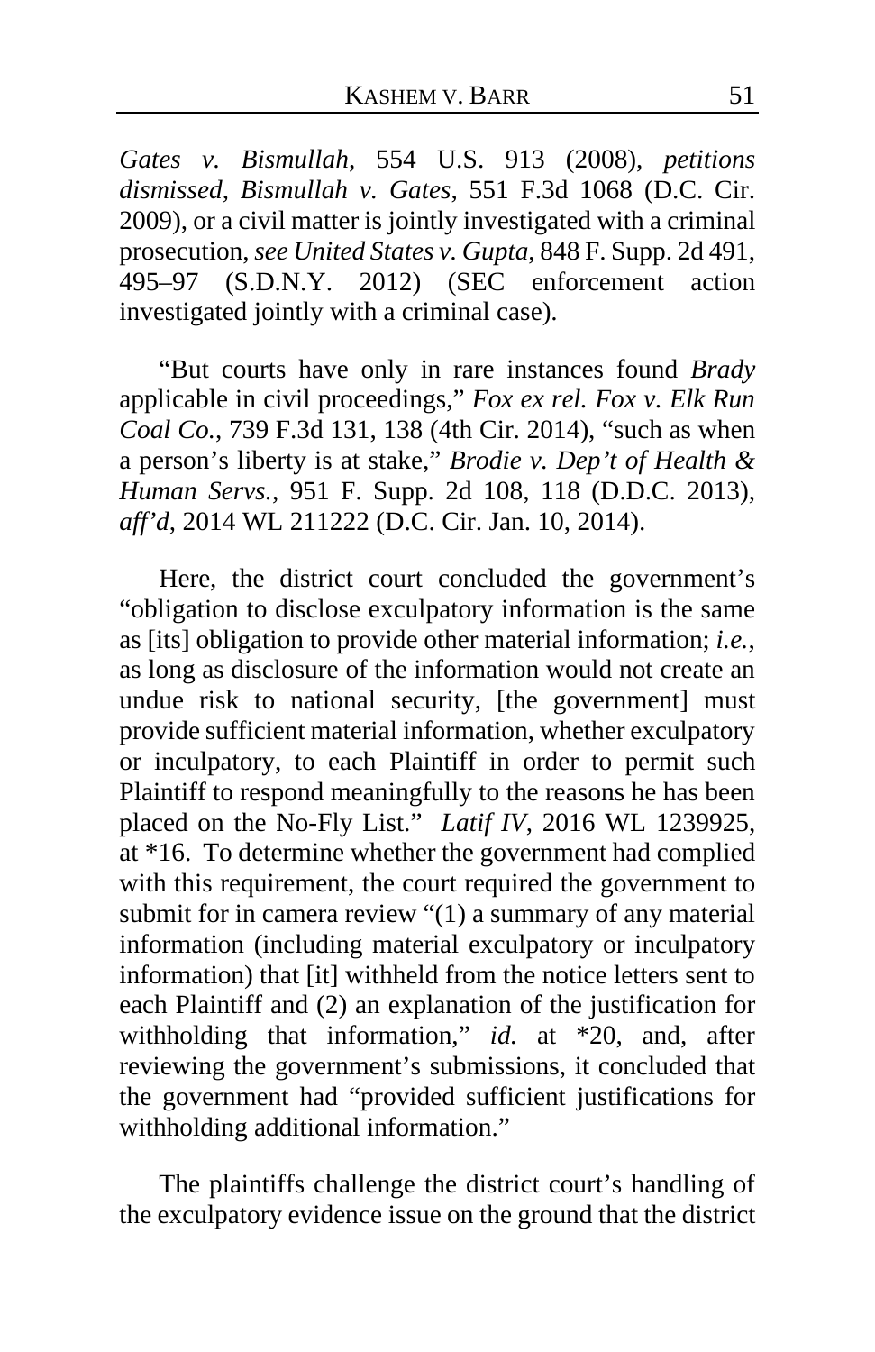*Gates v. Bismullah*, 554 U.S. 913 (2008), *petitions dismissed*, *Bismullah v. Gates*, 551 F.3d 1068 (D.C. Cir. 2009), or a civil matter is jointly investigated with a criminal prosecution, *see United States v. Gupta*, 848 F. Supp. 2d 491, 495–97 (S.D.N.Y. 2012) (SEC enforcement action investigated jointly with a criminal case).

"But courts have only in rare instances found *Brady* applicable in civil proceedings," *Fox ex rel. Fox v. Elk Run Coal Co.*, 739 F.3d 131, 138 (4th Cir. 2014), "such as when a person's liberty is at stake," *Brodie v. Dep't of Health & Human Servs.*, 951 F. Supp. 2d 108, 118 (D.D.C. 2013), *aff'd*, 2014 WL 211222 (D.C. Cir. Jan. 10, 2014).

Here, the district court concluded the government's "obligation to disclose exculpatory information is the same as [its] obligation to provide other material information; *i.e.*, as long as disclosure of the information would not create an undue risk to national security, [the government] must provide sufficient material information, whether exculpatory or inculpatory, to each Plaintiff in order to permit such Plaintiff to respond meaningfully to the reasons he has been placed on the No-Fly List." *Latif IV*, 2016 WL 1239925, at *16. To determine whether the government had complied with this requirement, the court required the government to submit for in camera review "(1) a summary of any material information (including material exculpatory or inculpatory information) that [it] withheld from the notice letters sent to each Plaintiff and (2) an explanation of the justification for withholding that information," *id.* at *20, and, after reviewing the government's submissions, it concluded that the government had "provided sufficient justifications for withholding additional information."

The plaintiffs challenge the district court's handling of the exculpatory evidence issue on the ground that the district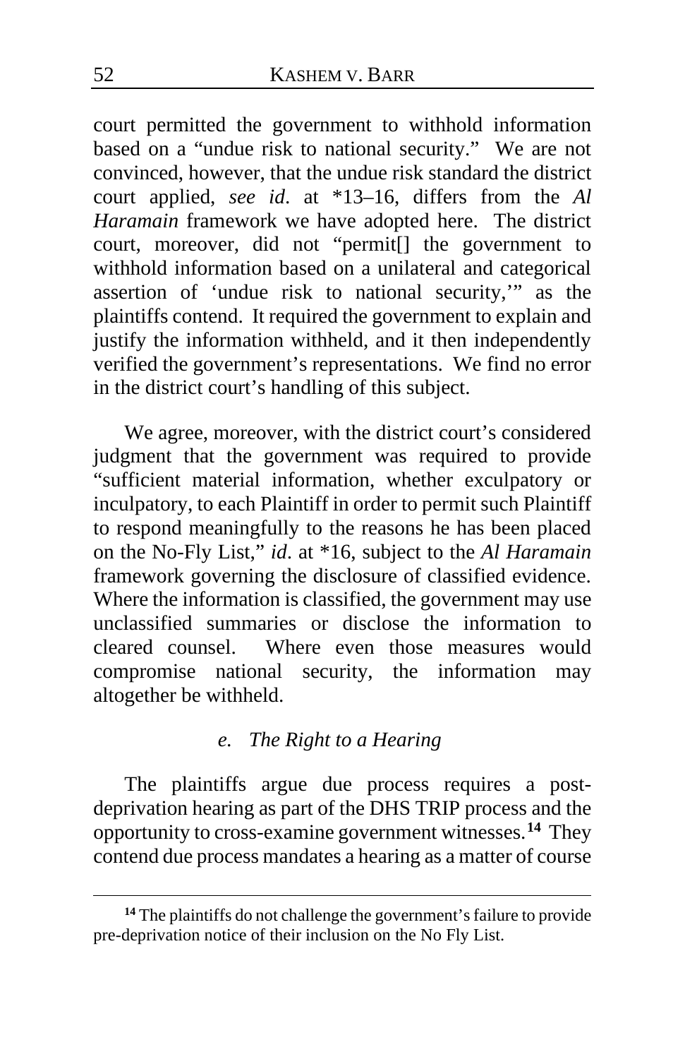court permitted the government to withhold information based on a "undue risk to national security." We are not convinced, however, that the undue risk standard the district court applied, *see id*. at *13–16, differs from the *Al Haramain* framework we have adopted here. The district court, moreover, did not "permit[] the government to withhold information based on a unilateral and categorical assertion of 'undue risk to national security,'" as the plaintiffs contend. It required the government to explain and justify the information withheld, and it then independently verified the government's representations. We find no error in the district court's handling of this subject.

We agree, moreover, with the district court's considered judgment that the government was required to provide "sufficient material information, whether exculpatory or inculpatory, to each Plaintiff in order to permit such Plaintiff to respond meaningfully to the reasons he has been placed on the No-Fly List," *id*. at *16, subject to the *Al Haramain* framework governing the disclosure of classified evidence. Where the information is classified, the government may use unclassified summaries or disclose the information to cleared counsel. Where even those measures would compromise national security, the information may altogether be withheld.

### *e. The Right to a Hearing*

The plaintiffs argue due process requires a post-deprivation hearing as part of the DHS TRIP process and the opportunity to cross-examine government witnesses.[14] They contend due process mandates a hearing as a matter of course

[14] The plaintiffs do not challenge the government's failure to provide pre-deprivation notice of their inclusion on the No Fly List.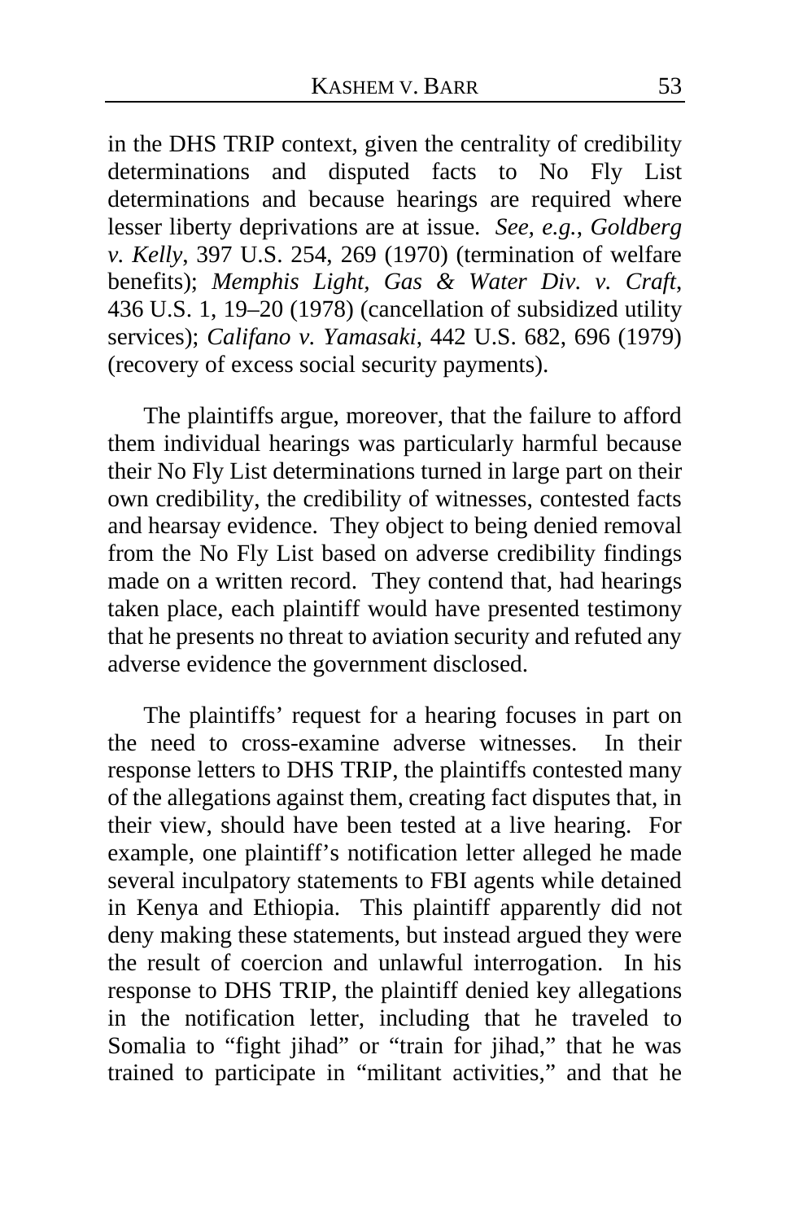in the DHS TRIP context, given the centrality of credibility determinations and disputed facts to No Fly List determinations and because hearings are required where lesser liberty deprivations are at issue. *See, e.g.*, *Goldberg v. Kelly*, 397 U.S. 254, 269 (1970) (termination of welfare benefits); *Memphis Light, Gas & Water Div. v. Craft*, 436 U.S. 1, 19–20 (1978) (cancellation of subsidized utility services); *Califano v. Yamasaki*, 442 U.S. 682, 696 (1979) (recovery of excess social security payments).

The plaintiffs argue, moreover, that the failure to afford them individual hearings was particularly harmful because their No Fly List determinations turned in large part on their own credibility, the credibility of witnesses, contested facts and hearsay evidence. They object to being denied removal from the No Fly List based on adverse credibility findings made on a written record. They contend that, had hearings taken place, each plaintiff would have presented testimony that he presents no threat to aviation security and refuted any adverse evidence the government disclosed.

The plaintiffs' request for a hearing focuses in part on the need to cross-examine adverse witnesses. In their response letters to DHS TRIP, the plaintiffs contested many of the allegations against them, creating fact disputes that, in their view, should have been tested at a live hearing. For example, one plaintiff's notification letter alleged he made several inculpatory statements to FBI agents while detained in Kenya and Ethiopia. This plaintiff apparently did not deny making these statements, but instead argued they were the result of coercion and unlawful interrogation. In his response to DHS TRIP, the plaintiff denied key allegations in the notification letter, including that he traveled to Somalia to "fight jihad" or "train for jihad," that he was trained to participate in "militant activities," and that he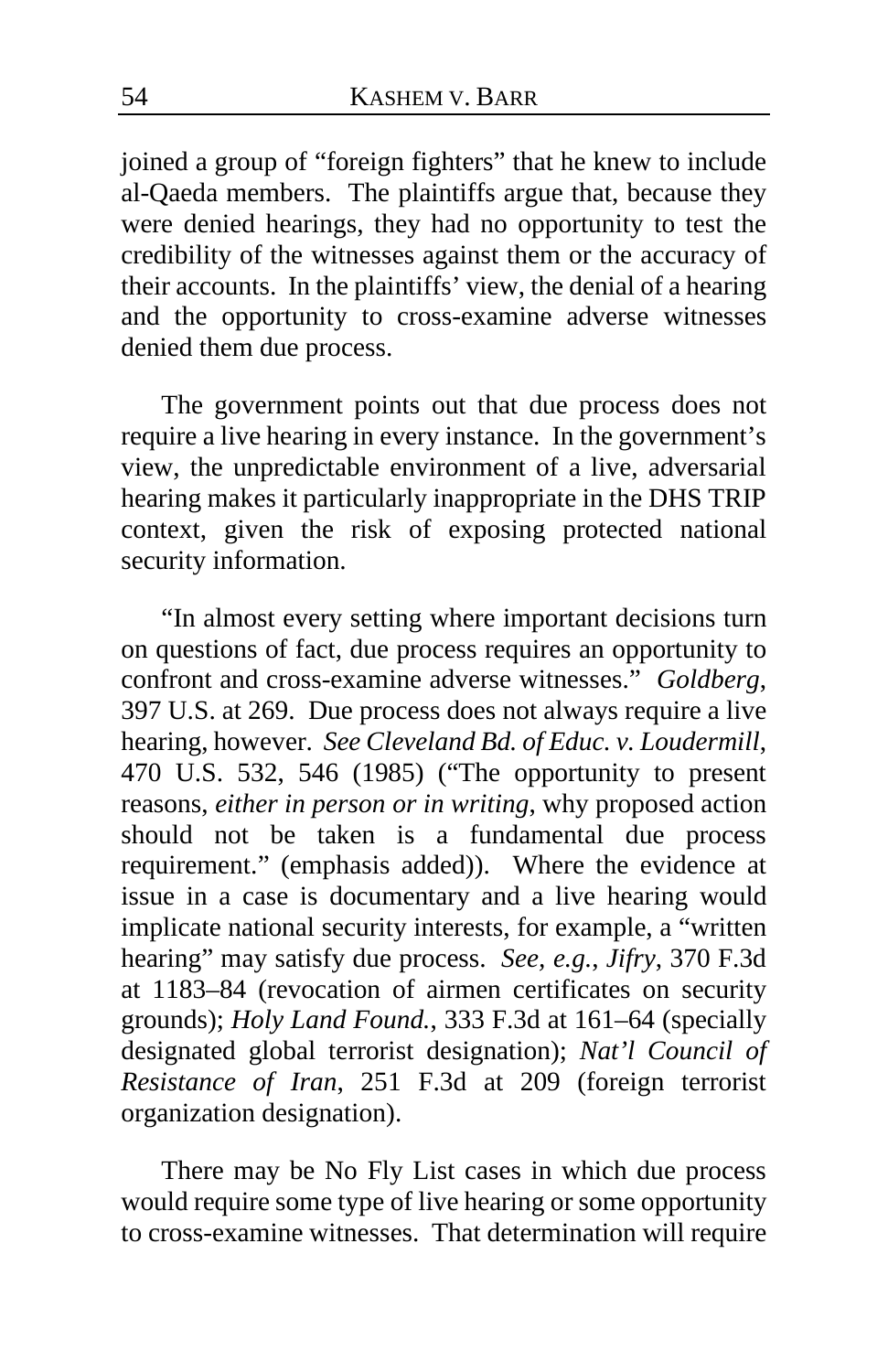joined a group of "foreign fighters" that he knew to include al-Qaeda members. The plaintiffs argue that, because they were denied hearings, they had no opportunity to test the credibility of the witnesses against them or the accuracy of their accounts. In the plaintiffs' view, the denial of a hearing and the opportunity to cross-examine adverse witnesses denied them due process.

The government points out that due process does not require a live hearing in every instance. In the government's view, the unpredictable environment of a live, adversarial hearing makes it particularly inappropriate in the DHS TRIP context, given the risk of exposing protected national security information.

"In almost every setting where important decisions turn on questions of fact, due process requires an opportunity to confront and cross-examine adverse witnesses." *Goldberg*, 397 U.S. at 269. Due process does not always require a live hearing, however. *See Cleveland Bd. of Educ. v. Loudermill*, 470 U.S. 532, 546 (1985) ("The opportunity to present reasons, *either in person or in writing*, why proposed action should not be taken is a fundamental due process requirement." (emphasis added)). Where the evidence at issue in a case is documentary and a live hearing would implicate national security interests, for example, a "written hearing" may satisfy due process. *See, e.g.*, *Jifry*, 370 F.3d at 1183–84 (revocation of airmen certificates on security grounds); *Holy Land Found.*, 333 F.3d at 161–64 (specially designated global terrorist designation); *Nat'l Council of Resistance of Iran*, 251 F.3d at 209 (foreign terrorist organization designation).

There may be No Fly List cases in which due process would require some type of live hearing or some opportunity to cross-examine witnesses. That determination will require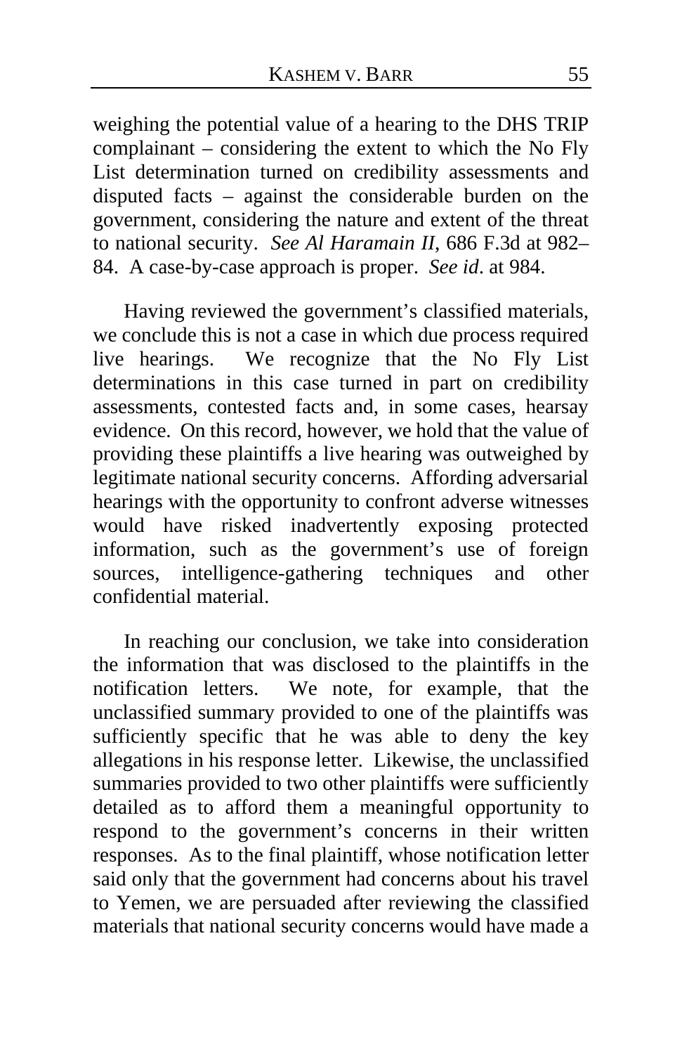weighing the potential value of a hearing to the DHS TRIP complainant – considering the extent to which the No Fly List determination turned on credibility assessments and disputed facts – against the considerable burden on the government, considering the nature and extent of the threat to national security. *See Al Haramain II*, 686 F.3d at 982–84. A case-by-case approach is proper. *See id*. at 984.

Having reviewed the government's classified materials, we conclude this is not a case in which due process required live hearings. We recognize that the No Fly List determinations in this case turned in part on credibility assessments, contested facts and, in some cases, hearsay evidence. On this record, however, we hold that the value of providing these plaintiffs a live hearing was outweighed by legitimate national security concerns. Affording adversarial hearings with the opportunity to confront adverse witnesses would have risked inadvertently exposing protected information, such as the government's use of foreign sources, intelligence-gathering techniques and other confidential material.

In reaching our conclusion, we take into consideration the information that was disclosed to the plaintiffs in the notification letters. We note, for example, that the unclassified summary provided to one of the plaintiffs was sufficiently specific that he was able to deny the key allegations in his response letter. Likewise, the unclassified summaries provided to two other plaintiffs were sufficiently detailed as to afford them a meaningful opportunity to respond to the government's concerns in their written responses. As to the final plaintiff, whose notification letter said only that the government had concerns about his travel to Yemen, we are persuaded after reviewing the classified materials that national security concerns would have made a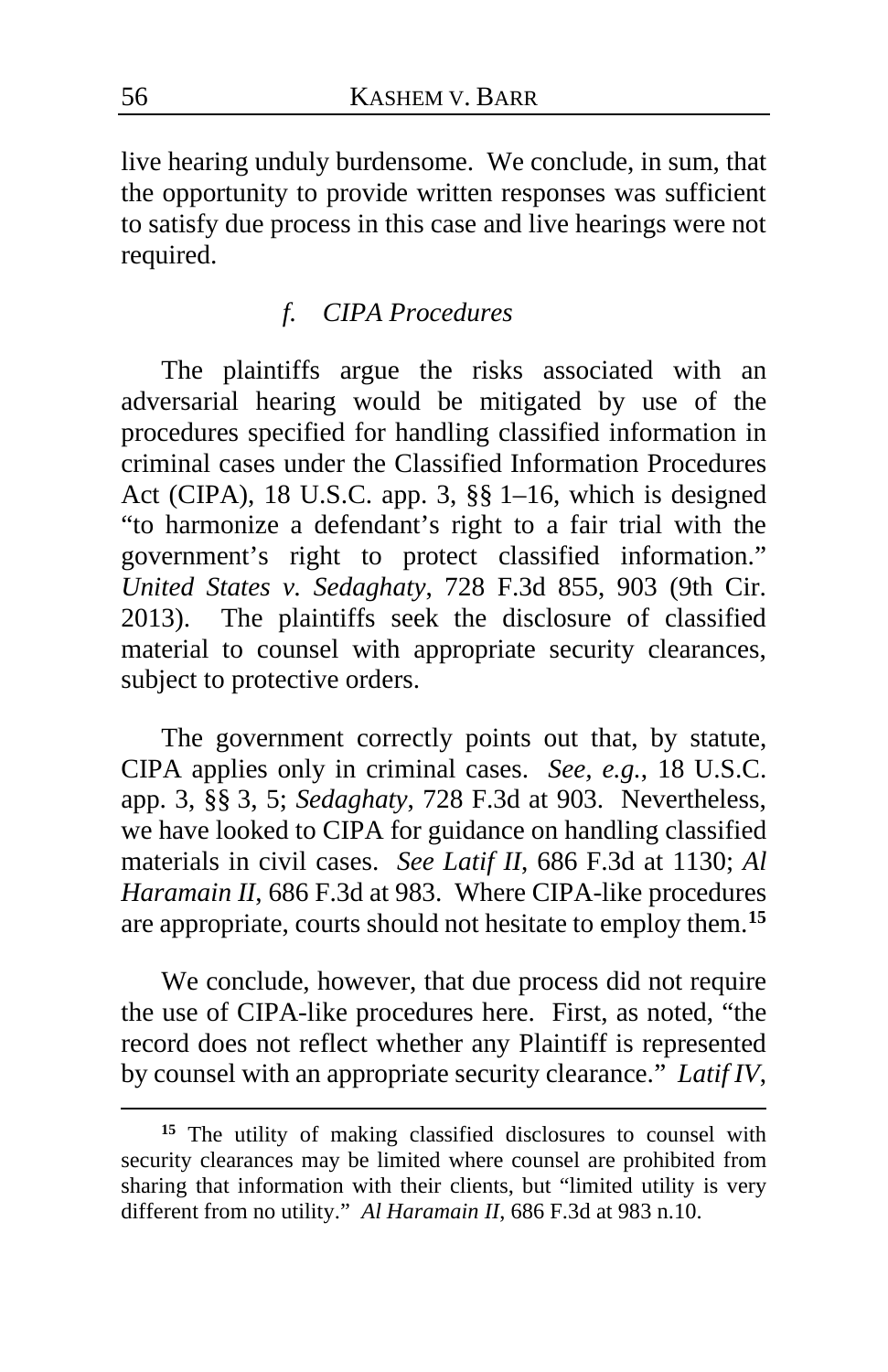live hearing unduly burdensome. We conclude, in sum, that the opportunity to provide written responses was sufficient to satisfy due process in this case and live hearings were not required.

### *f. CIPA Procedures*

The plaintiffs argue the risks associated with an adversarial hearing would be mitigated by use of the procedures specified for handling classified information in criminal cases under the Classified Information Procedures Act (CIPA), 18 U.S.C. app. 3, §§ 1–16, which is designed "to harmonize a defendant's right to a fair trial with the government's right to protect classified information." *United States v. Sedaghaty*, 728 F.3d 855, 903 (9th Cir. 2013). The plaintiffs seek the disclosure of classified material to counsel with appropriate security clearances, subject to protective orders.

The government correctly points out that, by statute, CIPA applies only in criminal cases. *See, e.g.*, 18 U.S.C. app. 3, §§ 3, 5; *Sedaghaty*, 728 F.3d at 903. Nevertheless, we have looked to CIPA for guidance on handling classified materials in civil cases. *See Latif II*, 686 F.3d at 1130; *Al Haramain II*, 686 F.3d at 983. Where CIPA-like procedures are appropriate, courts should not hesitate to employ them.[15]

We conclude, however, that due process did not require the use of CIPA-like procedures here. First, as noted, "the record does not reflect whether any Plaintiff is represented by counsel with an appropriate security clearance." *Latif IV*,

---

[15] The utility of making classified disclosures to counsel with security clearances may be limited where counsel are prohibited from sharing that information with their clients, but "limited utility is very different from no utility." *Al Haramain II*, 686 F.3d at 983 n.10.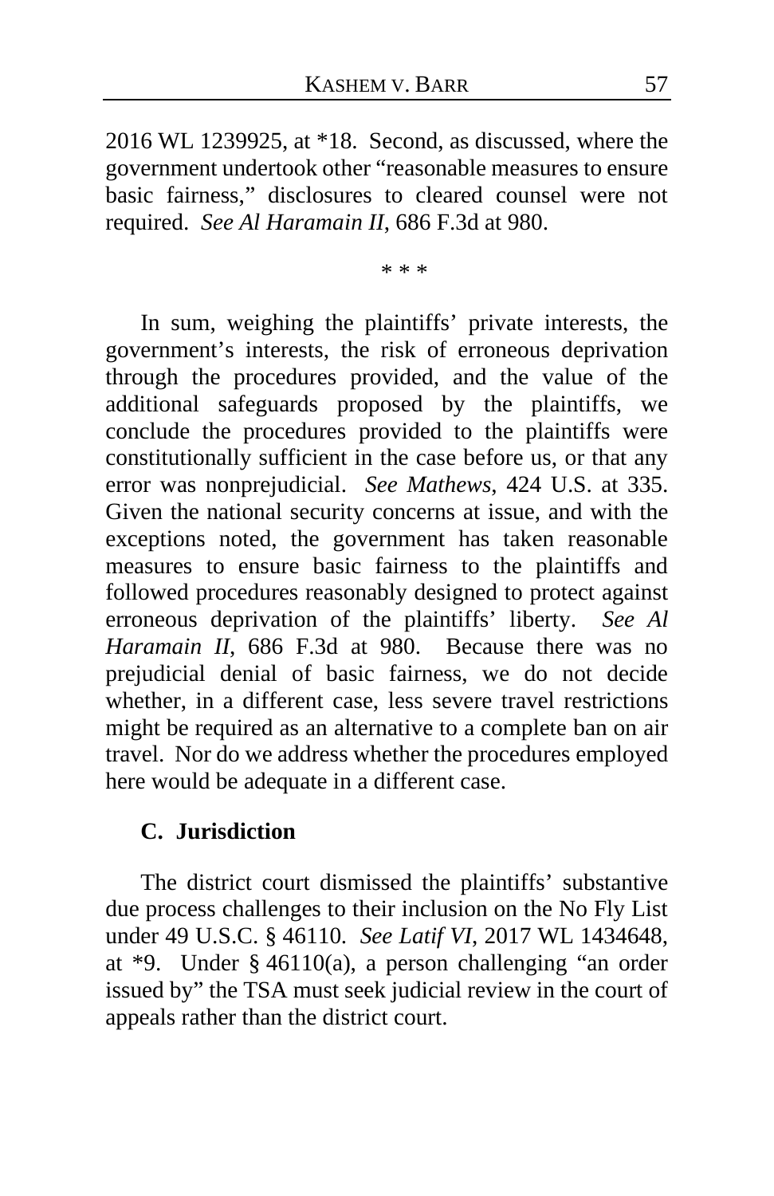2016 WL 1239925, at *18. Second, as discussed, where the government undertook other "reasonable measures to ensure basic fairness," disclosures to cleared counsel were not required. *See Al Haramain II*, 686 F.3d at 980.

\* \* \*

In sum, weighing the plaintiffs' private interests, the government's interests, the risk of erroneous deprivation through the procedures provided, and the value of the additional safeguards proposed by the plaintiffs, we conclude the procedures provided to the plaintiffs were constitutionally sufficient in the case before us, or that any error was nonprejudicial. *See Mathews*, 424 U.S. at 335. Given the national security concerns at issue, and with the exceptions noted, the government has taken reasonable measures to ensure basic fairness to the plaintiffs and followed procedures reasonably designed to protect against erroneous deprivation of the plaintiffs' liberty. *See Al Haramain II*, 686 F.3d at 980. Because there was no prejudicial denial of basic fairness, we do not decide whether, in a different case, less severe travel restrictions might be required as an alternative to a complete ban on air travel. Nor do we address whether the procedures employed here would be adequate in a different case.

### C. Jurisdiction

The district court dismissed the plaintiffs' substantive due process challenges to their inclusion on the No Fly List under 49 U.S.C. § 46110. *See Latif VI*, 2017 WL 1434648, at *9. Under § 46110(a), a person challenging "an order issued by" the TSA must seek judicial review in the court of appeals rather than the district court.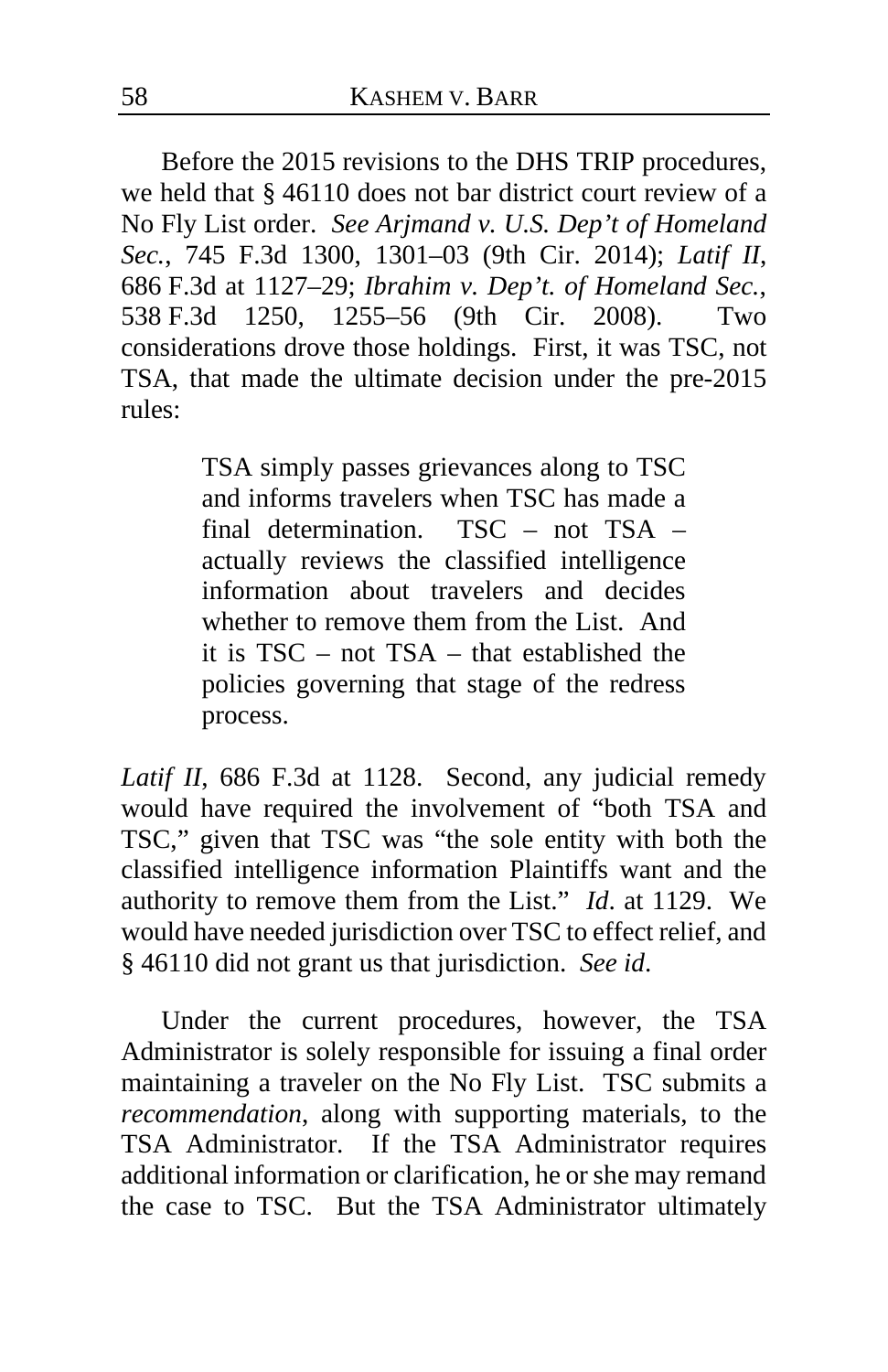Before the 2015 revisions to the DHS TRIP procedures, we held that § 46110 does not bar district court review of a No Fly List order. *See Arjmand v. U.S. Dep't of Homeland Sec.*, 745 F.3d 1300, 1301–03 (9th Cir. 2014); *Latif II*, 686 F.3d at 1127–29; *Ibrahim v. Dep't. of Homeland Sec.*, 538 F.3d 1250, 1255–56 (9th Cir. 2008). Two considerations drove those holdings. First, it was TSC, not TSA, that made the ultimate decision under the pre-2015 rules:

> TSA simply passes grievances along to TSC and informs travelers when TSC has made a final determination. TSC – not TSA – actually reviews the classified intelligence information about travelers and decides whether to remove them from the List. And it is TSC – not TSA – that established the policies governing that stage of the redress process.

*Latif II*, 686 F.3d at 1128. Second, any judicial remedy would have required the involvement of "both TSA and TSC," given that TSC was "the sole entity with both the classified intelligence information Plaintiffs want and the authority to remove them from the List." *Id*. at 1129. We would have needed jurisdiction over TSC to effect relief, and § 46110 did not grant us that jurisdiction. *See id*.

Under the current procedures, however, the TSA Administrator is solely responsible for issuing a final order maintaining a traveler on the No Fly List. TSC submits a *recommendation*, along with supporting materials, to the TSA Administrator. If the TSA Administrator requires additional information or clarification, he or she may remand the case to TSC. But the TSA Administrator ultimately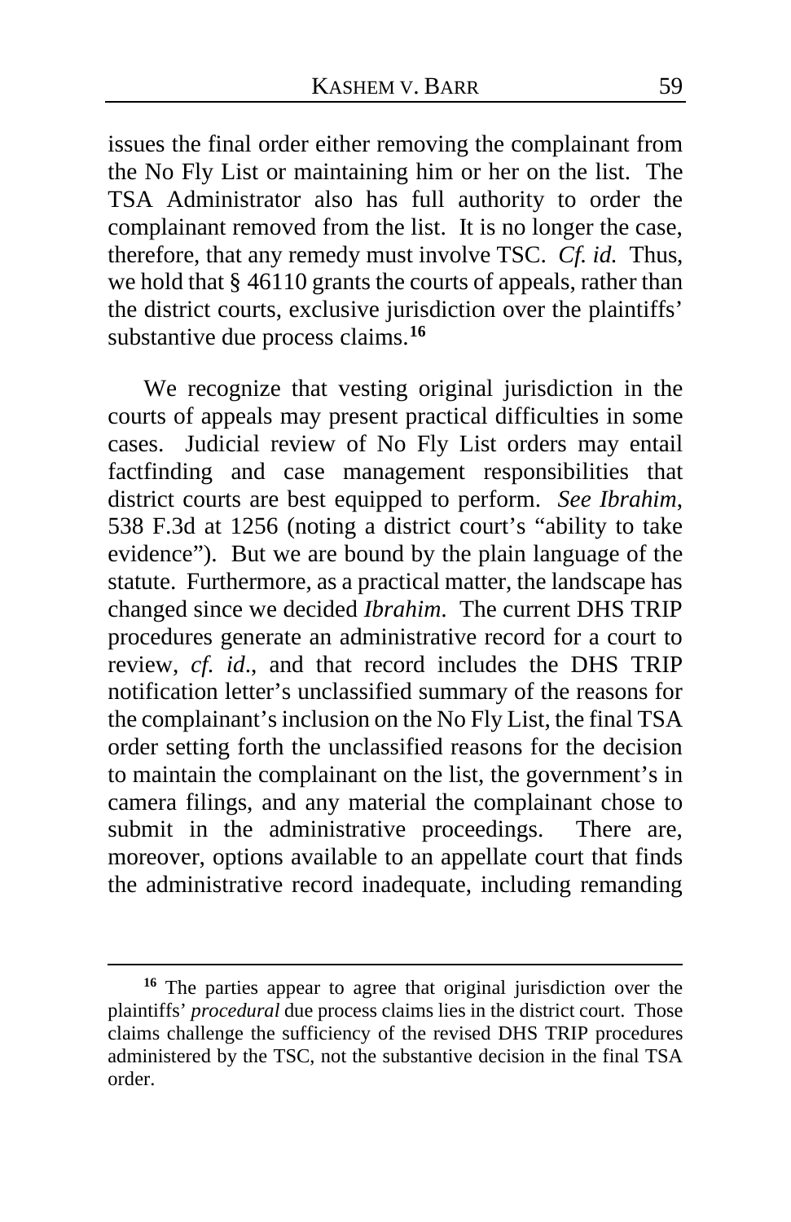issues the final order either removing the complainant from the No Fly List or maintaining him or her on the list. The TSA Administrator also has full authority to order the complainant removed from the list. It is no longer the case, therefore, that any remedy must involve TSC. *Cf. id.* Thus, we hold that § 46110 grants the courts of appeals, rather than the district courts, exclusive jurisdiction over the plaintiffs' substantive due process claims.[16]

We recognize that vesting original jurisdiction in the courts of appeals may present practical difficulties in some cases. Judicial review of No Fly List orders may entail factfinding and case management responsibilities that district courts are best equipped to perform. *See Ibrahim*, 538 F.3d at 1256 (noting a district court's "ability to take evidence"). But we are bound by the plain language of the statute. Furthermore, as a practical matter, the landscape has changed since we decided *Ibrahim*. The current DHS TRIP procedures generate an administrative record for a court to review, *cf. id*., and that record includes the DHS TRIP notification letter's unclassified summary of the reasons for the complainant's inclusion on the No Fly List, the final TSA order setting forth the unclassified reasons for the decision to maintain the complainant on the list, the government's in camera filings, and any material the complainant chose to submit in the administrative proceedings. There are, moreover, options available to an appellate court that finds the administrative record inadequate, including remanding

[16] The parties appear to agree that original jurisdiction over the plaintiffs' *procedural* due process claims lies in the district court. Those claims challenge the sufficiency of the revised DHS TRIP procedures administered by the TSC, not the substantive decision in the final TSA order.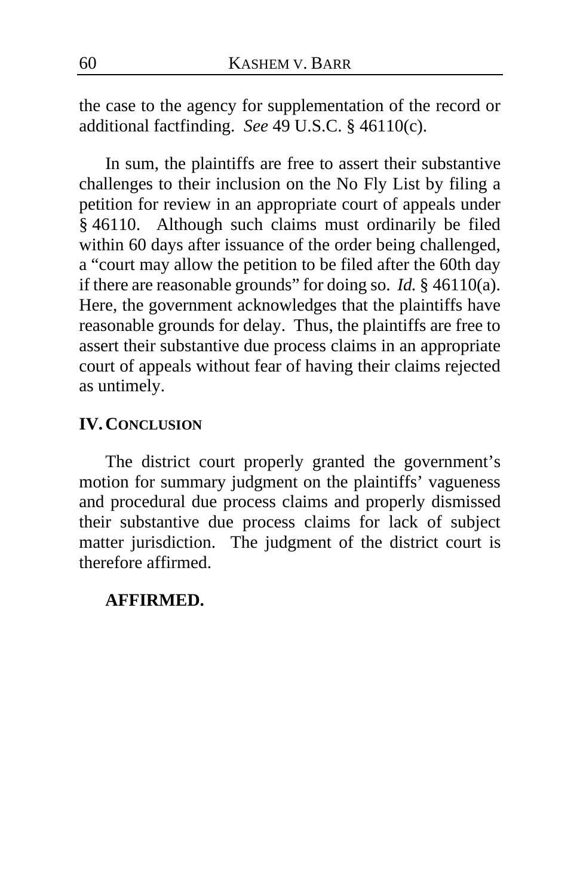the case to the agency for supplementation of the record or additional factfinding. *See* 49 U.S.C. § 46110(c).

In sum, the plaintiffs are free to assert their substantive challenges to their inclusion on the No Fly List by filing a petition for review in an appropriate court of appeals under § 46110. Although such claims must ordinarily be filed within 60 days after issuance of the order being challenged, a "court may allow the petition to be filed after the 60th day if there are reasonable grounds" for doing so. *Id.* § 46110(a). Here, the government acknowledges that the plaintiffs have reasonable grounds for delay. Thus, the plaintiffs are free to assert their substantive due process claims in an appropriate court of appeals without fear of having their claims rejected as untimely.

## IV. CONCLUSION

The district court properly granted the government's motion for summary judgment on the plaintiffs' vagueness and procedural due process claims and properly dismissed their substantive due process claims for lack of subject matter jurisdiction. The judgment of the district court is therefore affirmed.

**AFFIRMED.**